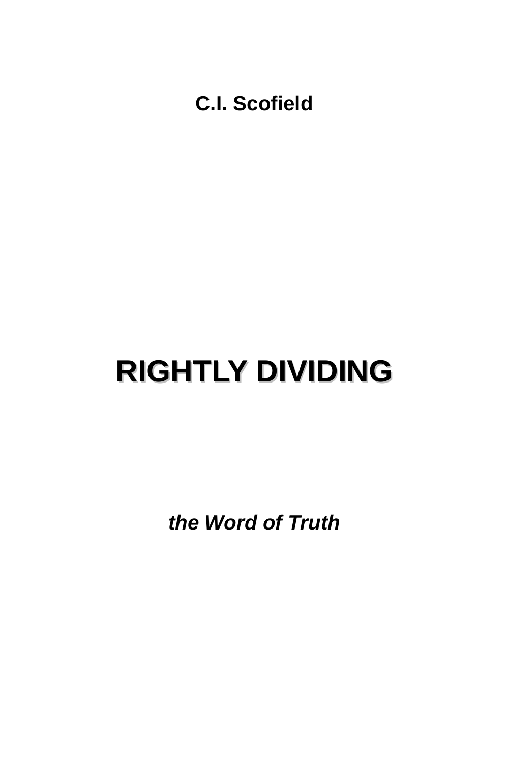**C.I. Scofield**

# RIGHTLY DIVIDING

***the Word of Truth***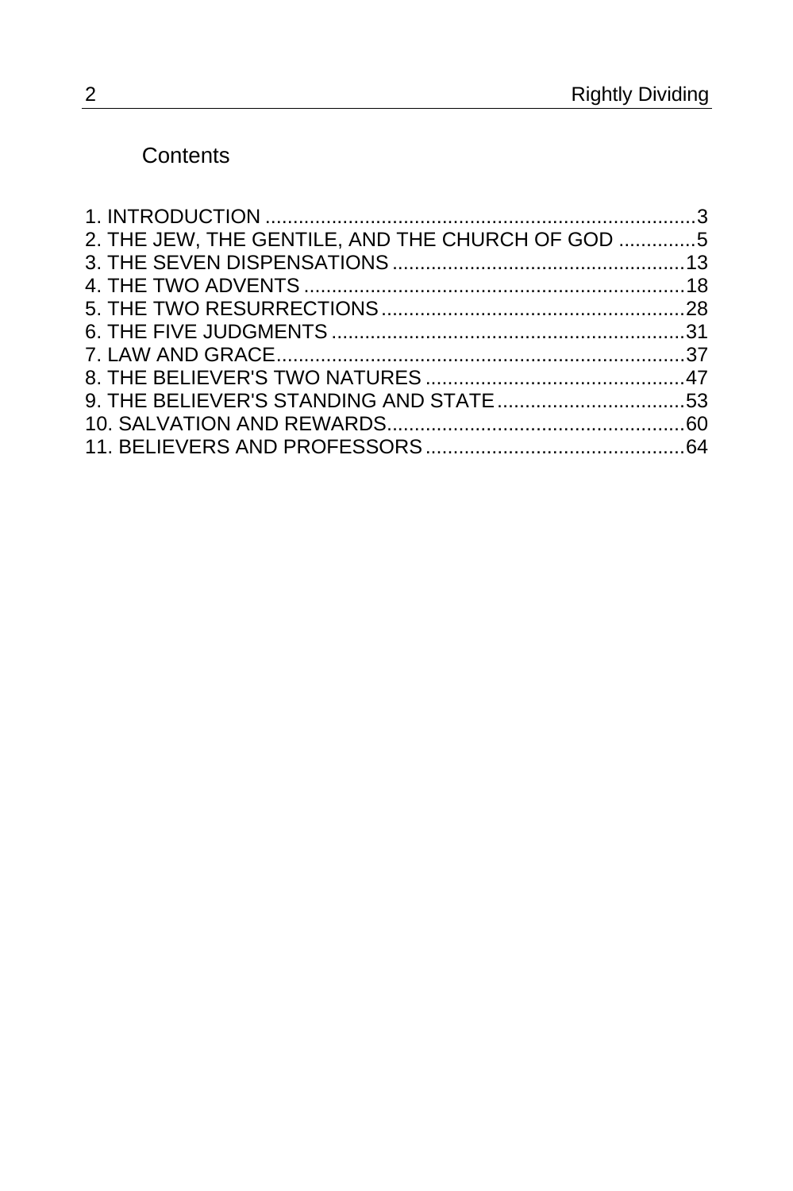# Contents

1. INTRODUCTION ............................................................................3
2. THE JEW, THE GENTILE, AND THE CHURCH OF GOD .............5
3. THE SEVEN DISPENSATIONS ....................................................13
4. THE TWO ADVENTS ....................................................................18
5. THE TWO RESURRECTIONS .......................................................28
6. THE FIVE JUDGMENTS ................................................................31
7. LAW AND GRACE..........................................................................37
8. THE BELIEVER'S TWO NATURES ...............................................47
9. THE BELIEVER'S STANDING AND STATE ..................................53
10. SALVATION AND REWARDS......................................................60
11. BELIEVERS AND PROFESSORS ...............................................64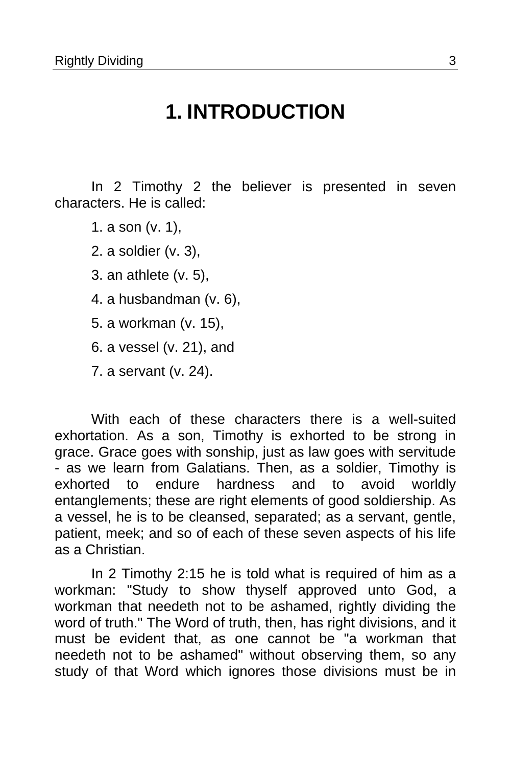# 1. INTRODUCTION

In 2 Timothy 2 the believer is presented in seven characters. He is called:

1. a son (v. 1),
2. a soldier (v. 3),
3. an athlete (v. 5),
4. a husbandman (v. 6),
5. a workman (v. 15),
6. a vessel (v. 21), and
7. a servant (v. 24).

With each of these characters there is a well-suited exhortation. As a son, Timothy is exhorted to be strong in grace. Grace goes with sonship, just as law goes with servitude - as we learn from Galatians. Then, as a soldier, Timothy is exhorted to endure hardness and to avoid worldly entanglements; these are right elements of good soldiership. As a vessel, he is to be cleansed, separated; as a servant, gentle, patient, meek; and so of each of these seven aspects of his life as a Christian.

In 2 Timothy 2:15 he is told what is required of him as a workman: "Study to show thyself approved unto God, a workman that needeth not to be ashamed, rightly dividing the word of truth." The Word of truth, then, has right divisions, and it must be evident that, as one cannot be "a workman that needeth not to be ashamed" without observing them, so any study of that Word which ignores those divisions must be in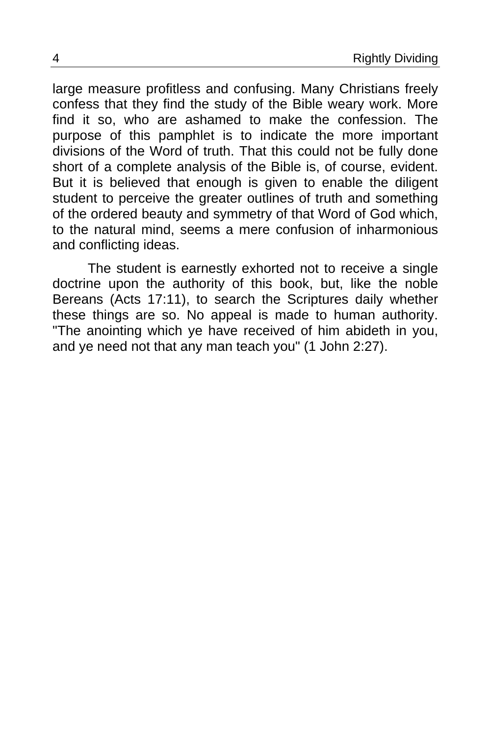large measure profitless and confusing. Many Christians freely confess that they find the study of the Bible weary work. More find it so, who are ashamed to make the confession. The purpose of this pamphlet is to indicate the more important divisions of the Word of truth. That this could not be fully done short of a complete analysis of the Bible is, of course, evident. But it is believed that enough is given to enable the diligent student to perceive the greater outlines of truth and something of the ordered beauty and symmetry of that Word of God which, to the natural mind, seems a mere confusion of inharmonious and conflicting ideas.

The student is earnestly exhorted not to receive a single doctrine upon the authority of this book, but, like the noble Bereans (Acts 17:11), to search the Scriptures daily whether these things are so. No appeal is made to human authority. "The anointing which ye have received of him abideth in you, and ye need not that any man teach you" (1 John 2:27).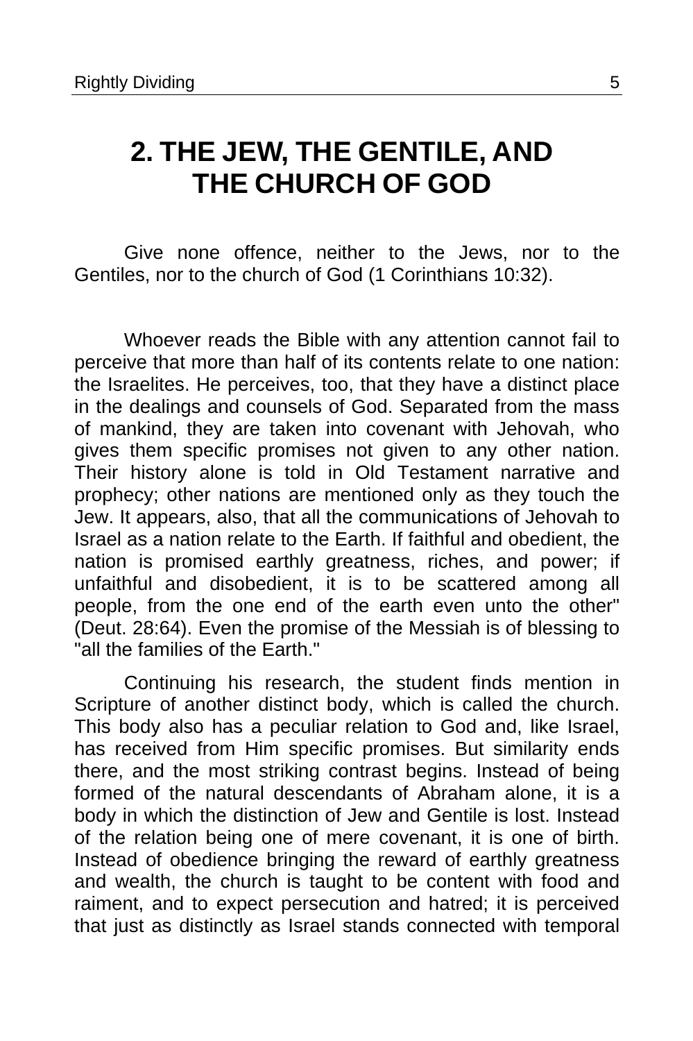# 2. THE JEW, THE GENTILE, AND THE CHURCH OF GOD

Give none offence, neither to the Jews, nor to the Gentiles, nor to the church of God (1 Corinthians 10:32).

Whoever reads the Bible with any attention cannot fail to perceive that more than half of its contents relate to one nation: the Israelites. He perceives, too, that they have a distinct place in the dealings and counsels of God. Separated from the mass of mankind, they are taken into covenant with Jehovah, who gives them specific promises not given to any other nation. Their history alone is told in Old Testament narrative and prophecy; other nations are mentioned only as they touch the Jew. It appears, also, that all the communications of Jehovah to Israel as a nation relate to the Earth. If faithful and obedient, the nation is promised earthly greatness, riches, and power; if unfaithful and disobedient, it is to be scattered among all people, from the one end of the earth even unto the other" (Deut. 28:64). Even the promise of the Messiah is of blessing to "all the families of the Earth."

Continuing his research, the student finds mention in Scripture of another distinct body, which is called the church. This body also has a peculiar relation to God and, like Israel, has received from Him specific promises. But similarity ends there, and the most striking contrast begins. Instead of being formed of the natural descendants of Abraham alone, it is a body in which the distinction of Jew and Gentile is lost. Instead of the relation being one of mere covenant, it is one of birth. Instead of obedience bringing the reward of earthly greatness and wealth, the church is taught to be content with food and raiment, and to expect persecution and hatred; it is perceived that just as distinctly as Israel stands connected with temporal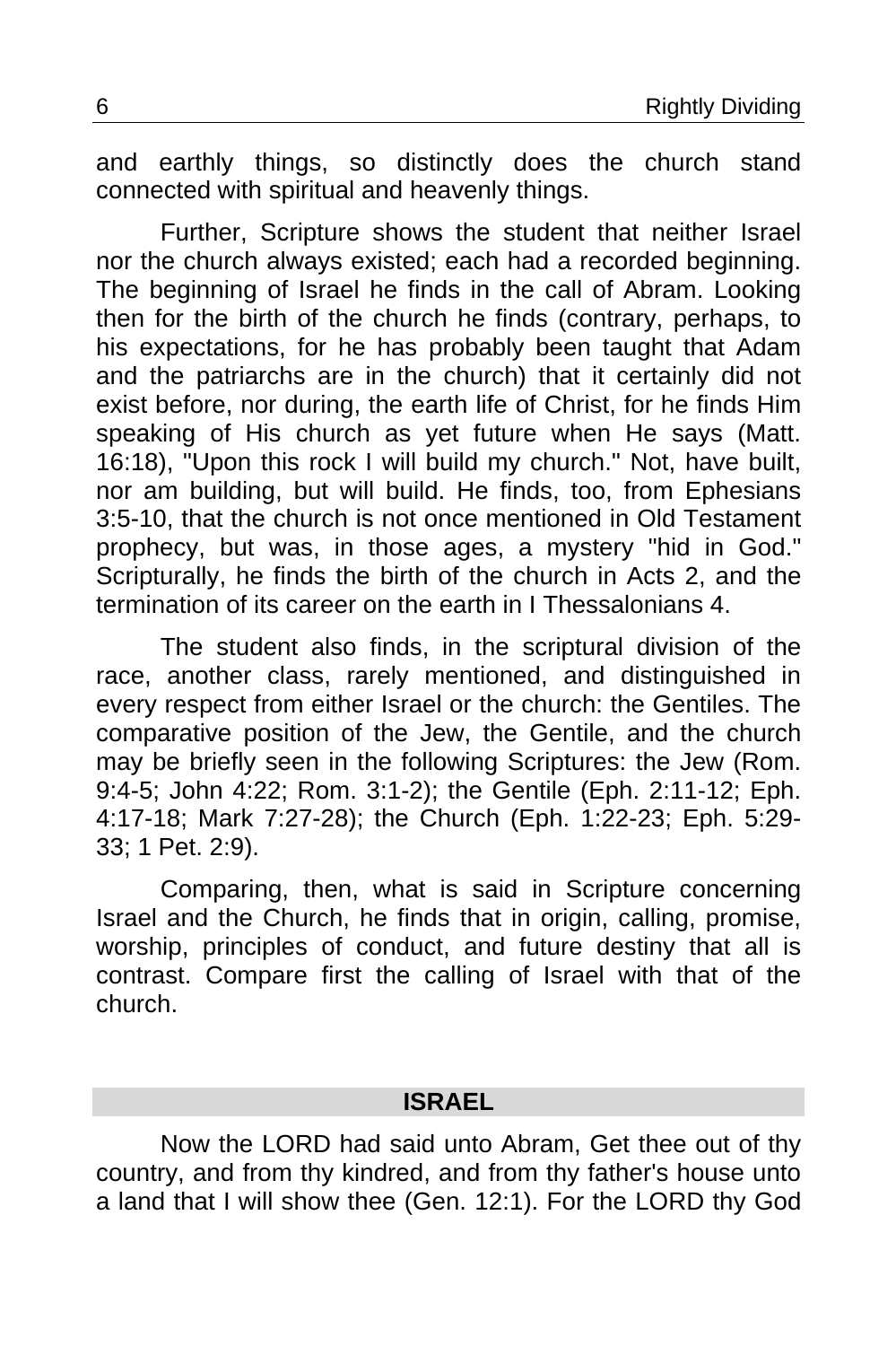and earthly things, so distinctly does the church stand connected with spiritual and heavenly things.

Further, Scripture shows the student that neither Israel nor the church always existed; each had a recorded beginning. The beginning of Israel he finds in the call of Abram. Looking then for the birth of the church he finds (contrary, perhaps, to his expectations, for he has probably been taught that Adam and the patriarchs are in the church) that it certainly did not exist before, nor during, the earth life of Christ, for he finds Him speaking of His church as yet future when He says (Matt. 16:18), "Upon this rock I will build my church." Not, have built, nor am building, but will build. He finds, too, from Ephesians 3:5-10, that the church is not once mentioned in Old Testament prophecy, but was, in those ages, a mystery "hid in God." Scripturally, he finds the birth of the church in Acts 2, and the termination of its career on the earth in I Thessalonians 4.

The student also finds, in the scriptural division of the race, another class, rarely mentioned, and distinguished in every respect from either Israel or the church: the Gentiles. The comparative position of the Jew, the Gentile, and the church may be briefly seen in the following Scriptures: the Jew (Rom. 9:4-5; John 4:22; Rom. 3:1-2); the Gentile (Eph. 2:11-12; Eph. 4:17-18; Mark 7:27-28); the Church (Eph. 1:22-23; Eph. 5:29-33; 1 Pet. 2:9).

Comparing, then, what is said in Scripture concerning Israel and the Church, he finds that in origin, calling, promise, worship, principles of conduct, and future destiny that all is contrast. Compare first the calling of Israel with that of the church.

**ISRAEL**

Now the LORD had said unto Abram, Get thee out of thy country, and from thy kindred, and from thy father's house unto a land that I will show thee (Gen. 12:1). For the LORD thy God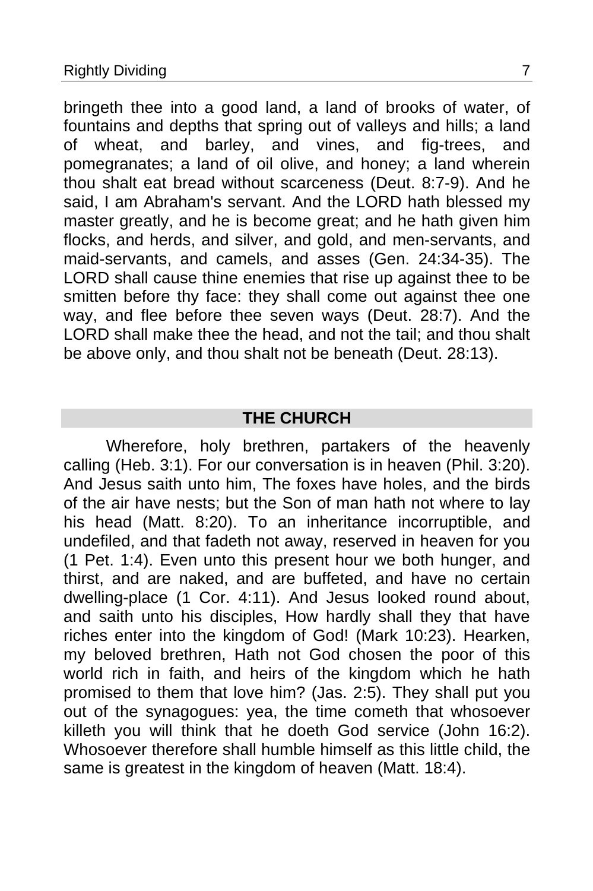bringeth thee into a good land, a land of brooks of water, of fountains and depths that spring out of valleys and hills; a land of wheat, and barley, and vines, and fig-trees, and pomegranates; a land of oil olive, and honey; a land wherein thou shalt eat bread without scarceness (Deut. 8:7-9). And he said, I am Abraham's servant. And the LORD hath blessed my master greatly, and he is become great; and he hath given him flocks, and herds, and silver, and gold, and men-servants, and maid-servants, and camels, and asses (Gen. 24:34-35). The LORD shall cause thine enemies that rise up against thee to be smitten before thy face: they shall come out against thee one way, and flee before thee seven ways (Deut. 28:7). And the LORD shall make thee the head, and not the tail; and thou shalt be above only, and thou shalt not be beneath (Deut. 28:13).

## THE CHURCH

Wherefore, holy brethren, partakers of the heavenly calling (Heb. 3:1). For our conversation is in heaven (Phil. 3:20). And Jesus saith unto him, The foxes have holes, and the birds of the air have nests; but the Son of man hath not where to lay his head (Matt. 8:20). To an inheritance incorruptible, and undefiled, and that fadeth not away, reserved in heaven for you (1 Pet. 1:4). Even unto this present hour we both hunger, and thirst, and are naked, and are buffeted, and have no certain dwelling-place (1 Cor. 4:11). And Jesus looked round about, and saith unto his disciples, How hardly shall they that have riches enter into the kingdom of God! (Mark 10:23). Hearken, my beloved brethren, Hath not God chosen the poor of this world rich in faith, and heirs of the kingdom which he hath promised to them that love him? (Jas. 2:5). They shall put you out of the synagogues: yea, the time cometh that whosoever killeth you will think that he doeth God service (John 16:2). Whosoever therefore shall humble himself as this little child, the same is greatest in the kingdom of heaven (Matt. 18:4).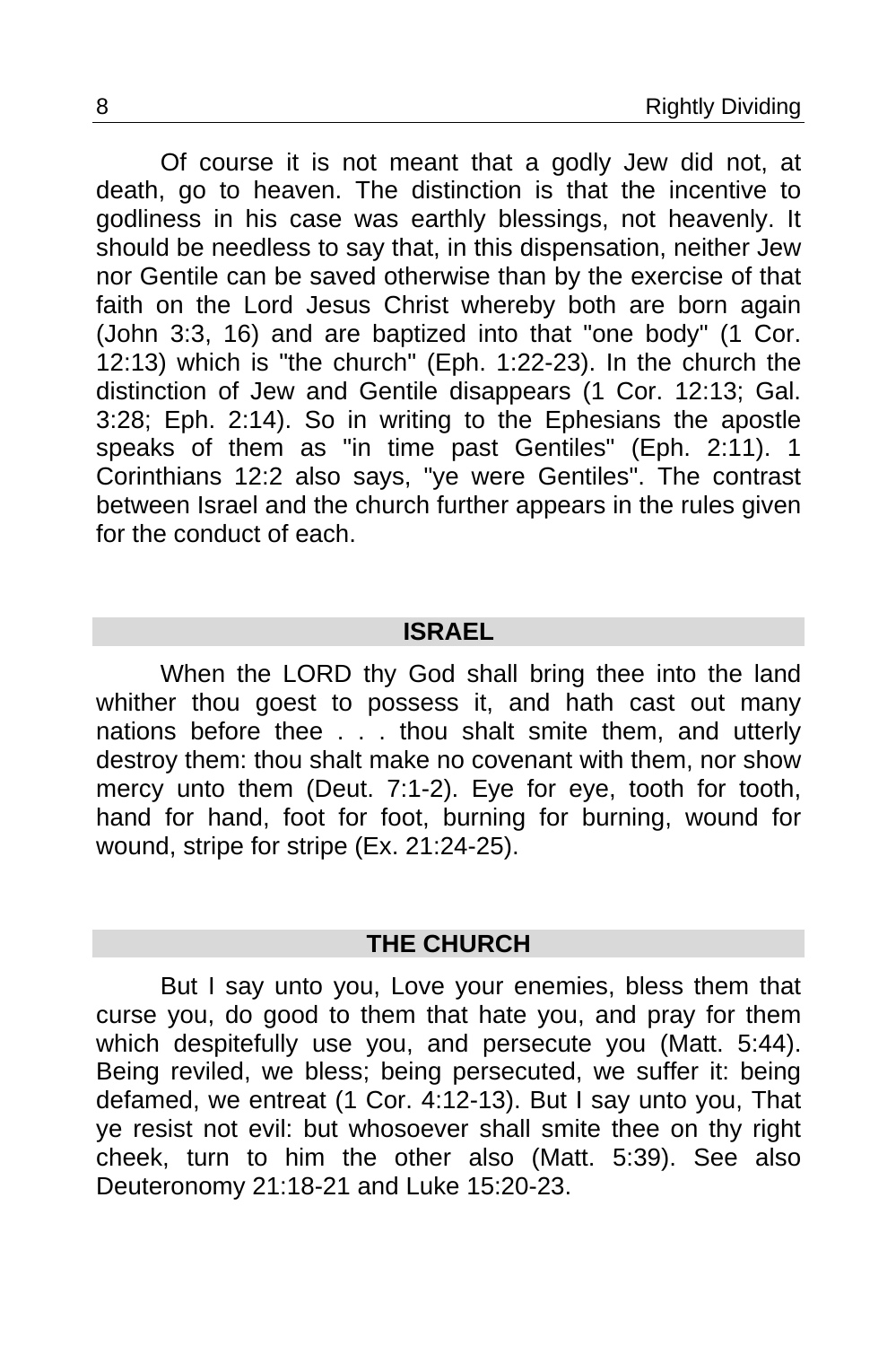Of course it is not meant that a godly Jew did not, at death, go to heaven. The distinction is that the incentive to godliness in his case was earthly blessings, not heavenly. It should be needless to say that, in this dispensation, neither Jew nor Gentile can be saved otherwise than by the exercise of that faith on the Lord Jesus Christ whereby both are born again (John 3:3, 16) and are baptized into that "one body" (1 Cor. 12:13) which is "the church" (Eph. 1:22-23). In the church the distinction of Jew and Gentile disappears (1 Cor. 12:13; Gal. 3:28; Eph. 2:14). So in writing to the Ephesians the apostle speaks of them as "in time past Gentiles" (Eph. 2:11). 1 Corinthians 12:2 also says, "ye were Gentiles". The contrast between Israel and the church further appears in the rules given for the conduct of each.

## ISRAEL

When the LORD thy God shall bring thee into the land whither thou goest to possess it, and hath cast out many nations before thee . . . thou shalt smite them, and utterly destroy them: thou shalt make no covenant with them, nor show mercy unto them (Deut. 7:1-2). Eye for eye, tooth for tooth, hand for hand, foot for foot, burning for burning, wound for wound, stripe for stripe (Ex. 21:24-25).

## THE CHURCH

But I say unto you, Love your enemies, bless them that curse you, do good to them that hate you, and pray for them which despitefully use you, and persecute you (Matt. 5:44). Being reviled, we bless; being persecuted, we suffer it: being defamed, we entreat (1 Cor. 4:12-13). But I say unto you, That ye resist not evil: but whosoever shall smite thee on thy right cheek, turn to him the other also (Matt. 5:39). See also Deuteronomy 21:18-21 and Luke 15:20-23.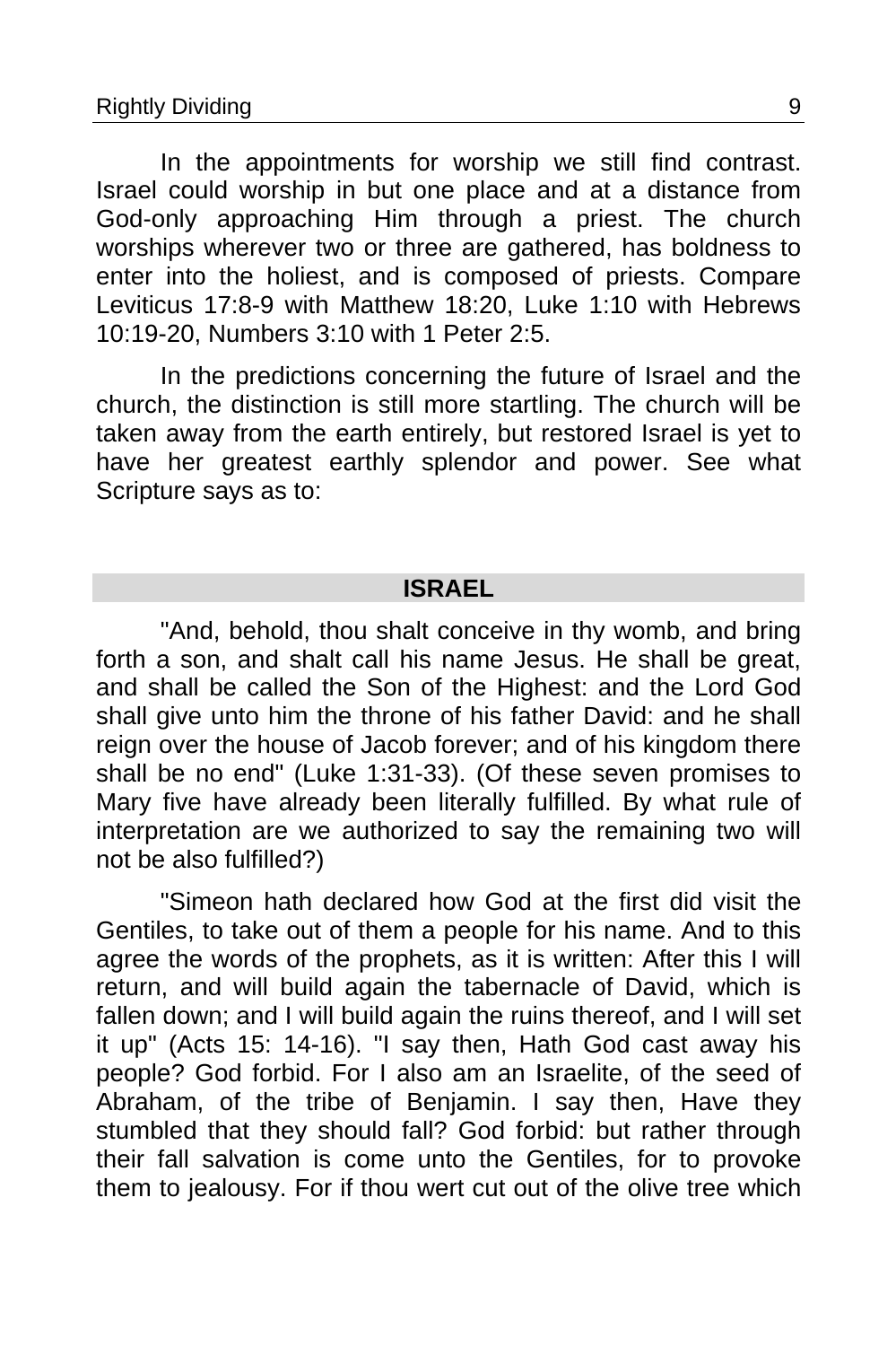In the appointments for worship we still find contrast. Israel could worship in but one place and at a distance from God-only approaching Him through a priest. The church worships wherever two or three are gathered, has boldness to enter into the holiest, and is composed of priests. Compare Leviticus 17:8-9 with Matthew 18:20, Luke 1:10 with Hebrews 10:19-20, Numbers 3:10 with 1 Peter 2:5.

In the predictions concerning the future of Israel and the church, the distinction is still more startling. The church will be taken away from the earth entirely, but restored Israel is yet to have her greatest earthly splendor and power. See what Scripture says as to:

## ISRAEL

"And, behold, thou shalt conceive in thy womb, and bring forth a son, and shalt call his name Jesus. He shall be great, and shall be called the Son of the Highest: and the Lord God shall give unto him the throne of his father David: and he shall reign over the house of Jacob forever; and of his kingdom there shall be no end" (Luke 1:31-33). (Of these seven promises to Mary five have already been literally fulfilled. By what rule of interpretation are we authorized to say the remaining two will not be also fulfilled?)

"Simeon hath declared how God at the first did visit the Gentiles, to take out of them a people for his name. And to this agree the words of the prophets, as it is written: After this I will return, and will build again the tabernacle of David, which is fallen down; and I will build again the ruins thereof, and I will set it up" (Acts 15: 14-16). "I say then, Hath God cast away his people? God forbid. For I also am an Israelite, of the seed of Abraham, of the tribe of Benjamin. I say then, Have they stumbled that they should fall? God forbid: but rather through their fall salvation is come unto the Gentiles, for to provoke them to jealousy. For if thou wert cut out of the olive tree which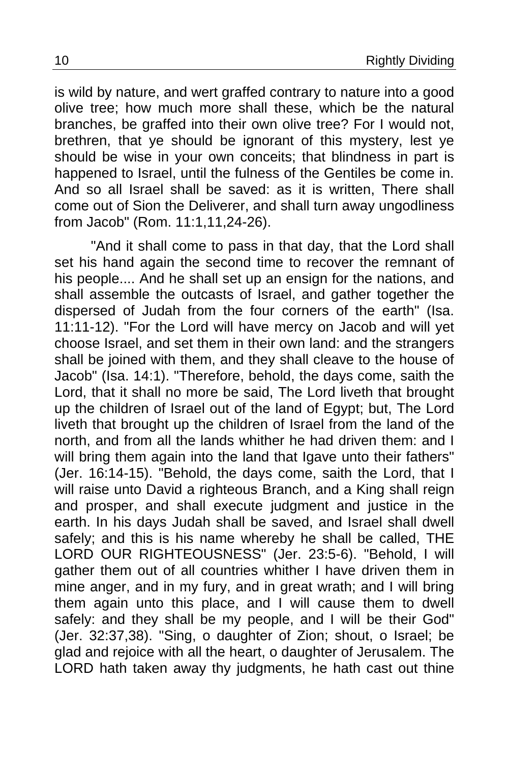is wild by nature, and wert graffed contrary to nature into a good olive tree; how much more shall these, which be the natural branches, be graffed into their own olive tree? For I would not, brethren, that ye should be ignorant of this mystery, lest ye should be wise in your own conceits; that blindness in part is happened to Israel, until the fulness of the Gentiles be come in. And so all Israel shall be saved: as it is written, There shall come out of Sion the Deliverer, and shall turn away ungodliness from Jacob" (Rom. 11:1,11,24-26).

"And it shall come to pass in that day, that the Lord shall set his hand again the second time to recover the remnant of his people.... And he shall set up an ensign for the nations, and shall assemble the outcasts of Israel, and gather together the dispersed of Judah from the four corners of the earth" (Isa. 11:11-12). "For the Lord will have mercy on Jacob and will yet choose Israel, and set them in their own land: and the strangers shall be joined with them, and they shall cleave to the house of Jacob" (Isa. 14:1). "Therefore, behold, the days come, saith the Lord, that it shall no more be said, The Lord liveth that brought up the children of Israel out of the land of Egypt; but, The Lord liveth that brought up the children of Israel from the land of the north, and from all the lands whither he had driven them: and I will bring them again into the land that Igave unto their fathers" (Jer. 16:14-15). "Behold, the days come, saith the Lord, that I will raise unto David a righteous Branch, and a King shall reign and prosper, and shall execute judgment and justice in the earth. In his days Judah shall be saved, and Israel shall dwell safely; and this is his name whereby he shall be called, THE LORD OUR RIGHTEOUSNESS" (Jer. 23:5-6). "Behold, I will gather them out of all countries whither I have driven them in mine anger, and in my fury, and in great wrath; and I will bring them again unto this place, and I will cause them to dwell safely: and they shall be my people, and I will be their God" (Jer. 32:37,38). "Sing, o daughter of Zion; shout, o Israel; be glad and rejoice with all the heart, o daughter of Jerusalem. The LORD hath taken away thy judgments, he hath cast out thine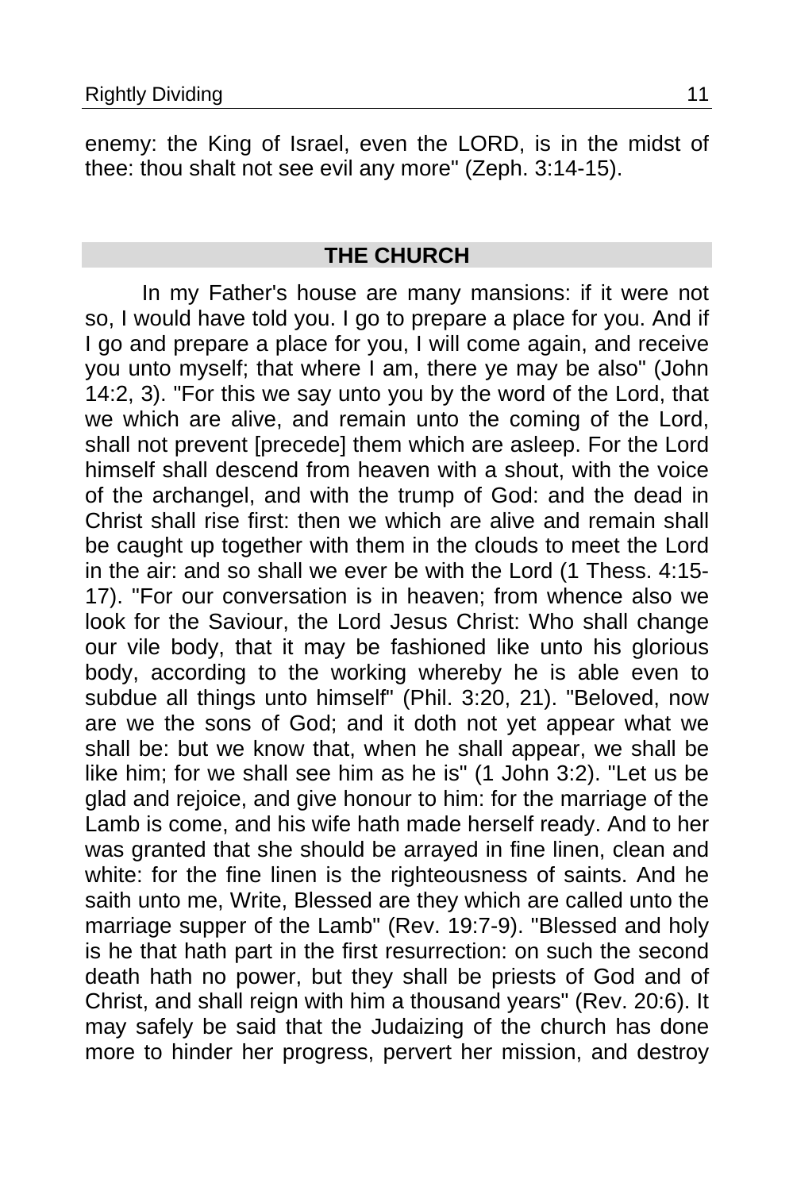enemy: the King of Israel, even the LORD, is in the midst of thee: thou shalt not see evil any more" (Zeph. 3:14-15).

## THE CHURCH

In my Father's house are many mansions: if it were not so, I would have told you. I go to prepare a place for you. And if I go and prepare a place for you, I will come again, and receive you unto myself; that where I am, there ye may be also" (John 14:2, 3). "For this we say unto you by the word of the Lord, that we which are alive, and remain unto the coming of the Lord, shall not prevent [precede] them which are asleep. For the Lord himself shall descend from heaven with a shout, with the voice of the archangel, and with the trump of God: and the dead in Christ shall rise first: then we which are alive and remain shall be caught up together with them in the clouds to meet the Lord in the air: and so shall we ever be with the Lord (1 Thess. 4:15-17). "For our conversation is in heaven; from whence also we look for the Saviour, the Lord Jesus Christ: Who shall change our vile body, that it may be fashioned like unto his glorious body, according to the working whereby he is able even to subdue all things unto himself" (Phil. 3:20, 21). "Beloved, now are we the sons of God; and it doth not yet appear what we shall be: but we know that, when he shall appear, we shall be like him; for we shall see him as he is" (1 John 3:2). "Let us be glad and rejoice, and give honour to him: for the marriage of the Lamb is come, and his wife hath made herself ready. And to her was granted that she should be arrayed in fine linen, clean and white: for the fine linen is the righteousness of saints. And he saith unto me, Write, Blessed are they which are called unto the marriage supper of the Lamb" (Rev. 19:7-9). "Blessed and holy is he that hath part in the first resurrection: on such the second death hath no power, but they shall be priests of God and of Christ, and shall reign with him a thousand years" (Rev. 20:6). It may safely be said that the Judaizing of the church has done more to hinder her progress, pervert her mission, and destroy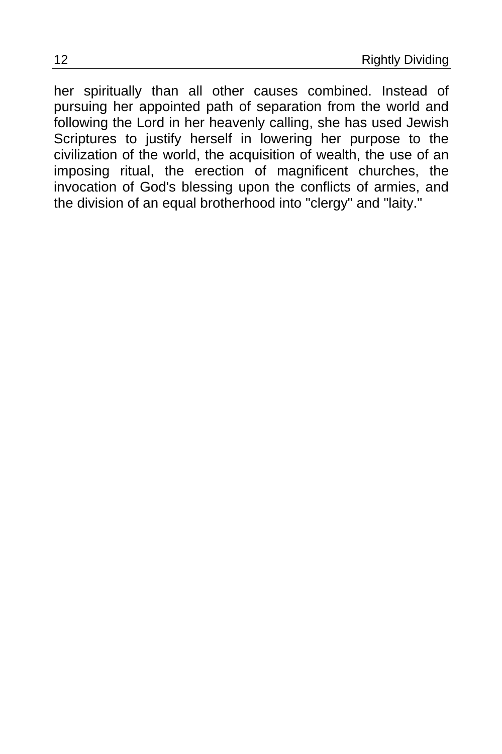her spiritually than all other causes combined. Instead of pursuing her appointed path of separation from the world and following the Lord in her heavenly calling, she has used Jewish Scriptures to justify herself in lowering her purpose to the civilization of the world, the acquisition of wealth, the use of an imposing ritual, the erection of magnificent churches, the invocation of God's blessing upon the conflicts of armies, and the division of an equal brotherhood into "clergy" and "laity."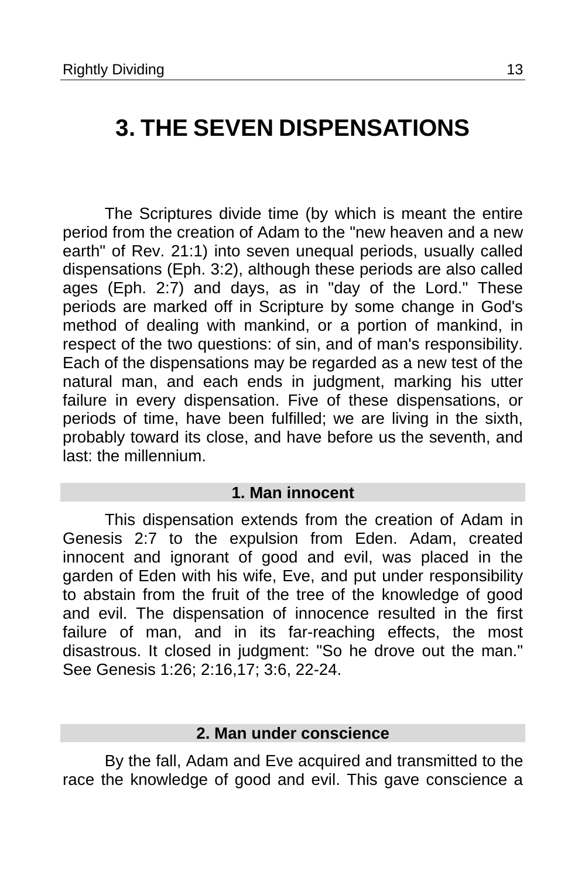# 3. THE SEVEN DISPENSATIONS

The Scriptures divide time (by which is meant the entire period from the creation of Adam to the "new heaven and a new earth" of Rev. 21:1) into seven unequal periods, usually called dispensations (Eph. 3:2), although these periods are also called ages (Eph. 2:7) and days, as in "day of the Lord." These periods are marked off in Scripture by some change in God's method of dealing with mankind, or a portion of mankind, in respect of the two questions: of sin, and of man's responsibility. Each of the dispensations may be regarded as a new test of the natural man, and each ends in judgment, marking his utter failure in every dispensation. Five of these dispensations, or periods of time, have been fulfilled; we are living in the sixth, probably toward its close, and have before us the seventh, and last: the millennium.

### 1. Man innocent

This dispensation extends from the creation of Adam in Genesis 2:7 to the expulsion from Eden. Adam, created innocent and ignorant of good and evil, was placed in the garden of Eden with his wife, Eve, and put under responsibility to abstain from the fruit of the tree of the knowledge of good and evil. The dispensation of innocence resulted in the first failure of man, and in its far-reaching effects, the most disastrous. It closed in judgment: "So he drove out the man." See Genesis 1:26; 2:16,17; 3:6, 22-24.

### 2. Man under conscience

By the fall, Adam and Eve acquired and transmitted to the race the knowledge of good and evil. This gave conscience a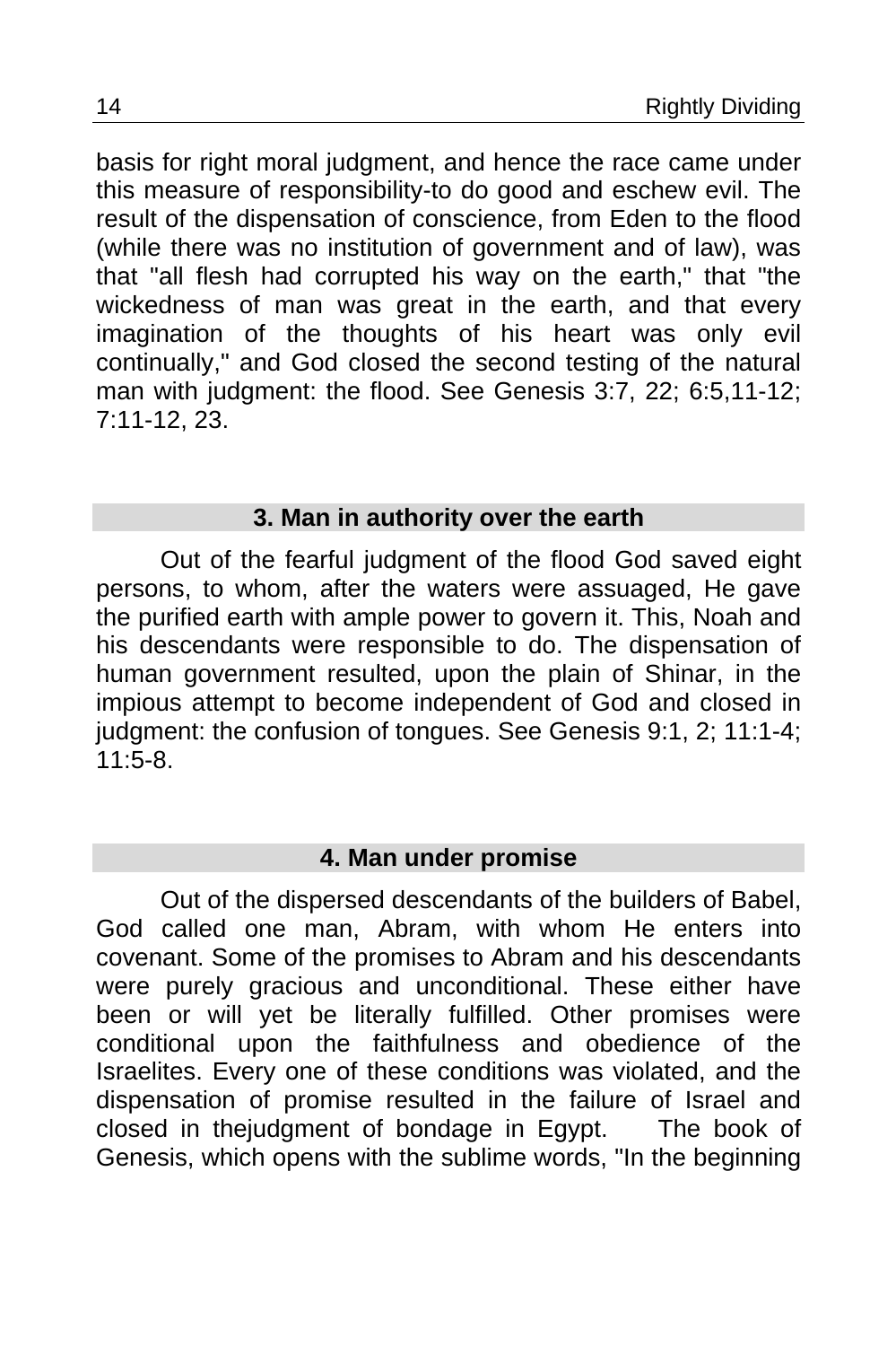basis for right moral judgment, and hence the race came under this measure of responsibility-to do good and eschew evil. The result of the dispensation of conscience, from Eden to the flood (while there was no institution of government and of law), was that "all flesh had corrupted his way on the earth," that "the wickedness of man was great in the earth, and that every imagination of the thoughts of his heart was only evil continually," and God closed the second testing of the natural man with judgment: the flood. See Genesis 3:7, 22; 6:5,11-12; 7:11-12, 23.

### 3. Man in authority over the earth

Out of the fearful judgment of the flood God saved eight persons, to whom, after the waters were assuaged, He gave the purified earth with ample power to govern it. This, Noah and his descendants were responsible to do. The dispensation of human government resulted, upon the plain of Shinar, in the impious attempt to become independent of God and closed in judgment: the confusion of tongues. See Genesis 9:1, 2; 11:1-4; 11:5-8.

### 4. Man under promise

Out of the dispersed descendants of the builders of Babel, God called one man, Abram, with whom He enters into covenant. Some of the promises to Abram and his descendants were purely gracious and unconditional. These either have been or will yet be literally fulfilled. Other promises were conditional upon the faithfulness and obedience of the Israelites. Every one of these conditions was violated, and the dispensation of promise resulted in the failure of Israel and closed in thejudgment of bondage in Egypt. The book of Genesis, which opens with the sublime words, "In the beginning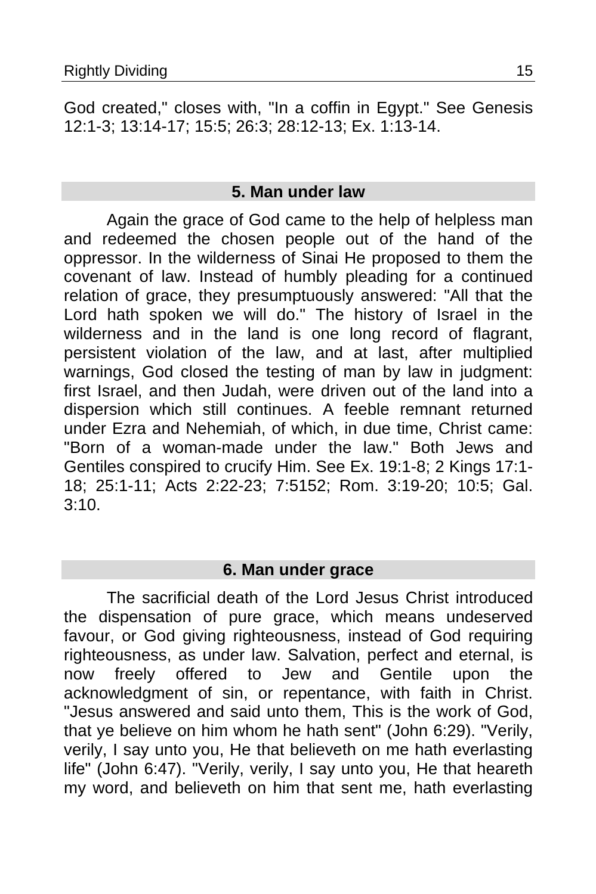God created," closes with, "In a coffin in Egypt." See Genesis 12:1-3; 13:14-17; 15:5; 26:3; 28:12-13; Ex. 1:13-14.

## 5. Man under law

Again the grace of God came to the help of helpless man and redeemed the chosen people out of the hand of the oppressor. In the wilderness of Sinai He proposed to them the covenant of law. Instead of humbly pleading for a continued relation of grace, they presumptuously answered: "All that the Lord hath spoken we will do." The history of Israel in the wilderness and in the land is one long record of flagrant, persistent violation of the law, and at last, after multiplied warnings, God closed the testing of man by law in judgment: first Israel, and then Judah, were driven out of the land into a dispersion which still continues. A feeble remnant returned under Ezra and Nehemiah, of which, in due time, Christ came: "Born of a woman-made under the law." Both Jews and Gentiles conspired to crucify Him. See Ex. 19:1-8; 2 Kings 17:1-18; 25:1-11; Acts 2:22-23; 7:5152; Rom. 3:19-20; 10:5; Gal. 3:10.

## 6. Man under grace

The sacrificial death of the Lord Jesus Christ introduced the dispensation of pure grace, which means undeserved favour, or God giving righteousness, instead of God requiring righteousness, as under law. Salvation, perfect and eternal, is now freely offered to Jew and Gentile upon the acknowledgment of sin, or repentance, with faith in Christ. "Jesus answered and said unto them, This is the work of God, that ye believe on him whom he hath sent" (John 6:29). "Verily, verily, I say unto you, He that believeth on me hath everlasting life" (John 6:47). "Verily, verily, I say unto you, He that heareth my word, and believeth on him that sent me, hath everlasting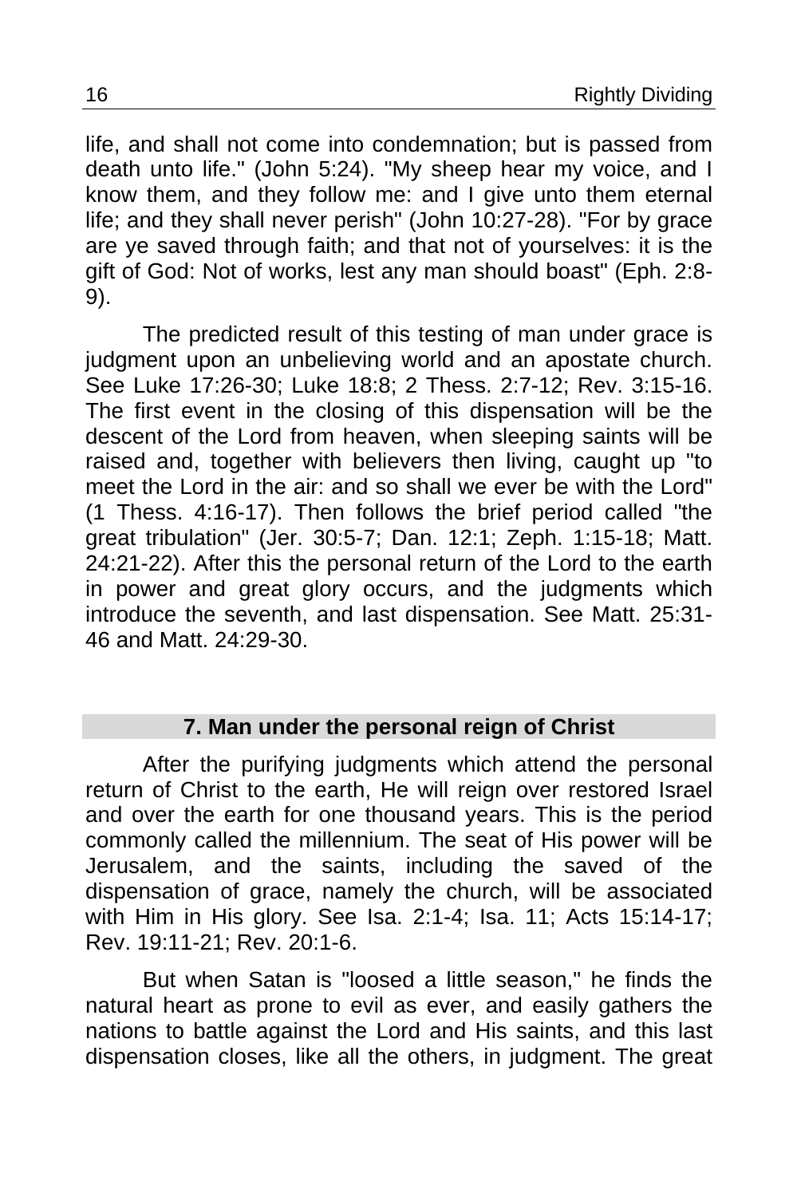life, and shall not come into condemnation; but is passed from death unto life." (John 5:24). "My sheep hear my voice, and I know them, and they follow me: and I give unto them eternal life; and they shall never perish" (John 10:27-28). "For by grace are ye saved through faith; and that not of yourselves: it is the gift of God: Not of works, lest any man should boast" (Eph. 2:8-9).

The predicted result of this testing of man under grace is judgment upon an unbelieving world and an apostate church. See Luke 17:26-30; Luke 18:8; 2 Thess. 2:7-12; Rev. 3:15-16. The first event in the closing of this dispensation will be the descent of the Lord from heaven, when sleeping saints will be raised and, together with believers then living, caught up "to meet the Lord in the air: and so shall we ever be with the Lord" (1 Thess. 4:16-17). Then follows the brief period called "the great tribulation" (Jer. 30:5-7; Dan. 12:1; Zeph. 1:15-18; Matt. 24:21-22). After this the personal return of the Lord to the earth in power and great glory occurs, and the judgments which introduce the seventh, and last dispensation. See Matt. 25:31-46 and Matt. 24:29-30.

## 7. Man under the personal reign of Christ

After the purifying judgments which attend the personal return of Christ to the earth, He will reign over restored Israel and over the earth for one thousand years. This is the period commonly called the millennium. The seat of His power will be Jerusalem, and the saints, including the saved of the dispensation of grace, namely the church, will be associated with Him in His glory. See Isa. 2:1-4; Isa. 11; Acts 15:14-17; Rev. 19:11-21; Rev. 20:1-6.

But when Satan is "loosed a little season," he finds the natural heart as prone to evil as ever, and easily gathers the nations to battle against the Lord and His saints, and this last dispensation closes, like all the others, in judgment. The great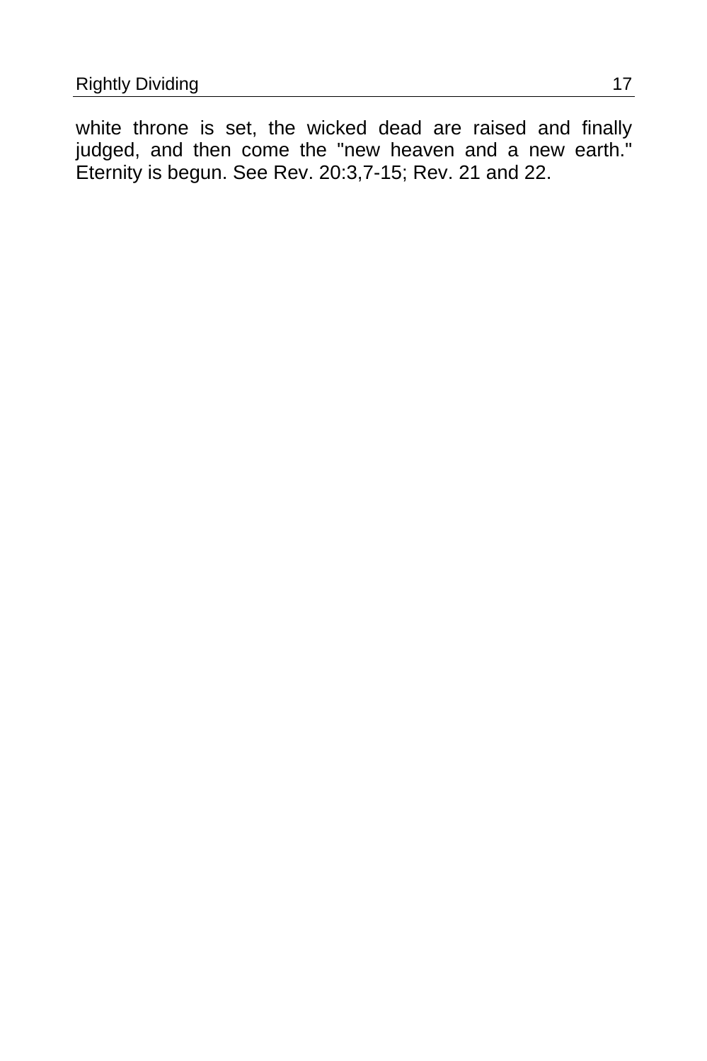white throne is set, the wicked dead are raised and finally judged, and then come the "new heaven and a new earth." Eternity is begun. See Rev. 20:3,7-15; Rev. 21 and 22.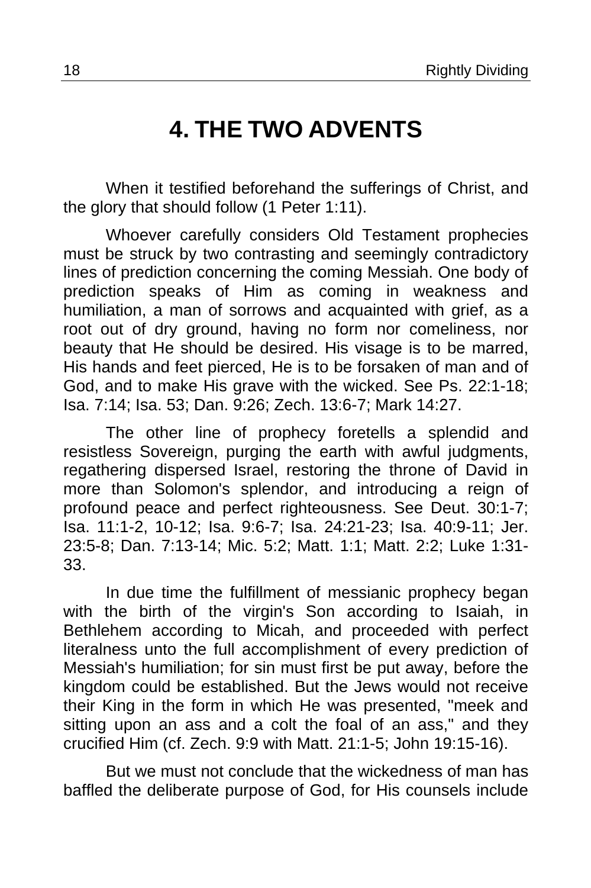# 4. THE TWO ADVENTS

When it testified beforehand the sufferings of Christ, and the glory that should follow (1 Peter 1:11).

Whoever carefully considers Old Testament prophecies must be struck by two contrasting and seemingly contradictory lines of prediction concerning the coming Messiah. One body of prediction speaks of Him as coming in weakness and humiliation, a man of sorrows and acquainted with grief, as a root out of dry ground, having no form nor comeliness, nor beauty that He should be desired. His visage is to be marred, His hands and feet pierced, He is to be forsaken of man and of God, and to make His grave with the wicked. See Ps. 22:1-18; Isa. 7:14; Isa. 53; Dan. 9:26; Zech. 13:6-7; Mark 14:27.

The other line of prophecy foretells a splendid and resistless Sovereign, purging the earth with awful judgments, regathering dispersed Israel, restoring the throne of David in more than Solomon's splendor, and introducing a reign of profound peace and perfect righteousness. See Deut. 30:1-7; Isa. 11:1-2, 10-12; Isa. 9:6-7; Isa. 24:21-23; Isa. 40:9-11; Jer. 23:5-8; Dan. 7:13-14; Mic. 5:2; Matt. 1:1; Matt. 2:2; Luke 1:31-33.

In due time the fulfillment of messianic prophecy began with the birth of the virgin's Son according to Isaiah, in Bethlehem according to Micah, and proceeded with perfect literalness unto the full accomplishment of every prediction of Messiah's humiliation; for sin must first be put away, before the kingdom could be established. But the Jews would not receive their King in the form in which He was presented, "meek and sitting upon an ass and a colt the foal of an ass," and they crucified Him (cf. Zech. 9:9 with Matt. 21:1-5; John 19:15-16).

But we must not conclude that the wickedness of man has baffled the deliberate purpose of God, for His counsels include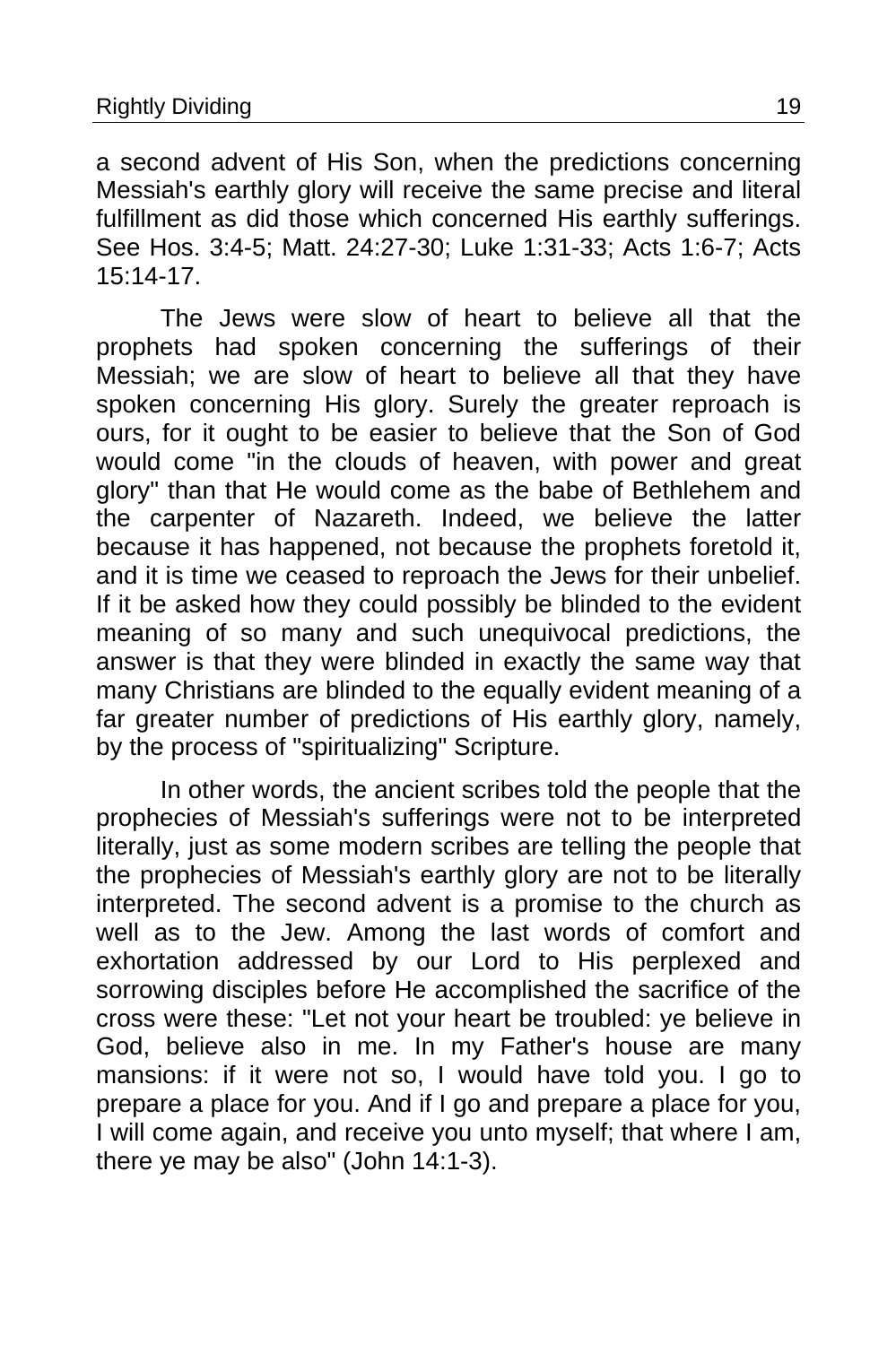a second advent of His Son, when the predictions concerning Messiah's earthly glory will receive the same precise and literal fulfillment as did those which concerned His earthly sufferings. See Hos. 3:4-5; Matt. 24:27-30; Luke 1:31-33; Acts 1:6-7; Acts 15:14-17.

The Jews were slow of heart to believe all that the prophets had spoken concerning the sufferings of their Messiah; we are slow of heart to believe all that they have spoken concerning His glory. Surely the greater reproach is ours, for it ought to be easier to believe that the Son of God would come "in the clouds of heaven, with power and great glory" than that He would come as the babe of Bethlehem and the carpenter of Nazareth. Indeed, we believe the latter because it has happened, not because the prophets foretold it, and it is time we ceased to reproach the Jews for their unbelief. If it be asked how they could possibly be blinded to the evident meaning of so many and such unequivocal predictions, the answer is that they were blinded in exactly the same way that many Christians are blinded to the equally evident meaning of a far greater number of predictions of His earthly glory, namely, by the process of "spiritualizing" Scripture.

In other words, the ancient scribes told the people that the prophecies of Messiah's sufferings were not to be interpreted literally, just as some modern scribes are telling the people that the prophecies of Messiah's earthly glory are not to be literally interpreted. The second advent is a promise to the church as well as to the Jew. Among the last words of comfort and exhortation addressed by our Lord to His perplexed and sorrowing disciples before He accomplished the sacrifice of the cross were these: "Let not your heart be troubled: ye believe in God, believe also in me. In my Father's house are many mansions: if it were not so, I would have told you. I go to prepare a place for you. And if I go and prepare a place for you, I will come again, and receive you unto myself; that where I am, there ye may be also" (John 14:1-3).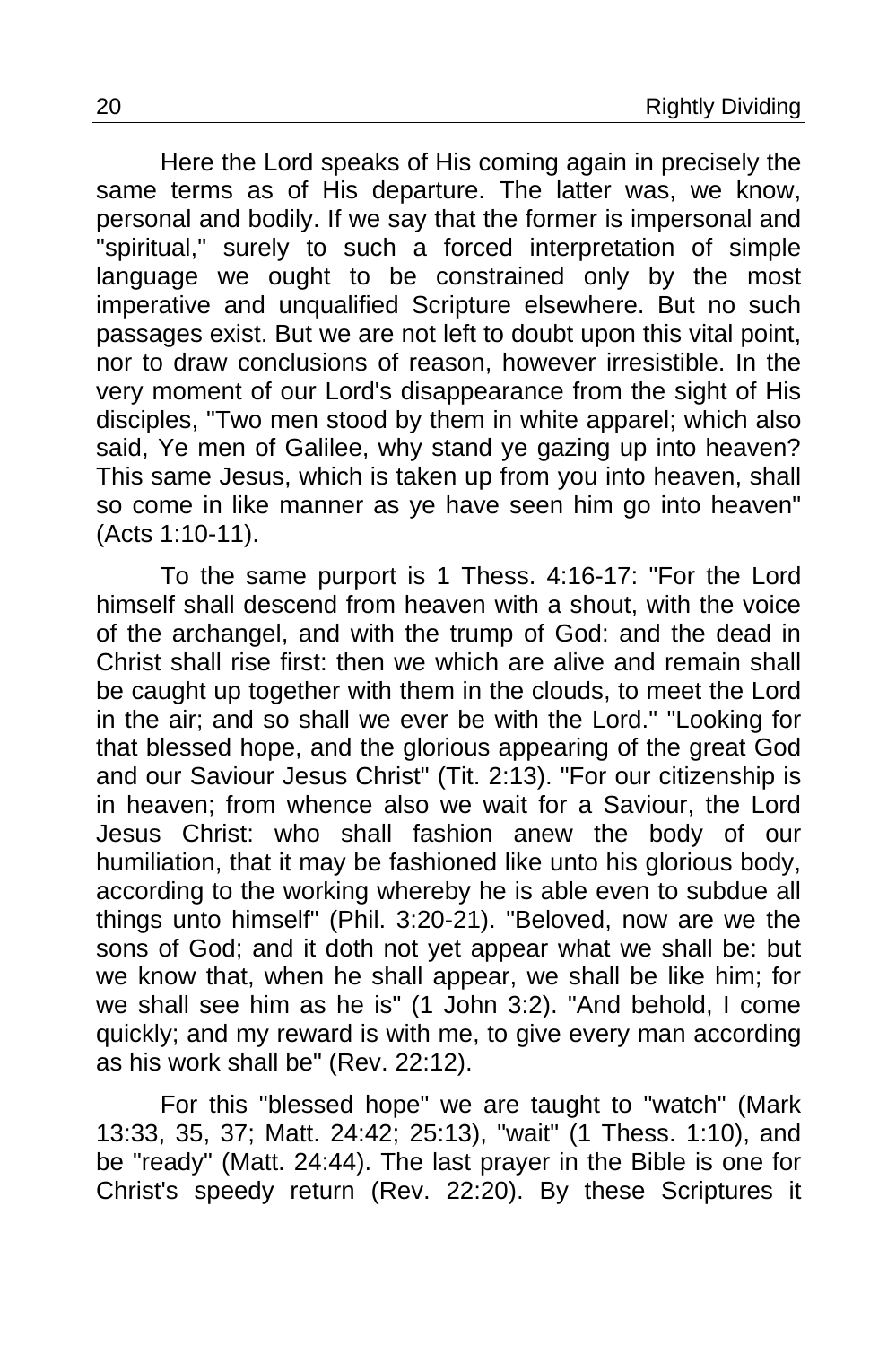Here the Lord speaks of His coming again in precisely the same terms as of His departure. The latter was, we know, personal and bodily. If we say that the former is impersonal and "spiritual," surely to such a forced interpretation of simple language we ought to be constrained only by the most imperative and unqualified Scripture elsewhere. But no such passages exist. But we are not left to doubt upon this vital point, nor to draw conclusions of reason, however irresistible. In the very moment of our Lord's disappearance from the sight of His disciples, "Two men stood by them in white apparel; which also said, Ye men of Galilee, why stand ye gazing up into heaven? This same Jesus, which is taken up from you into heaven, shall so come in like manner as ye have seen him go into heaven" (Acts 1:10-11).

To the same purport is 1 Thess. 4:16-17: "For the Lord himself shall descend from heaven with a shout, with the voice of the archangel, and with the trump of God: and the dead in Christ shall rise first: then we which are alive and remain shall be caught up together with them in the clouds, to meet the Lord in the air; and so shall we ever be with the Lord." "Looking for that blessed hope, and the glorious appearing of the great God and our Saviour Jesus Christ" (Tit. 2:13). "For our citizenship is in heaven; from whence also we wait for a Saviour, the Lord Jesus Christ: who shall fashion anew the body of our humiliation, that it may be fashioned like unto his glorious body, according to the working whereby he is able even to subdue all things unto himself" (Phil. 3:20-21). "Beloved, now are we the sons of God; and it doth not yet appear what we shall be: but we know that, when he shall appear, we shall be like him; for we shall see him as he is" (1 John 3:2). "And behold, I come quickly; and my reward is with me, to give every man according as his work shall be" (Rev. 22:12).

For this "blessed hope" we are taught to "watch" (Mark 13:33, 35, 37; Matt. 24:42; 25:13), "wait" (1 Thess. 1:10), and be "ready" (Matt. 24:44). The last prayer in the Bible is one for Christ's speedy return (Rev. 22:20). By these Scriptures it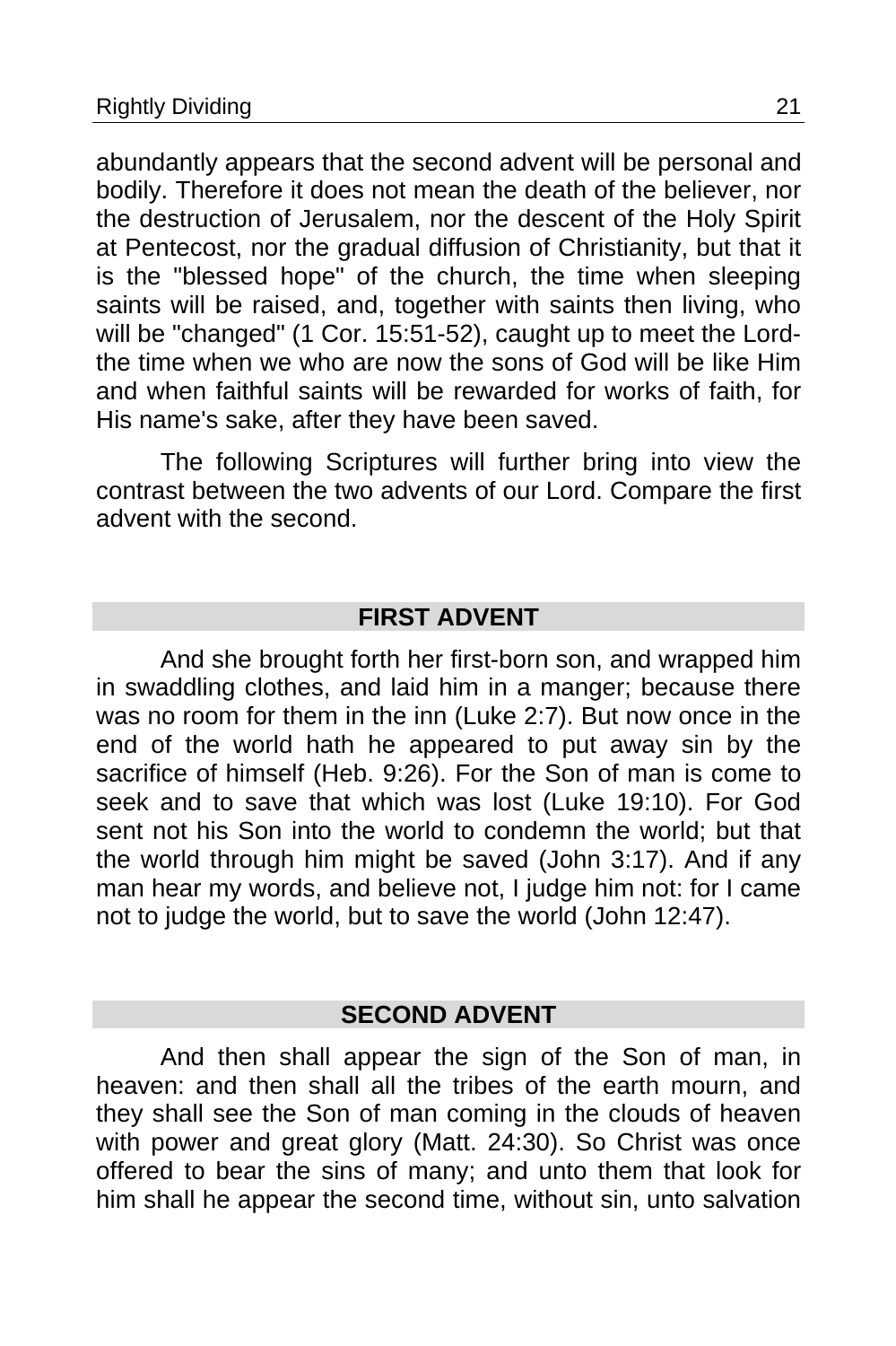abundantly appears that the second advent will be personal and bodily. Therefore it does not mean the death of the believer, nor the destruction of Jerusalem, nor the descent of the Holy Spirit at Pentecost, nor the gradual diffusion of Christianity, but that it is the "blessed hope" of the church, the time when sleeping saints will be raised, and, together with saints then living, who will be "changed" (1 Cor. 15:51-52), caught up to meet the Lord-the time when we who are now the sons of God will be like Him and when faithful saints will be rewarded for works of faith, for His name's sake, after they have been saved.

The following Scriptures will further bring into view the contrast between the two advents of our Lord. Compare the first advent with the second.

## FIRST ADVENT

And she brought forth her first-born son, and wrapped him in swaddling clothes, and laid him in a manger; because there was no room for them in the inn (Luke 2:7). But now once in the end of the world hath he appeared to put away sin by the sacrifice of himself (Heb. 9:26). For the Son of man is come to seek and to save that which was lost (Luke 19:10). For God sent not his Son into the world to condemn the world; but that the world through him might be saved (John 3:17). And if any man hear my words, and believe not, I judge him not: for I came not to judge the world, but to save the world (John 12:47).

## SECOND ADVENT

And then shall appear the sign of the Son of man, in heaven: and then shall all the tribes of the earth mourn, and they shall see the Son of man coming in the clouds of heaven with power and great glory (Matt. 24:30). So Christ was once offered to bear the sins of many; and unto them that look for him shall he appear the second time, without sin, unto salvation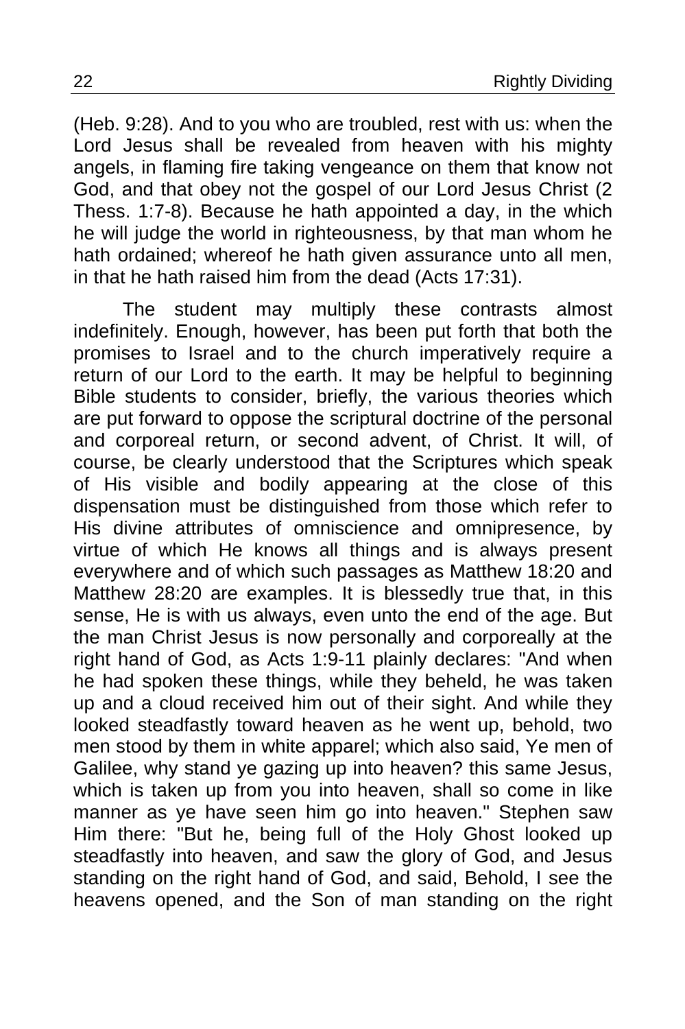(Heb. 9:28). And to you who are troubled, rest with us: when the Lord Jesus shall be revealed from heaven with his mighty angels, in flaming fire taking vengeance on them that know not God, and that obey not the gospel of our Lord Jesus Christ (2 Thess. 1:7-8). Because he hath appointed a day, in the which he will judge the world in righteousness, by that man whom he hath ordained; whereof he hath given assurance unto all men, in that he hath raised him from the dead (Acts 17:31).

The student may multiply these contrasts almost indefinitely. Enough, however, has been put forth that both the promises to Israel and to the church imperatively require a return of our Lord to the earth. It may be helpful to beginning Bible students to consider, briefly, the various theories which are put forward to oppose the scriptural doctrine of the personal and corporeal return, or second advent, of Christ. It will, of course, be clearly understood that the Scriptures which speak of His visible and bodily appearing at the close of this dispensation must be distinguished from those which refer to His divine attributes of omniscience and omnipresence, by virtue of which He knows all things and is always present everywhere and of which such passages as Matthew 18:20 and Matthew 28:20 are examples. It is blessedly true that, in this sense, He is with us always, even unto the end of the age. But the man Christ Jesus is now personally and corporeally at the right hand of God, as Acts 1:9-11 plainly declares: "And when he had spoken these things, while they beheld, he was taken up and a cloud received him out of their sight. And while they looked steadfastly toward heaven as he went up, behold, two men stood by them in white apparel; which also said, Ye men of Galilee, why stand ye gazing up into heaven? this same Jesus, which is taken up from you into heaven, shall so come in like manner as ye have seen him go into heaven." Stephen saw Him there: "But he, being full of the Holy Ghost looked up steadfastly into heaven, and saw the glory of God, and Jesus standing on the right hand of God, and said, Behold, I see the heavens opened, and the Son of man standing on the right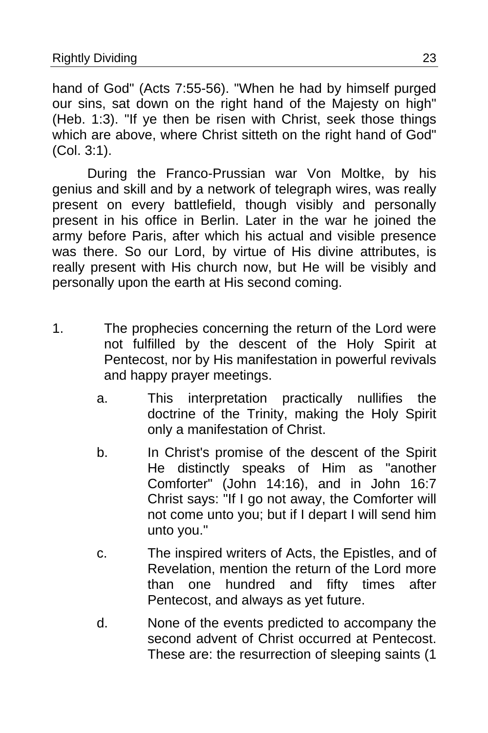hand of God" (Acts 7:55-56). "When he had by himself purged our sins, sat down on the right hand of the Majesty on high" (Heb. 1:3). "If ye then be risen with Christ, seek those things which are above, where Christ sitteth on the right hand of God" (Col. 3:1).

During the Franco-Prussian war Von Moltke, by his genius and skill and by a network of telegraph wires, was really present on every battlefield, though visibly and personally present in his office in Berlin. Later in the war he joined the army before Paris, after which his actual and visible presence was there. So our Lord, by virtue of His divine attributes, is really present with His church now, but He will be visibly and personally upon the earth at His second coming.

1. The prophecies concerning the return of the Lord were not fulfilled by the descent of the Holy Spirit at Pentecost, nor by His manifestation in powerful revivals and happy prayer meetings.

    a. This interpretation practically nullifies the doctrine of the Trinity, making the Holy Spirit only a manifestation of Christ.

    b. In Christ's promise of the descent of the Spirit He distinctly speaks of Him as "another Comforter" (John 14:16), and in John 16:7 Christ says: "If I go not away, the Comforter will not come unto you; but if I depart I will send him unto you."

    c. The inspired writers of Acts, the Epistles, and of Revelation, mention the return of the Lord more than one hundred and fifty times after Pentecost, and always as yet future.

    d. None of the events predicted to accompany the second advent of Christ occurred at Pentecost. These are: the resurrection of sleeping saints (1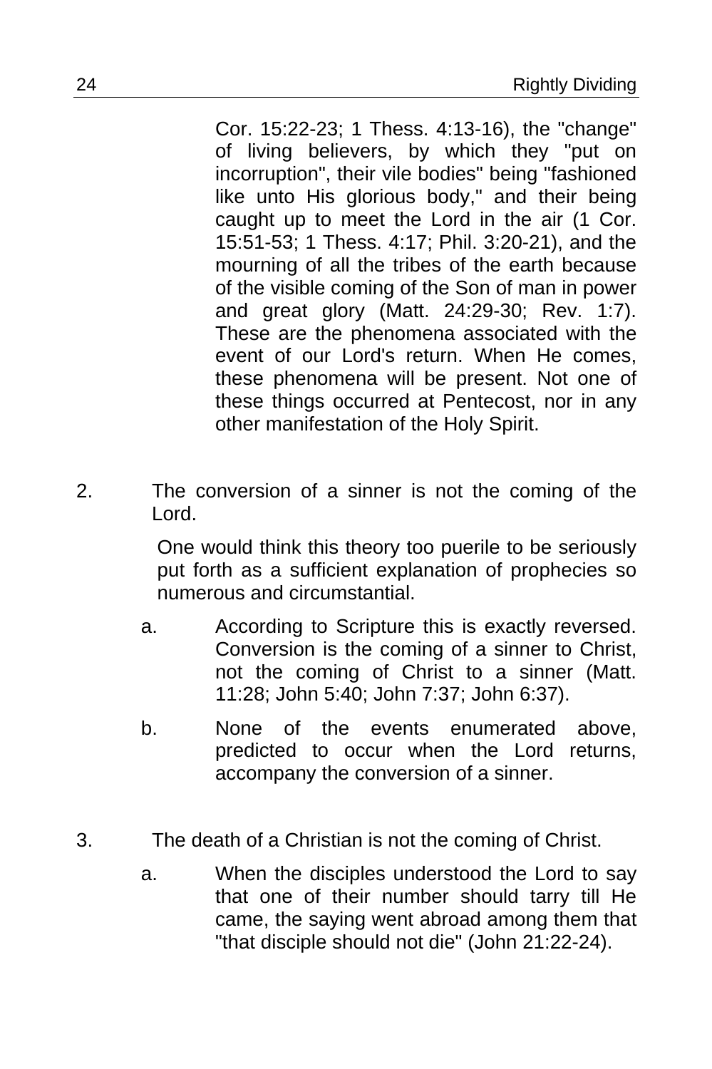Cor. 15:22-23; 1 Thess. 4:13-16), the "change" of living believers, by which they "put on incorruption", their vile bodies" being "fashioned like unto His glorious body," and their being caught up to meet the Lord in the air (1 Cor. 15:51-53; 1 Thess. 4:17; Phil. 3:20-21), and the mourning of all the tribes of the earth because of the visible coming of the Son of man in power and great glory (Matt. 24:29-30; Rev. 1:7). These are the phenomena associated with the event of our Lord's return. When He comes, these phenomena will be present. Not one of these things occurred at Pentecost, nor in any other manifestation of the Holy Spirit.

2. The conversion of a sinner is not the coming of the Lord.

   One would think this theory too puerile to be seriously put forth as a sufficient explanation of prophecies so numerous and circumstantial.

   a. According to Scripture this is exactly reversed. Conversion is the coming of a sinner to Christ, not the coming of Christ to a sinner (Matt. 11:28; John 5:40; John 7:37; John 6:37).

   b. None of the events enumerated above, predicted to occur when the Lord returns, accompany the conversion of a sinner.

3. The death of a Christian is not the coming of Christ.

   a. When the disciples understood the Lord to say that one of their number should tarry till He came, the saying went abroad among them that "that disciple should not die" (John 21:22-24).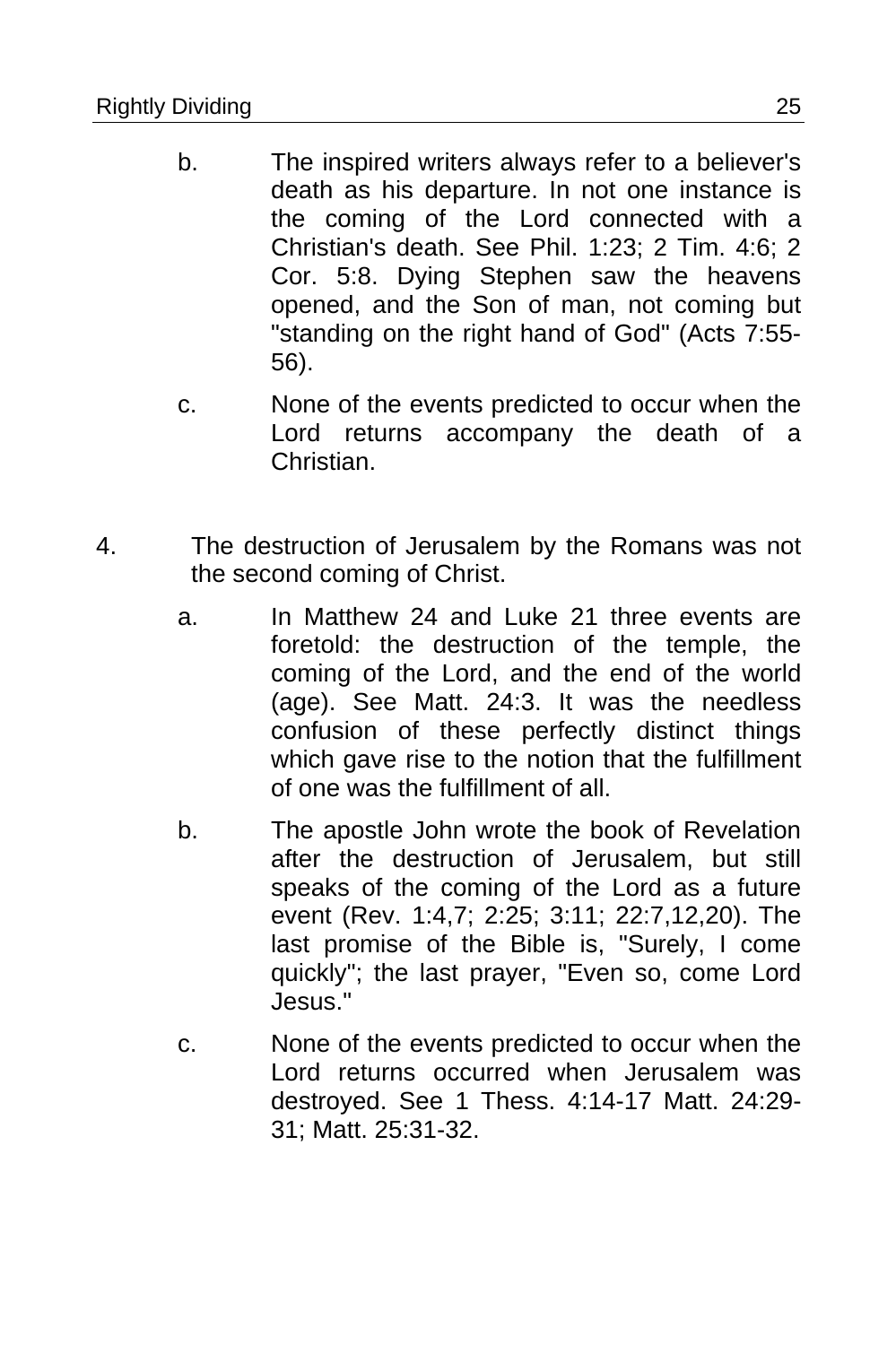b. The inspired writers always refer to a believer's death as his departure. In not one instance is the coming of the Lord connected with a Christian's death. See Phil. 1:23; 2 Tim. 4:6; 2 Cor. 5:8. Dying Stephen saw the heavens opened, and the Son of man, not coming but "standing on the right hand of God" (Acts 7:55-56).

c. None of the events predicted to occur when the Lord returns accompany the death of a Christian.

4. The destruction of Jerusalem by the Romans was not the second coming of Christ.

   a. In Matthew 24 and Luke 21 three events are foretold: the destruction of the temple, the coming of the Lord, and the end of the world (age). See Matt. 24:3. It was the needless confusion of these perfectly distinct things which gave rise to the notion that the fulfillment of one was the fulfillment of all.

   b. The apostle John wrote the book of Revelation after the destruction of Jerusalem, but still speaks of the coming of the Lord as a future event (Rev. 1:4,7; 2:25; 3:11; 22:7,12,20). The last promise of the Bible is, "Surely, I come quickly"; the last prayer, "Even so, come Lord Jesus."

   c. None of the events predicted to occur when the Lord returns occurred when Jerusalem was destroyed. See 1 Thess. 4:14-17 Matt. 24:29-31; Matt. 25:31-32.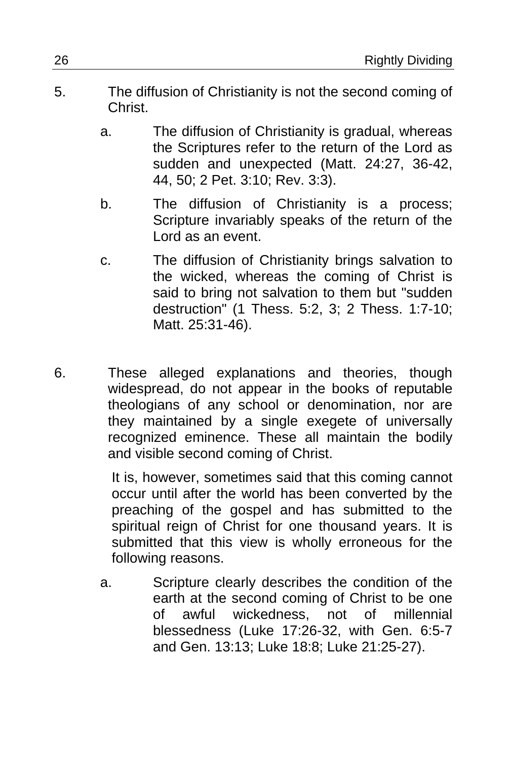5. The diffusion of Christianity is not the second coming of Christ.

   a. The diffusion of Christianity is gradual, whereas the Scriptures refer to the return of the Lord as sudden and unexpected (Matt. 24:27, 36-42, 44, 50; 2 Pet. 3:10; Rev. 3:3).

   b. The diffusion of Christianity is a process; Scripture invariably speaks of the return of the Lord as an event.

   c. The diffusion of Christianity brings salvation to the wicked, whereas the coming of Christ is said to bring not salvation to them but "sudden destruction" (1 Thess. 5:2, 3; 2 Thess. 1:7-10; Matt. 25:31-46).

6. These alleged explanations and theories, though widespread, do not appear in the books of reputable theologians of any school or denomination, nor are they maintained by a single exegete of universally recognized eminence. These all maintain the bodily and visible second coming of Christ.

   It is, however, sometimes said that this coming cannot occur until after the world has been converted by the preaching of the gospel and has submitted to the spiritual reign of Christ for one thousand years. It is submitted that this view is wholly erroneous for the following reasons.

   a. Scripture clearly describes the condition of the earth at the second coming of Christ to be one of awful wickedness, not of millennial blessedness (Luke 17:26-32, with Gen. 6:5-7 and Gen. 13:13; Luke 18:8; Luke 21:25-27).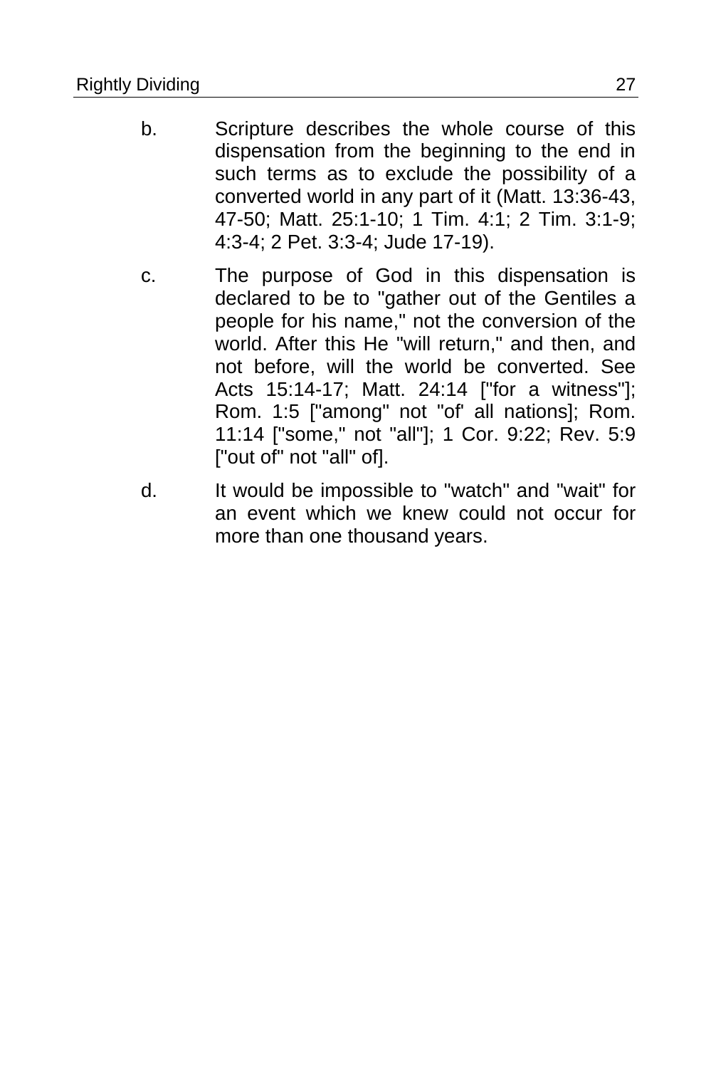b. Scripture describes the whole course of this dispensation from the beginning to the end in such terms as to exclude the possibility of a converted world in any part of it (Matt. 13:36-43, 47-50; Matt. 25:1-10; 1 Tim. 4:1; 2 Tim. 3:1-9; 4:3-4; 2 Pet. 3:3-4; Jude 17-19).

c. The purpose of God in this dispensation is declared to be to "gather out of the Gentiles a people for his name," not the conversion of the world. After this He "will return," and then, and not before, will the world be converted. See Acts 15:14-17; Matt. 24:14 ["for a witness"]; Rom. 1:5 ["among" not "of' all nations]; Rom. 11:14 ["some," not "all"]; 1 Cor. 9:22; Rev. 5:9 ["out of" not "all" of].

d. It would be impossible to "watch" and "wait" for an event which we knew could not occur for more than one thousand years.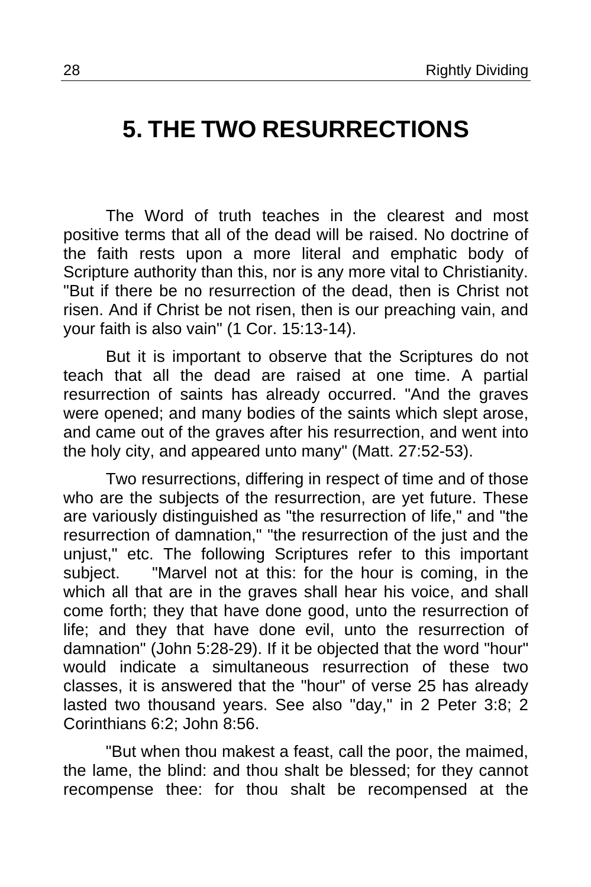# 5. THE TWO RESURRECTIONS

The Word of truth teaches in the clearest and most positive terms that all of the dead will be raised. No doctrine of the faith rests upon a more literal and emphatic body of Scripture authority than this, nor is any more vital to Christianity. "But if there be no resurrection of the dead, then is Christ not risen. And if Christ be not risen, then is our preaching vain, and your faith is also vain" (1 Cor. 15:13-14).

But it is important to observe that the Scriptures do not teach that all the dead are raised at one time. A partial resurrection of saints has already occurred. "And the graves were opened; and many bodies of the saints which slept arose, and came out of the graves after his resurrection, and went into the holy city, and appeared unto many" (Matt. 27:52-53).

Two resurrections, differing in respect of time and of those who are the subjects of the resurrection, are yet future. These are variously distinguished as "the resurrection of life," and "the resurrection of damnation," "the resurrection of the just and the unjust," etc. The following Scriptures refer to this important subject. "Marvel not at this: for the hour is coming, in the which all that are in the graves shall hear his voice, and shall come forth; they that have done good, unto the resurrection of life; and they that have done evil, unto the resurrection of damnation" (John 5:28-29). If it be objected that the word "hour" would indicate a simultaneous resurrection of these two classes, it is answered that the "hour" of verse 25 has already lasted two thousand years. See also "day," in 2 Peter 3:8; 2 Corinthians 6:2; John 8:56.

"But when thou makest a feast, call the poor, the maimed, the lame, the blind: and thou shalt be blessed; for they cannot recompense thee: for thou shalt be recompensed at the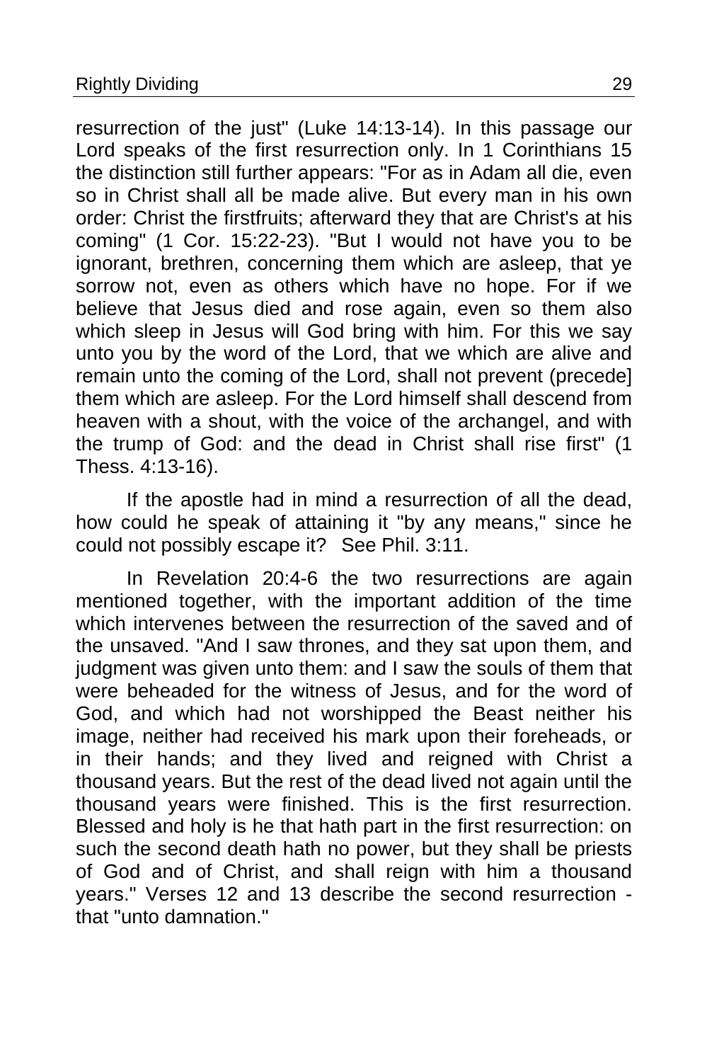resurrection of the just" (Luke 14:13-14). In this passage our Lord speaks of the first resurrection only. In 1 Corinthians 15 the distinction still further appears: "For as in Adam all die, even so in Christ shall all be made alive. But every man in his own order: Christ the firstfruits; afterward they that are Christ's at his coming" (1 Cor. 15:22-23). "But I would not have you to be ignorant, brethren, concerning them which are asleep, that ye sorrow not, even as others which have no hope. For if we believe that Jesus died and rose again, even so them also which sleep in Jesus will God bring with him. For this we say unto you by the word of the Lord, that we which are alive and remain unto the coming of the Lord, shall not prevent (precede] them which are asleep. For the Lord himself shall descend from heaven with a shout, with the voice of the archangel, and with the trump of God: and the dead in Christ shall rise first" (1 Thess. 4:13-16).

If the apostle had in mind a resurrection of all the dead, how could he speak of attaining it "by any means," since he could not possibly escape it? See Phil. 3:11.

In Revelation 20:4-6 the two resurrections are again mentioned together, with the important addition of the time which intervenes between the resurrection of the saved and of the unsaved. "And I saw thrones, and they sat upon them, and judgment was given unto them: and I saw the souls of them that were beheaded for the witness of Jesus, and for the word of God, and which had not worshipped the Beast neither his image, neither had received his mark upon their foreheads, or in their hands; and they lived and reigned with Christ a thousand years. But the rest of the dead lived not again until the thousand years were finished. This is the first resurrection. Blessed and holy is he that hath part in the first resurrection: on such the second death hath no power, but they shall be priests of God and of Christ, and shall reign with him a thousand years." Verses 12 and 13 describe the second resurrection - that "unto damnation."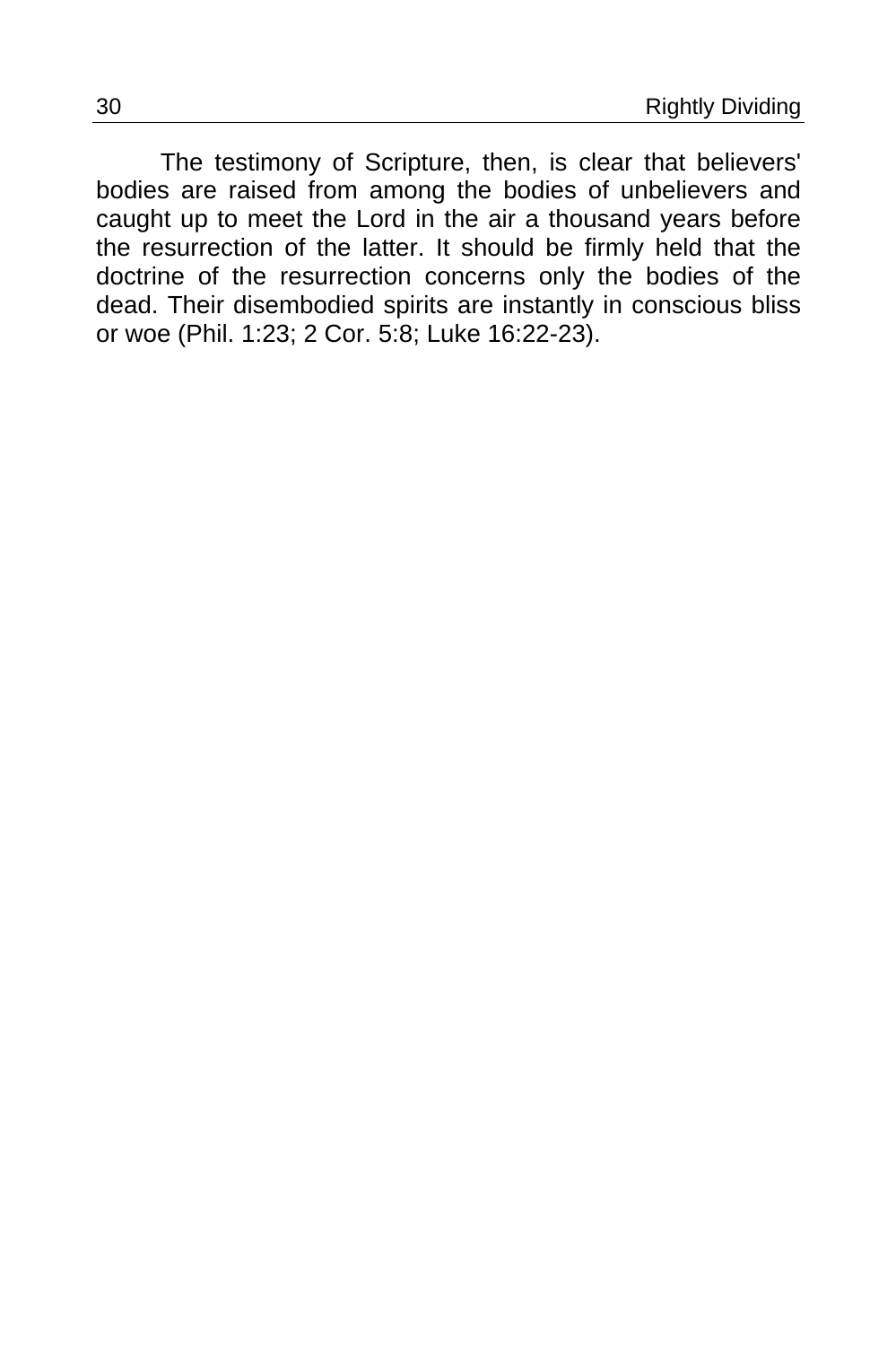The testimony of Scripture, then, is clear that believers' bodies are raised from among the bodies of unbelievers and caught up to meet the Lord in the air a thousand years before the resurrection of the latter. It should be firmly held that the doctrine of the resurrection concerns only the bodies of the dead. Their disembodied spirits are instantly in conscious bliss or woe (Phil. 1:23; 2 Cor. 5:8; Luke 16:22-23).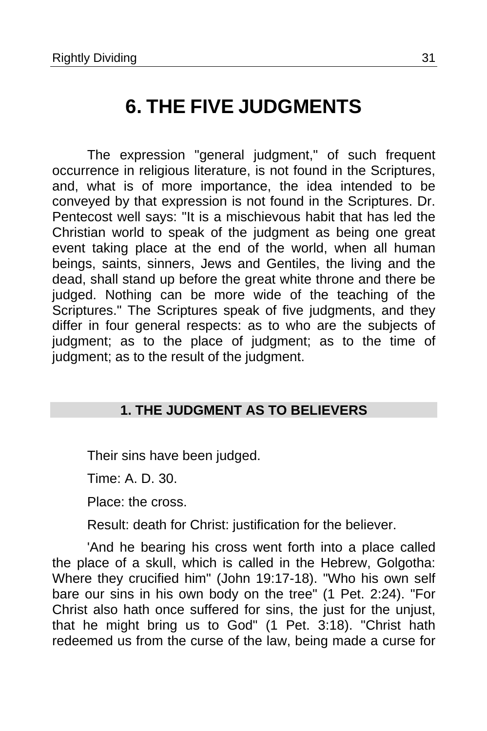# 6. THE FIVE JUDGMENTS

The expression "general judgment," of such frequent occurrence in religious literature, is not found in the Scriptures, and, what is of more importance, the idea intended to be conveyed by that expression is not found in the Scriptures. Dr. Pentecost well says: "It is a mischievous habit that has led the Christian world to speak of the judgment as being one great event taking place at the end of the world, when all human beings, saints, sinners, Jews and Gentiles, the living and the dead, shall stand up before the great white throne and there be judged. Nothing can be more wide of the teaching of the Scriptures." The Scriptures speak of five judgments, and they differ in four general respects: as to who are the subjects of judgment; as to the place of judgment; as to the time of judgment; as to the result of the judgment.

## 1. THE JUDGMENT AS TO BELIEVERS

Their sins have been judged.

Time: A. D. 30.

Place: the cross.

Result: death for Christ: justification for the believer.

'And he bearing his cross went forth into a place called the place of a skull, which is called in the Hebrew, Golgotha: Where they crucified him" (John 19:17-18). "Who his own self bare our sins in his own body on the tree" (1 Pet. 2:24). "For Christ also hath once suffered for sins, the just for the unjust, that he might bring us to God" (1 Pet. 3:18). "Christ hath redeemed us from the curse of the law, being made a curse for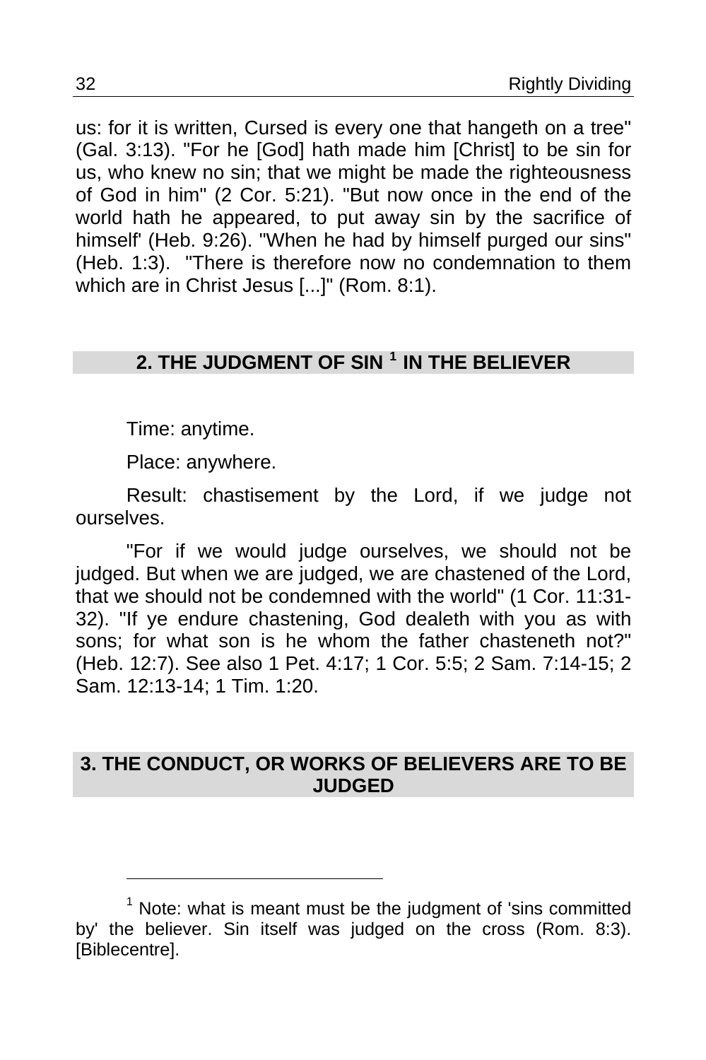us: for it is written, Cursed is every one that hangeth on a tree" (Gal. 3:13). "For he [God] hath made him [Christ] to be sin for us, who knew no sin; that we might be made the righteousness of God in him" (2 Cor. 5:21). "But now once in the end of the world hath he appeared, to put away sin by the sacrifice of himself' (Heb. 9:26). "When he had by himself purged our sins" (Heb. 1:3). "There is therefore now no condemnation to them which are in Christ Jesus [...]" (Rom. 8:1).

## 2. THE JUDGMENT OF SIN [1] IN THE BELIEVER

Time: anytime.

Place: anywhere.

Result: chastisement by the Lord, if we judge not ourselves.

"For if we would judge ourselves, we should not be judged. But when we are judged, we are chastened of the Lord, that we should not be condemned with the world" (1 Cor. 11:31-32). "If ye endure chastening, God dealeth with you as with sons; for what son is he whom the father chasteneth not?" (Heb. 12:7). See also 1 Pet. 4:17; 1 Cor. 5:5; 2 Sam. 7:14-15; 2 Sam. 12:13-14; 1 Tim. 1:20.

## 3. THE CONDUCT, OR WORKS OF BELIEVERS ARE TO BE JUDGED

---

[1] Note: what is meant must be the judgment of 'sins committed by' the believer. Sin itself was judged on the cross (Rom. 8:3). [Biblecentre].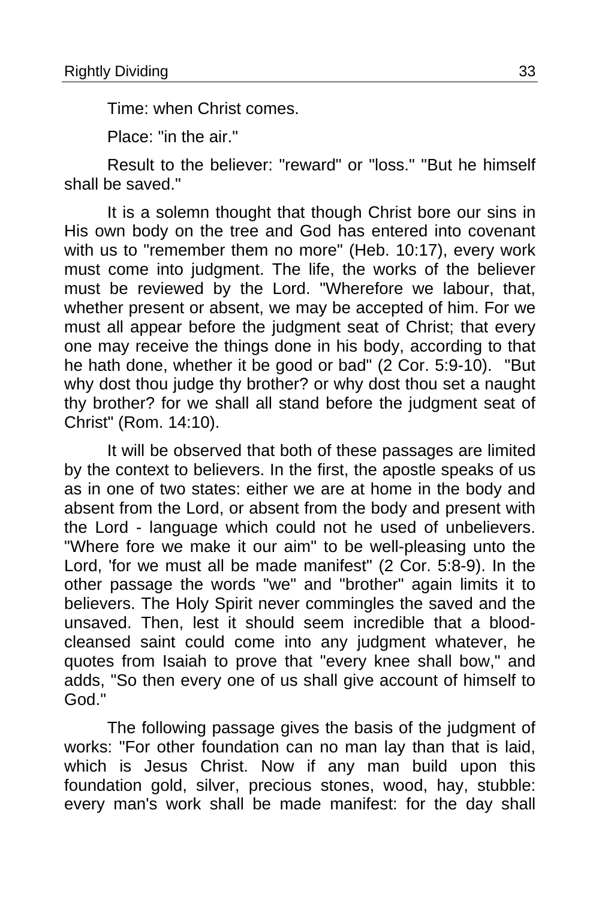Time: when Christ comes.

Place: "in the air."

Result to the believer: "reward" or "loss." "But he himself shall be saved."

It is a solemn thought that though Christ bore our sins in His own body on the tree and God has entered into covenant with us to "remember them no more" (Heb. 10:17), every work must come into judgment. The life, the works of the believer must be reviewed by the Lord. "Wherefore we labour, that, whether present or absent, we may be accepted of him. For we must all appear before the judgment seat of Christ; that every one may receive the things done in his body, according to that he hath done, whether it be good or bad" (2 Cor. 5:9-10). "But why dost thou judge thy brother? or why dost thou set a naught thy brother? for we shall all stand before the judgment seat of Christ" (Rom. 14:10).

It will be observed that both of these passages are limited by the context to believers. In the first, the apostle speaks of us as in one of two states: either we are at home in the body and absent from the Lord, or absent from the body and present with the Lord - language which could not he used of unbelievers. "Where fore we make it our aim" to be well-pleasing unto the Lord, 'for we must all be made manifest" (2 Cor. 5:8-9). In the other passage the words "we" and "brother" again limits it to believers. The Holy Spirit never commingles the saved and the unsaved. Then, lest it should seem incredible that a blood-cleansed saint could come into any judgment whatever, he quotes from Isaiah to prove that "every knee shall bow," and adds, "So then every one of us shall give account of himself to God."

The following passage gives the basis of the judgment of works: "For other foundation can no man lay than that is laid, which is Jesus Christ. Now if any man build upon this foundation gold, silver, precious stones, wood, hay, stubble: every man's work shall be made manifest: for the day shall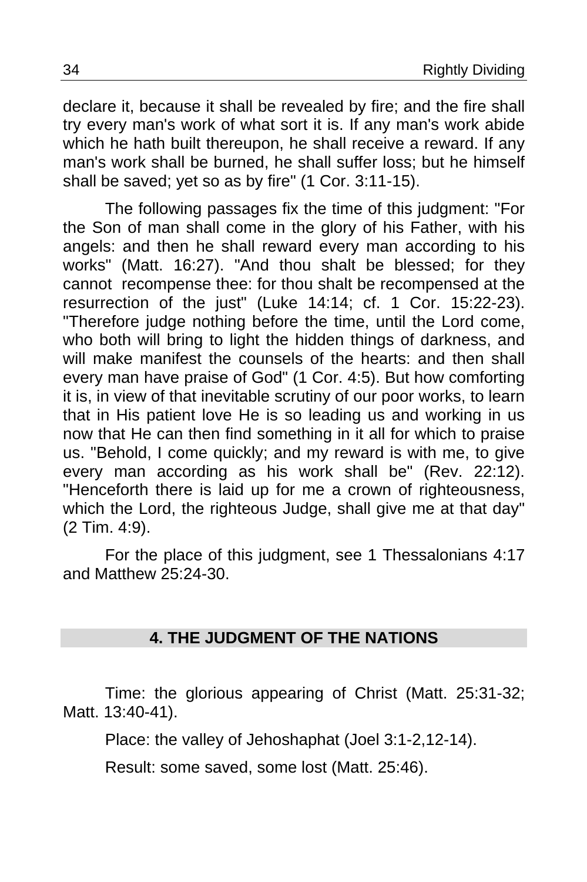declare it, because it shall be revealed by fire; and the fire shall try every man's work of what sort it is. If any man's work abide which he hath built thereupon, he shall receive a reward. If any man's work shall be burned, he shall suffer loss; but he himself shall be saved; yet so as by fire" (1 Cor. 3:11-15).

The following passages fix the time of this judgment: "For the Son of man shall come in the glory of his Father, with his angels: and then he shall reward every man according to his works" (Matt. 16:27). "And thou shalt be blessed; for they cannot recompense thee: for thou shalt be recompensed at the resurrection of the just" (Luke 14:14; cf. 1 Cor. 15:22-23). "Therefore judge nothing before the time, until the Lord come, who both will bring to light the hidden things of darkness, and will make manifest the counsels of the hearts: and then shall every man have praise of God" (1 Cor. 4:5). But how comforting it is, in view of that inevitable scrutiny of our poor works, to learn that in His patient love He is so leading us and working in us now that He can then find something in it all for which to praise us. "Behold, I come quickly; and my reward is with me, to give every man according as his work shall be" (Rev. 22:12). "Henceforth there is laid up for me a crown of righteousness, which the Lord, the righteous Judge, shall give me at that day" (2 Tim. 4:9).

For the place of this judgment, see 1 Thessalonians 4:17 and Matthew 25:24-30.

## 4. THE JUDGMENT OF THE NATIONS

Time: the glorious appearing of Christ (Matt. 25:31-32; Matt. 13:40-41).

Place: the valley of Jehoshaphat (Joel 3:1-2,12-14).

Result: some saved, some lost (Matt. 25:46).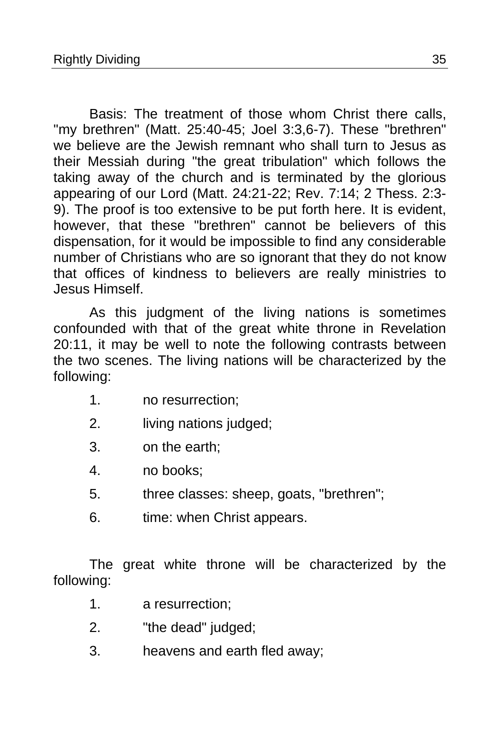Basis: The treatment of those whom Christ there calls, "my brethren" (Matt. 25:40-45; Joel 3:3,6-7). These "brethren" we believe are the Jewish remnant who shall turn to Jesus as their Messiah during "the great tribulation" which follows the taking away of the church and is terminated by the glorious appearing of our Lord (Matt. 24:21-22; Rev. 7:14; 2 Thess. 2:3-9). The proof is too extensive to be put forth here. It is evident, however, that these "brethren" cannot be believers of this dispensation, for it would be impossible to find any considerable number of Christians who are so ignorant that they do not know that offices of kindness to believers are really ministries to Jesus Himself.

As this judgment of the living nations is sometimes confounded with that of the great white throne in Revelation 20:11, it may be well to note the following contrasts between the two scenes. The living nations will be characterized by the following:

1. no resurrection;
2. living nations judged;
3. on the earth;
4. no books;
5. three classes: sheep, goats, "brethren";
6. time: when Christ appears.

The great white throne will be characterized by the following:

1. a resurrection;
2. "the dead" judged;
3. heavens and earth fled away;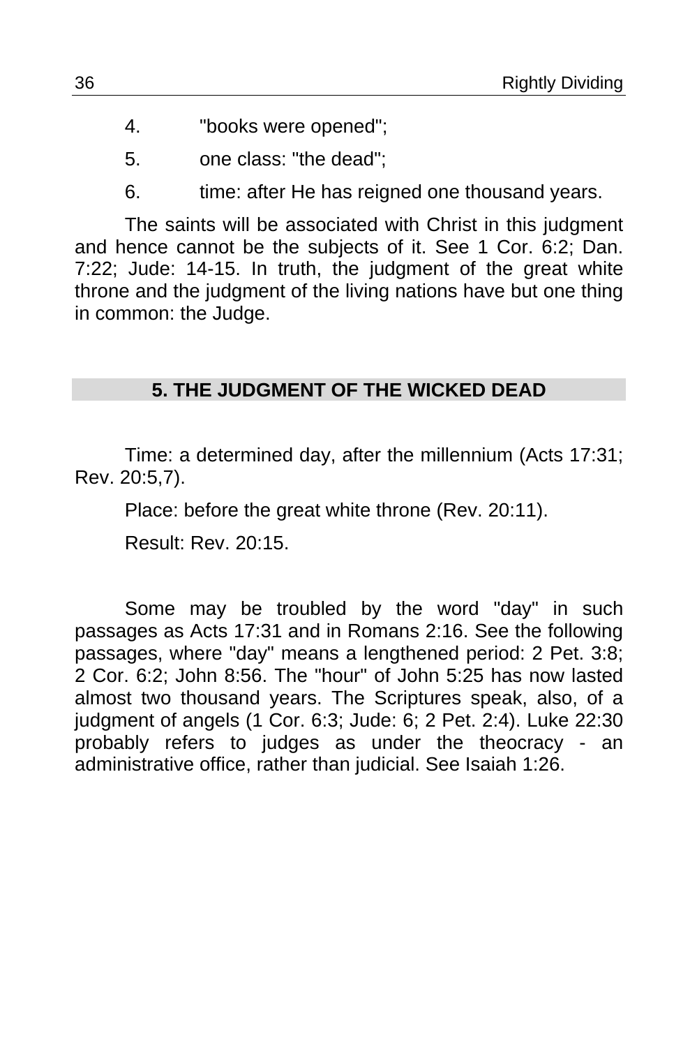4. "books were opened";
5. one class: "the dead";
6. time: after He has reigned one thousand years.

The saints will be associated with Christ in this judgment and hence cannot be the subjects of it. See 1 Cor. 6:2; Dan. 7:22; Jude: 14-15. In truth, the judgment of the great white throne and the judgment of the living nations have but one thing in common: the Judge.

## 5. THE JUDGMENT OF THE WICKED DEAD

Time: a determined day, after the millennium (Acts 17:31; Rev. 20:5,7).

Place: before the great white throne (Rev. 20:11).

Result: Rev. 20:15.

Some may be troubled by the word "day" in such passages as Acts 17:31 and in Romans 2:16. See the following passages, where "day" means a lengthened period: 2 Pet. 3:8; 2 Cor. 6:2; John 8:56. The "hour" of John 5:25 has now lasted almost two thousand years. The Scriptures speak, also, of a judgment of angels (1 Cor. 6:3; Jude: 6; 2 Pet. 2:4). Luke 22:30 probably refers to judges as under the theocracy - an administrative office, rather than judicial. See Isaiah 1:26.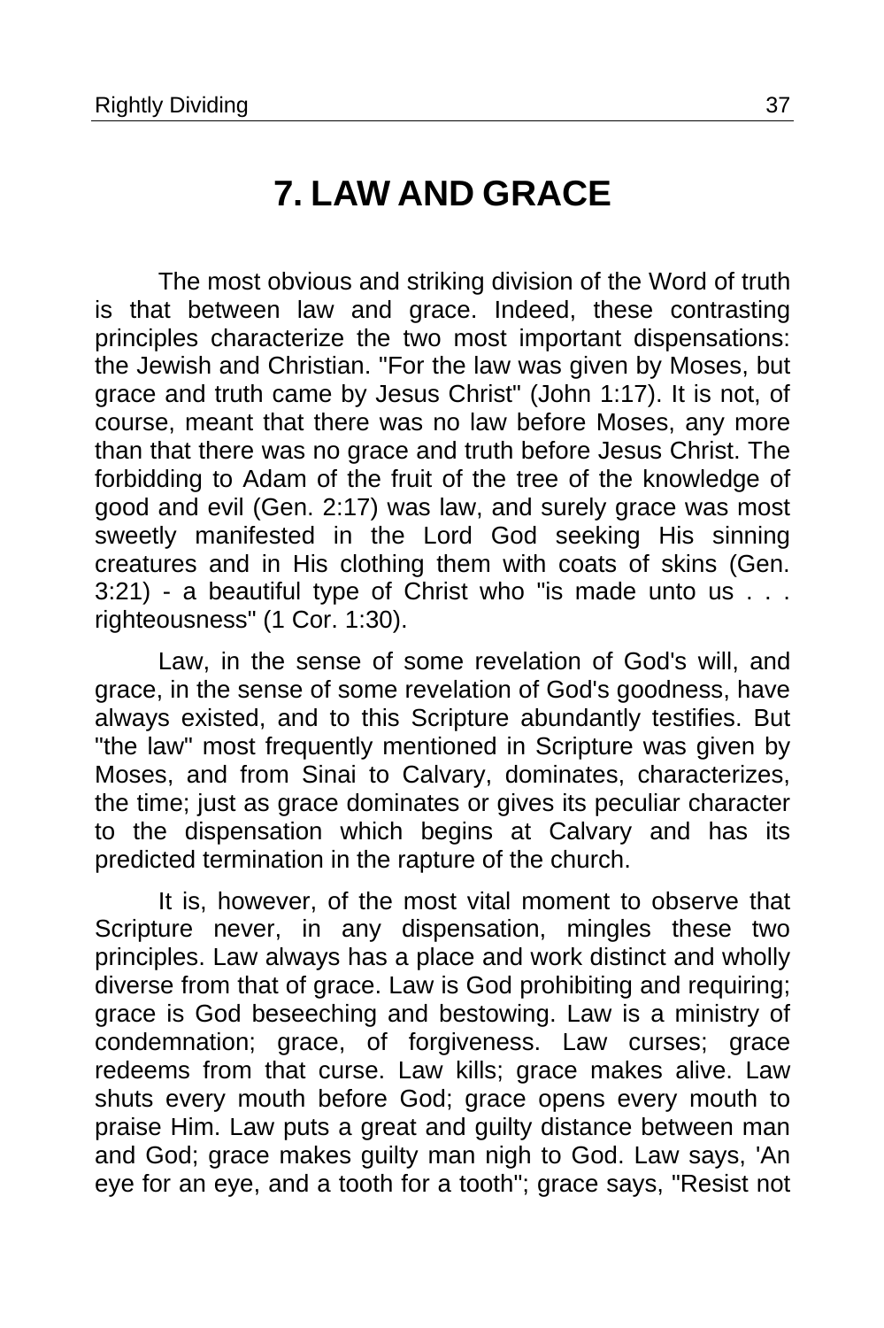# 7. LAW AND GRACE

The most obvious and striking division of the Word of truth is that between law and grace. Indeed, these contrasting principles characterize the two most important dispensations: the Jewish and Christian. "For the law was given by Moses, but grace and truth came by Jesus Christ" (John 1:17). It is not, of course, meant that there was no law before Moses, any more than that there was no grace and truth before Jesus Christ. The forbidding to Adam of the fruit of the tree of the knowledge of good and evil (Gen. 2:17) was law, and surely grace was most sweetly manifested in the Lord God seeking His sinning creatures and in His clothing them with coats of skins (Gen. 3:21) - a beautiful type of Christ who "is made unto us . . . righteousness" (1 Cor. 1:30).

Law, in the sense of some revelation of God's will, and grace, in the sense of some revelation of God's goodness, have always existed, and to this Scripture abundantly testifies. But "the law" most frequently mentioned in Scripture was given by Moses, and from Sinai to Calvary, dominates, characterizes, the time; just as grace dominates or gives its peculiar character to the dispensation which begins at Calvary and has its predicted termination in the rapture of the church.

It is, however, of the most vital moment to observe that Scripture never, in any dispensation, mingles these two principles. Law always has a place and work distinct and wholly diverse from that of grace. Law is God prohibiting and requiring; grace is God beseeching and bestowing. Law is a ministry of condemnation; grace, of forgiveness. Law curses; grace redeems from that curse. Law kills; grace makes alive. Law shuts every mouth before God; grace opens every mouth to praise Him. Law puts a great and guilty distance between man and God; grace makes guilty man nigh to God. Law says, 'An eye for an eye, and a tooth for a tooth"; grace says, "Resist not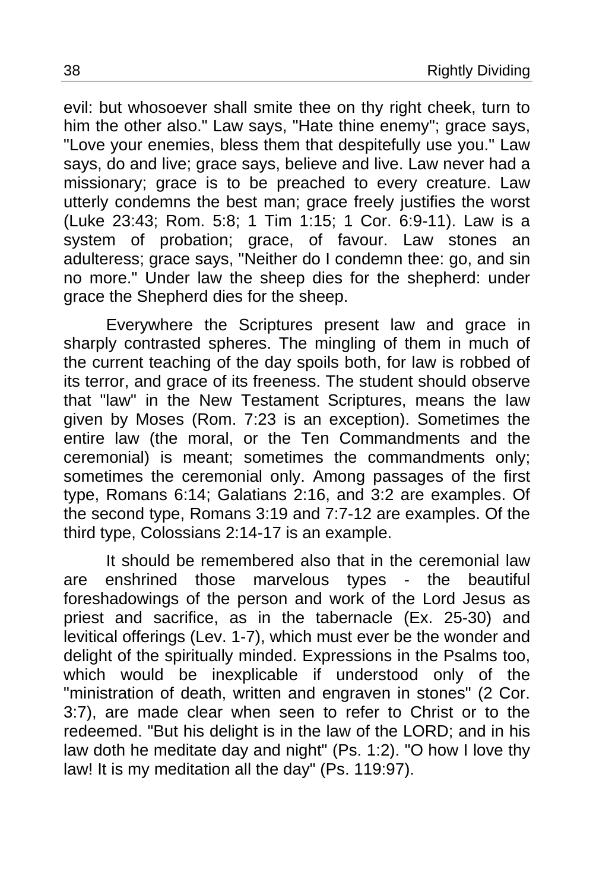evil: but whosoever shall smite thee on thy right cheek, turn to him the other also." Law says, "Hate thine enemy"; grace says, "Love your enemies, bless them that despitefully use you." Law says, do and live; grace says, believe and live. Law never had a missionary; grace is to be preached to every creature. Law utterly condemns the best man; grace freely justifies the worst (Luke 23:43; Rom. 5:8; 1 Tim 1:15; 1 Cor. 6:9-11). Law is a system of probation; grace, of favour. Law stones an adulteress; grace says, "Neither do I condemn thee: go, and sin no more." Under law the sheep dies for the shepherd: under grace the Shepherd dies for the sheep.

Everywhere the Scriptures present law and grace in sharply contrasted spheres. The mingling of them in much of the current teaching of the day spoils both, for law is robbed of its terror, and grace of its freeness. The student should observe that "law" in the New Testament Scriptures, means the law given by Moses (Rom. 7:23 is an exception). Sometimes the entire law (the moral, or the Ten Commandments and the ceremonial) is meant; sometimes the commandments only; sometimes the ceremonial only. Among passages of the first type, Romans 6:14; Galatians 2:16, and 3:2 are examples. Of the second type, Romans 3:19 and 7:7-12 are examples. Of the third type, Colossians 2:14-17 is an example.

It should be remembered also that in the ceremonial law are enshrined those marvelous types - the beautiful foreshadowings of the person and work of the Lord Jesus as priest and sacrifice, as in the tabernacle (Ex. 25-30) and levitical offerings (Lev. 1-7), which must ever be the wonder and delight of the spiritually minded. Expressions in the Psalms too, which would be inexplicable if understood only of the "ministration of death, written and engraven in stones" (2 Cor. 3:7), are made clear when seen to refer to Christ or to the redeemed. "But his delight is in the law of the LORD; and in his law doth he meditate day and night" (Ps. 1:2). "O how I love thy law! It is my meditation all the day" (Ps. 119:97).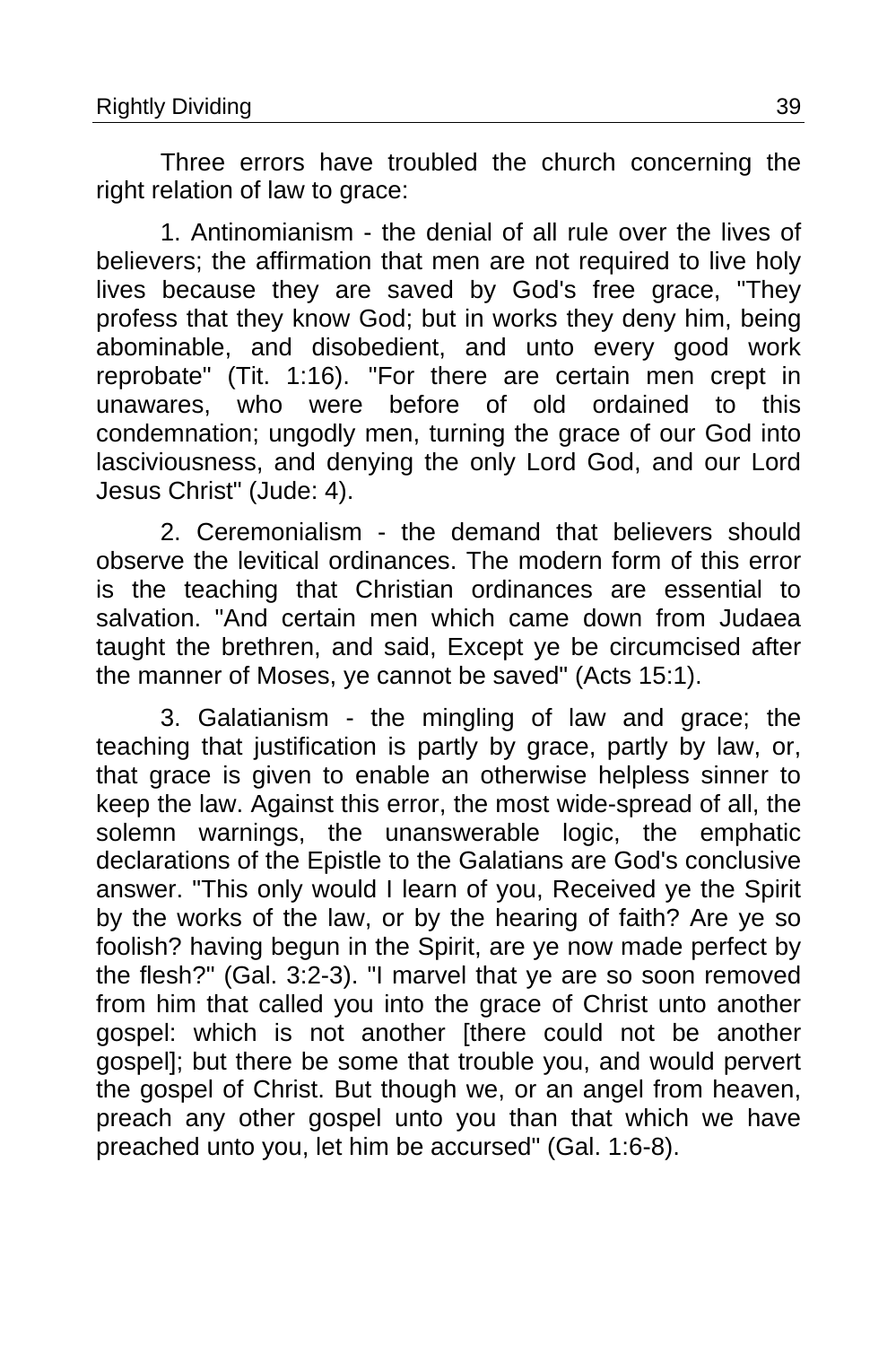Three errors have troubled the church concerning the right relation of law to grace:

1. Antinomianism - the denial of all rule over the lives of believers; the affirmation that men are not required to live holy lives because they are saved by God's free grace, "They profess that they know God; but in works they deny him, being abominable, and disobedient, and unto every good work reprobate" (Tit. 1:16). "For there are certain men crept in unawares, who were before of old ordained to this condemnation; ungodly men, turning the grace of our God into lasciviousness, and denying the only Lord God, and our Lord Jesus Christ" (Jude: 4).

2. Ceremonialism - the demand that believers should observe the levitical ordinances. The modern form of this error is the teaching that Christian ordinances are essential to salvation. "And certain men which came down from Judaea taught the brethren, and said, Except ye be circumcised after the manner of Moses, ye cannot be saved" (Acts 15:1).

3. Galatianism - the mingling of law and grace; the teaching that justification is partly by grace, partly by law, or, that grace is given to enable an otherwise helpless sinner to keep the law. Against this error, the most wide-spread of all, the solemn warnings, the unanswerable logic, the emphatic declarations of the Epistle to the Galatians are God's conclusive answer. "This only would I learn of you, Received ye the Spirit by the works of the law, or by the hearing of faith? Are ye so foolish? having begun in the Spirit, are ye now made perfect by the flesh?" (Gal. 3:2-3). "I marvel that ye are so soon removed from him that called you into the grace of Christ unto another gospel: which is not another [there could not be another gospel]; but there be some that trouble you, and would pervert the gospel of Christ. But though we, or an angel from heaven, preach any other gospel unto you than that which we have preached unto you, let him be accursed" (Gal. 1:6-8).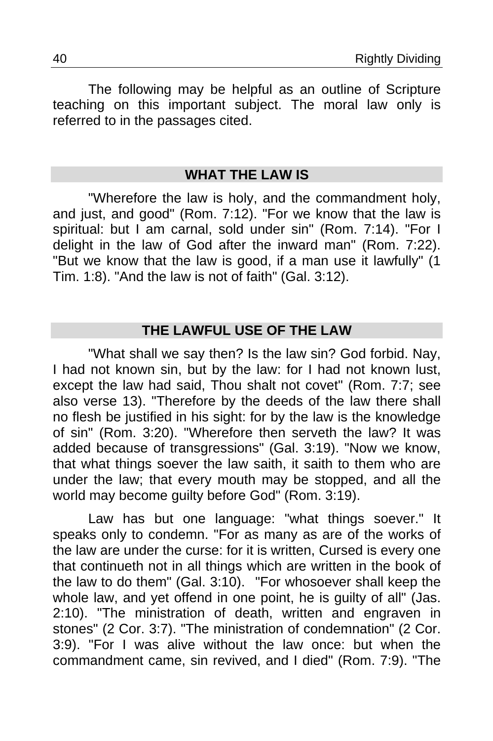The following may be helpful as an outline of Scripture teaching on this important subject. The moral law only is referred to in the passages cited.

## WHAT THE LAW IS

"Wherefore the law is holy, and the commandment holy, and just, and good" (Rom. 7:12). "For we know that the law is spiritual: but I am carnal, sold under sin" (Rom. 7:14). "For I delight in the law of God after the inward man" (Rom. 7:22). "But we know that the law is good, if a man use it lawfully" (1 Tim. 1:8). "And the law is not of faith" (Gal. 3:12).

## THE LAWFUL USE OF THE LAW

"What shall we say then? Is the law sin? God forbid. Nay, I had not known sin, but by the law: for I had not known lust, except the law had said, Thou shalt not covet" (Rom. 7:7; see also verse 13). "Therefore by the deeds of the law there shall no flesh be justified in his sight: for by the law is the knowledge of sin" (Rom. 3:20). "Wherefore then serveth the law? It was added because of transgressions" (Gal. 3:19). "Now we know, that what things soever the law saith, it saith to them who are under the law; that every mouth may be stopped, and all the world may become guilty before God" (Rom. 3:19).

Law has but one language: "what things soever." It speaks only to condemn. "For as many as are of the works of the law are under the curse: for it is written, Cursed is every one that continueth not in all things which are written in the book of the law to do them" (Gal. 3:10). "For whosoever shall keep the whole law, and yet offend in one point, he is guilty of all" (Jas. 2:10). "The ministration of death, written and engraven in stones" (2 Cor. 3:7). "The ministration of condemnation" (2 Cor. 3:9). "For I was alive without the law once: but when the commandment came, sin revived, and I died" (Rom. 7:9). "The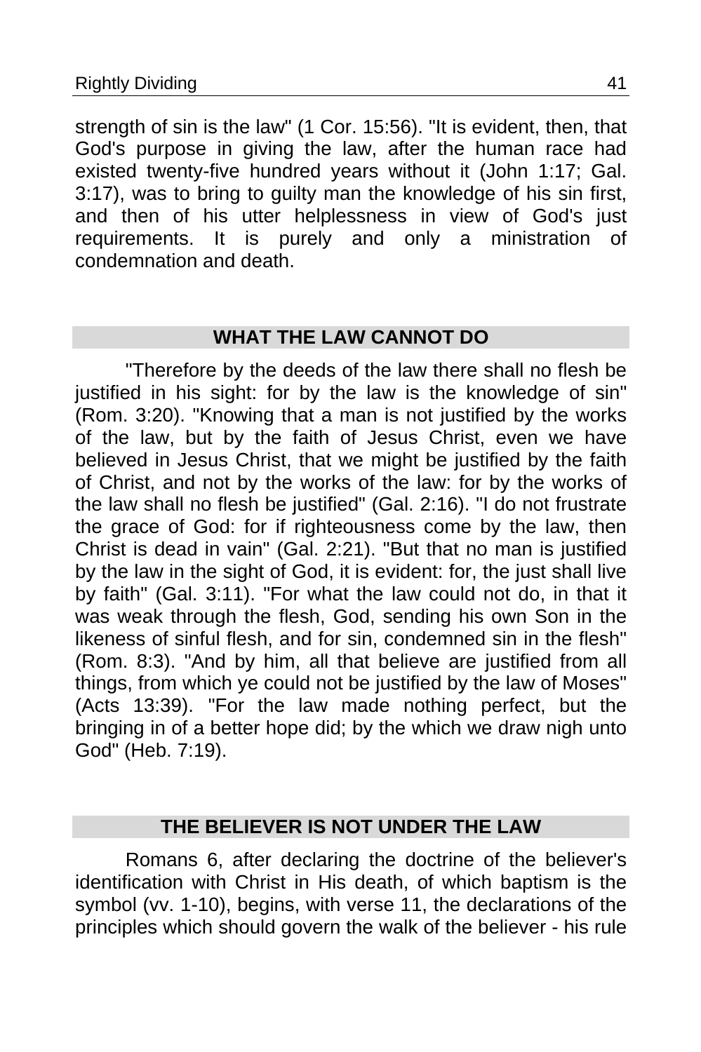strength of sin is the law" (1 Cor. 15:56). "It is evident, then, that God's purpose in giving the law, after the human race had existed twenty-five hundred years without it (John 1:17; Gal. 3:17), was to bring to guilty man the knowledge of his sin first, and then of his utter helplessness in view of God's just requirements. It is purely and only a ministration of condemnation and death.

## WHAT THE LAW CANNOT DO

"Therefore by the deeds of the law there shall no flesh be justified in his sight: for by the law is the knowledge of sin" (Rom. 3:20). "Knowing that a man is not justified by the works of the law, but by the faith of Jesus Christ, even we have believed in Jesus Christ, that we might be justified by the faith of Christ, and not by the works of the law: for by the works of the law shall no flesh be justified" (Gal. 2:16). "I do not frustrate the grace of God: for if righteousness come by the law, then Christ is dead in vain" (Gal. 2:21). "But that no man is justified by the law in the sight of God, it is evident: for, the just shall live by faith" (Gal. 3:11). "For what the law could not do, in that it was weak through the flesh, God, sending his own Son in the likeness of sinful flesh, and for sin, condemned sin in the flesh" (Rom. 8:3). "And by him, all that believe are justified from all things, from which ye could not be justified by the law of Moses" (Acts 13:39). "For the law made nothing perfect, but the bringing in of a better hope did; by the which we draw nigh unto God" (Heb. 7:19).

## THE BELIEVER IS NOT UNDER THE LAW

Romans 6, after declaring the doctrine of the believer's identification with Christ in His death, of which baptism is the symbol (vv. 1-10), begins, with verse 11, the declarations of the principles which should govern the walk of the believer - his rule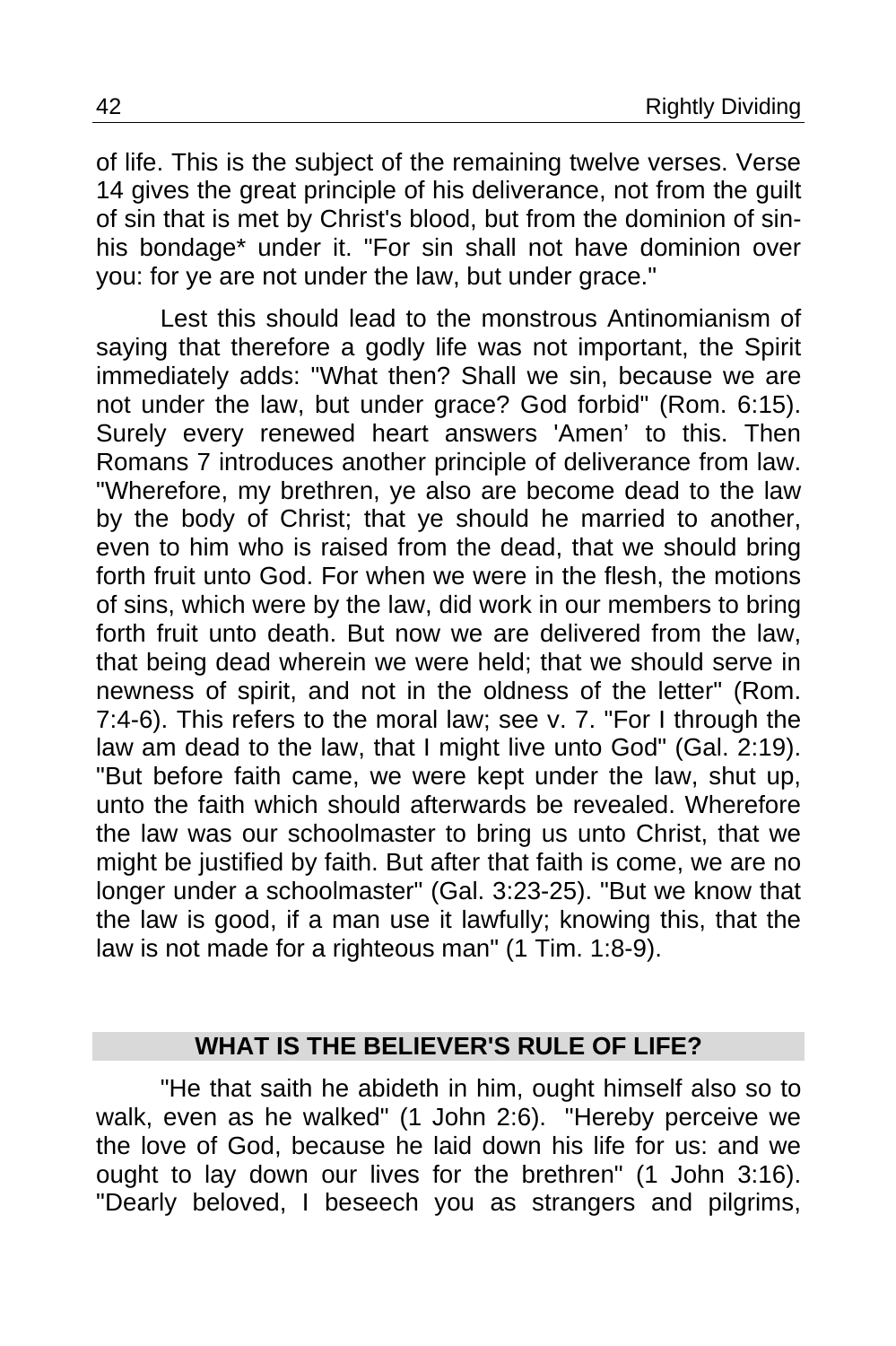of life. This is the subject of the remaining twelve verses. Verse 14 gives the great principle of his deliverance, not from the guilt of sin that is met by Christ's blood, but from the dominion of sin-his bondage* under it. "For sin shall not have dominion over you: for ye are not under the law, but under grace."

Lest this should lead to the monstrous Antinomianism of saying that therefore a godly life was not important, the Spirit immediately adds: "What then? Shall we sin, because we are not under the law, but under grace? God forbid" (Rom. 6:15). Surely every renewed heart answers 'Amen' to this. Then Romans 7 introduces another principle of deliverance from law. "Wherefore, my brethren, ye also are become dead to the law by the body of Christ; that ye should he married to another, even to him who is raised from the dead, that we should bring forth fruit unto God. For when we were in the flesh, the motions of sins, which were by the law, did work in our members to bring forth fruit unto death. But now we are delivered from the law, that being dead wherein we were held; that we should serve in newness of spirit, and not in the oldness of the letter" (Rom. 7:4-6). This refers to the moral law; see v. 7. "For I through the law am dead to the law, that I might live unto God" (Gal. 2:19). "But before faith came, we were kept under the law, shut up, unto the faith which should afterwards be revealed. Wherefore the law was our schoolmaster to bring us unto Christ, that we might be justified by faith. But after that faith is come, we are no longer under a schoolmaster" (Gal. 3:23-25). "But we know that the law is good, if a man use it lawfully; knowing this, that the law is not made for a righteous man" (1 Tim. 1:8-9).

## WHAT IS THE BELIEVER'S RULE OF LIFE?

"He that saith he abideth in him, ought himself also so to walk, even as he walked" (1 John 2:6). "Hereby perceive we the love of God, because he laid down his life for us: and we ought to lay down our lives for the brethren" (1 John 3:16). "Dearly beloved, I beseech you as strangers and pilgrims,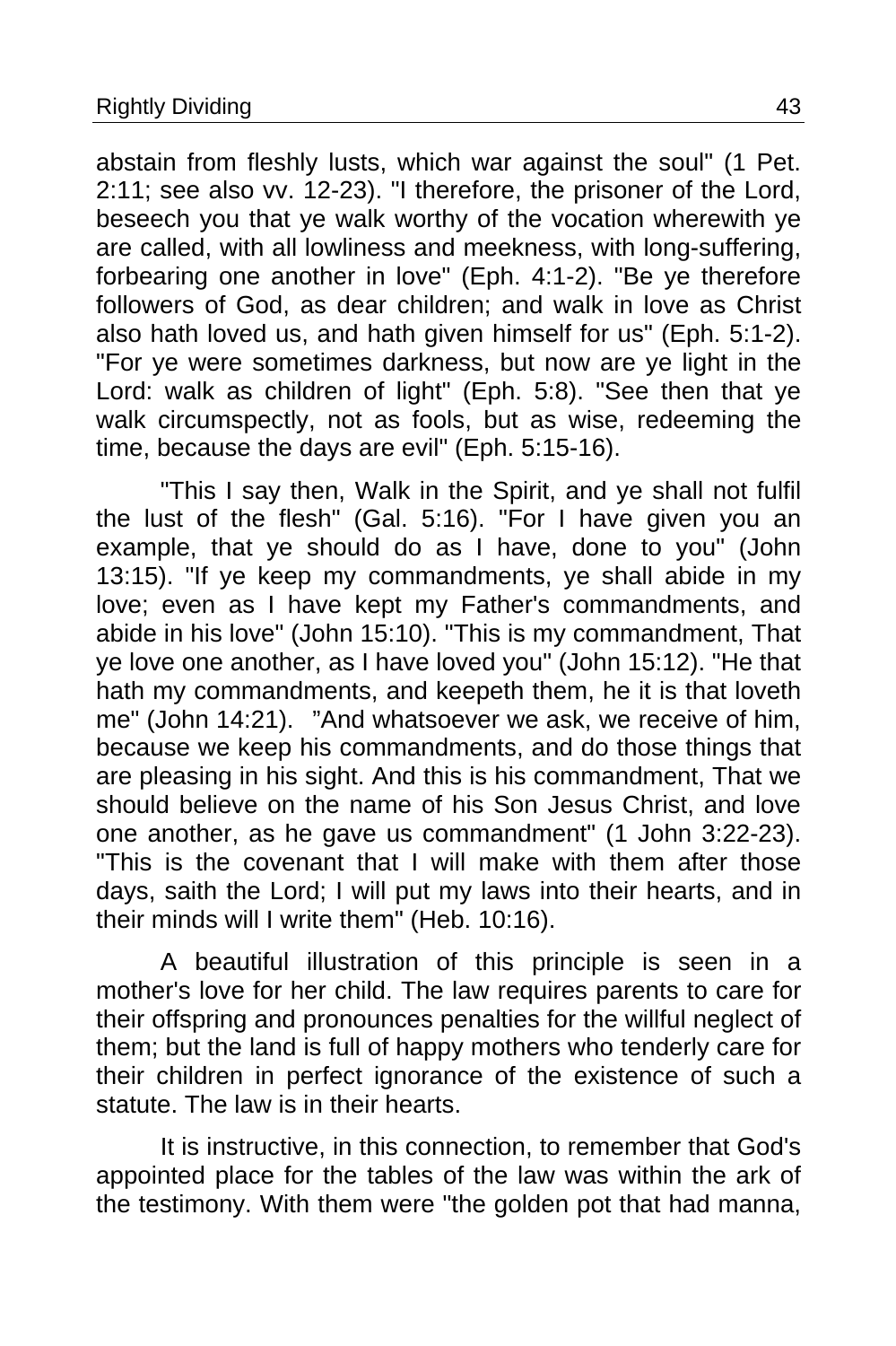abstain from fleshly lusts, which war against the soul" (1 Pet. 2:11; see also vv. 12-23). "I therefore, the prisoner of the Lord, beseech you that ye walk worthy of the vocation wherewith ye are called, with all lowliness and meekness, with long-suffering, forbearing one another in love" (Eph. 4:1-2). "Be ye therefore followers of God, as dear children; and walk in love as Christ also hath loved us, and hath given himself for us" (Eph. 5:1-2). "For ye were sometimes darkness, but now are ye light in the Lord: walk as children of light" (Eph. 5:8). "See then that ye walk circumspectly, not as fools, but as wise, redeeming the time, because the days are evil" (Eph. 5:15-16).

"This I say then, Walk in the Spirit, and ye shall not fulfil the lust of the flesh" (Gal. 5:16). "For I have given you an example, that ye should do as I have, done to you" (John 13:15). "If ye keep my commandments, ye shall abide in my love; even as I have kept my Father's commandments, and abide in his love" (John 15:10). "This is my commandment, That ye love one another, as I have loved you" (John 15:12). "He that hath my commandments, and keepeth them, he it is that loveth me" (John 14:21). "And whatsoever we ask, we receive of him, because we keep his commandments, and do those things that are pleasing in his sight. And this is his commandment, That we should believe on the name of his Son Jesus Christ, and love one another, as he gave us commandment" (1 John 3:22-23). "This is the covenant that I will make with them after those days, saith the Lord; I will put my laws into their hearts, and in their minds will I write them" (Heb. 10:16).

A beautiful illustration of this principle is seen in a mother's love for her child. The law requires parents to care for their offspring and pronounces penalties for the willful neglect of them; but the land is full of happy mothers who tenderly care for their children in perfect ignorance of the existence of such a statute. The law is in their hearts.

It is instructive, in this connection, to remember that God's appointed place for the tables of the law was within the ark of the testimony. With them were "the golden pot that had manna,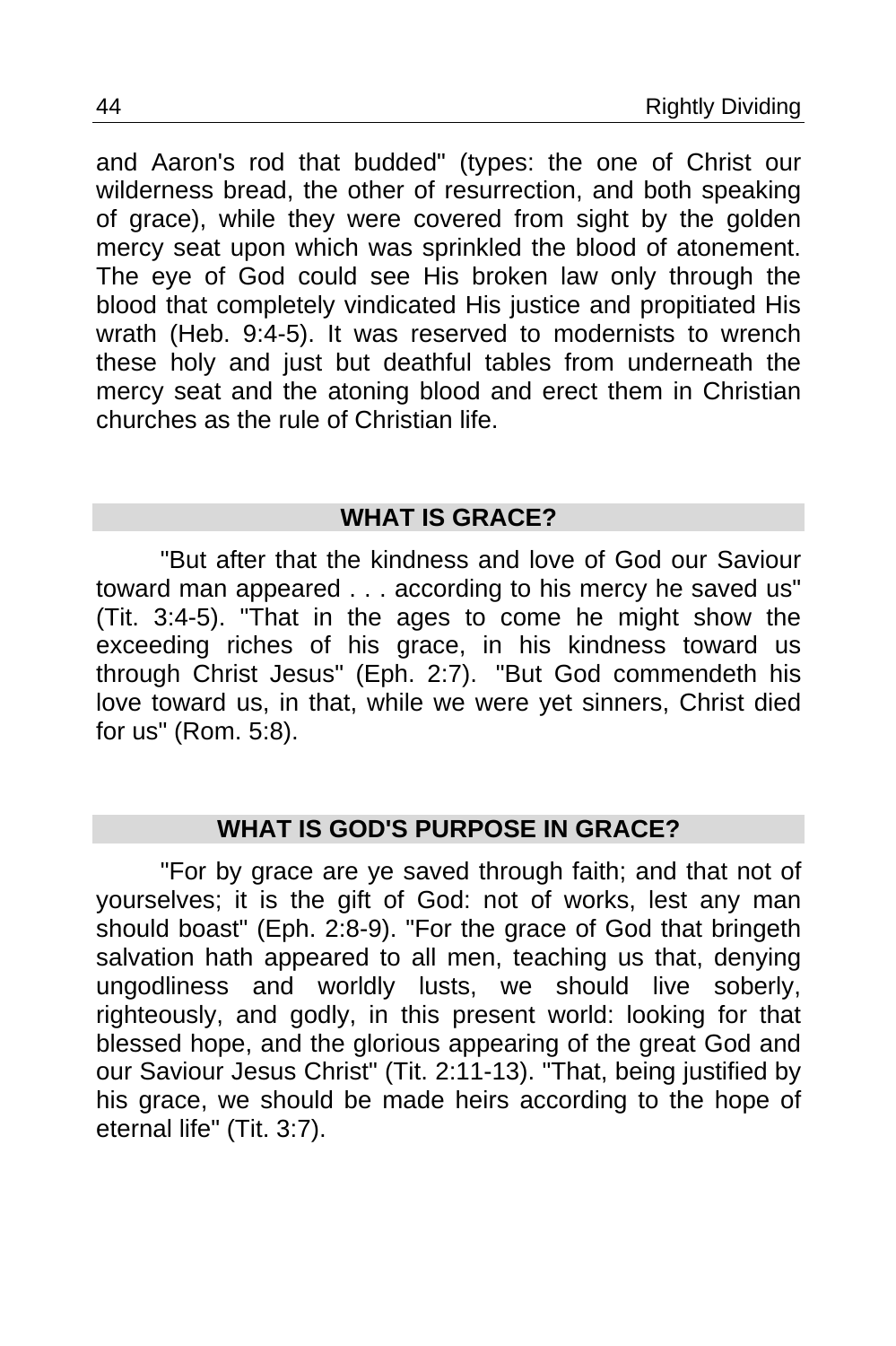and Aaron's rod that budded" (types: the one of Christ our wilderness bread, the other of resurrection, and both speaking of grace), while they were covered from sight by the golden mercy seat upon which was sprinkled the blood of atonement. The eye of God could see His broken law only through the blood that completely vindicated His justice and propitiated His wrath (Heb. 9:4-5). It was reserved to modernists to wrench these holy and just but deathful tables from underneath the mercy seat and the atoning blood and erect them in Christian churches as the rule of Christian life.

## WHAT IS GRACE?

"But after that the kindness and love of God our Saviour toward man appeared . . . according to his mercy he saved us" (Tit. 3:4-5). "That in the ages to come he might show the exceeding riches of his grace, in his kindness toward us through Christ Jesus" (Eph. 2:7). "But God commendeth his love toward us, in that, while we were yet sinners, Christ died for us" (Rom. 5:8).

## WHAT IS GOD'S PURPOSE IN GRACE?

"For by grace are ye saved through faith; and that not of yourselves; it is the gift of God: not of works, lest any man should boast" (Eph. 2:8-9). "For the grace of God that bringeth salvation hath appeared to all men, teaching us that, denying ungodliness and worldly lusts, we should live soberly, righteously, and godly, in this present world: looking for that blessed hope, and the glorious appearing of the great God and our Saviour Jesus Christ" (Tit. 2:11-13). "That, being justified by his grace, we should be made heirs according to the hope of eternal life" (Tit. 3:7).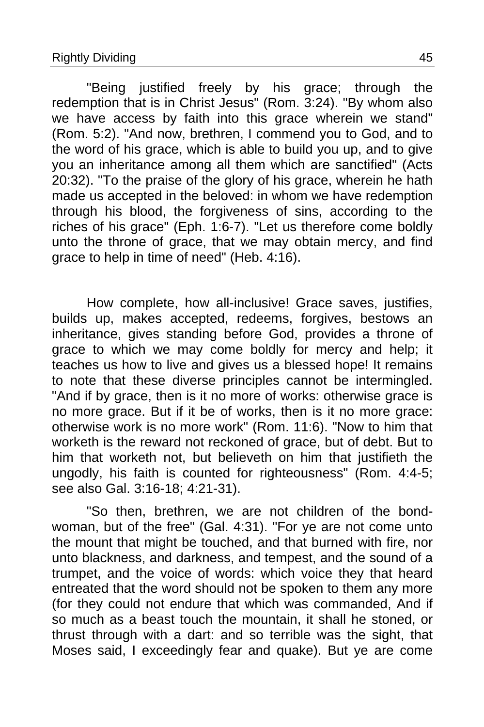"Being justified freely by his grace; through the redemption that is in Christ Jesus" (Rom. 3:24). "By whom also we have access by faith into this grace wherein we stand" (Rom. 5:2). "And now, brethren, I commend you to God, and to the word of his grace, which is able to build you up, and to give you an inheritance among all them which are sanctified" (Acts 20:32). "To the praise of the glory of his grace, wherein he hath made us accepted in the beloved: in whom we have redemption through his blood, the forgiveness of sins, according to the riches of his grace" (Eph. 1:6-7). "Let us therefore come boldly unto the throne of grace, that we may obtain mercy, and find grace to help in time of need" (Heb. 4:16).

How complete, how all-inclusive! Grace saves, justifies, builds up, makes accepted, redeems, forgives, bestows an inheritance, gives standing before God, provides a throne of grace to which we may come boldly for mercy and help; it teaches us how to live and gives us a blessed hope! It remains to note that these diverse principles cannot be intermingled. "And if by grace, then is it no more of works: otherwise grace is no more grace. But if it be of works, then is it no more grace: otherwise work is no more work" (Rom. 11:6). "Now to him that worketh is the reward not reckoned of grace, but of debt. But to him that worketh not, but believeth on him that justifieth the ungodly, his faith is counted for righteousness" (Rom. 4:4-5; see also Gal. 3:16-18; 4:21-31).

"So then, brethren, we are not children of the bond-woman, but of the free" (Gal. 4:31). "For ye are not come unto the mount that might be touched, and that burned with fire, nor unto blackness, and darkness, and tempest, and the sound of a trumpet, and the voice of words: which voice they that heard entreated that the word should not be spoken to them any more (for they could not endure that which was commanded, And if so much as a beast touch the mountain, it shall he stoned, or thrust through with a dart: and so terrible was the sight, that Moses said, I exceedingly fear and quake). But ye are come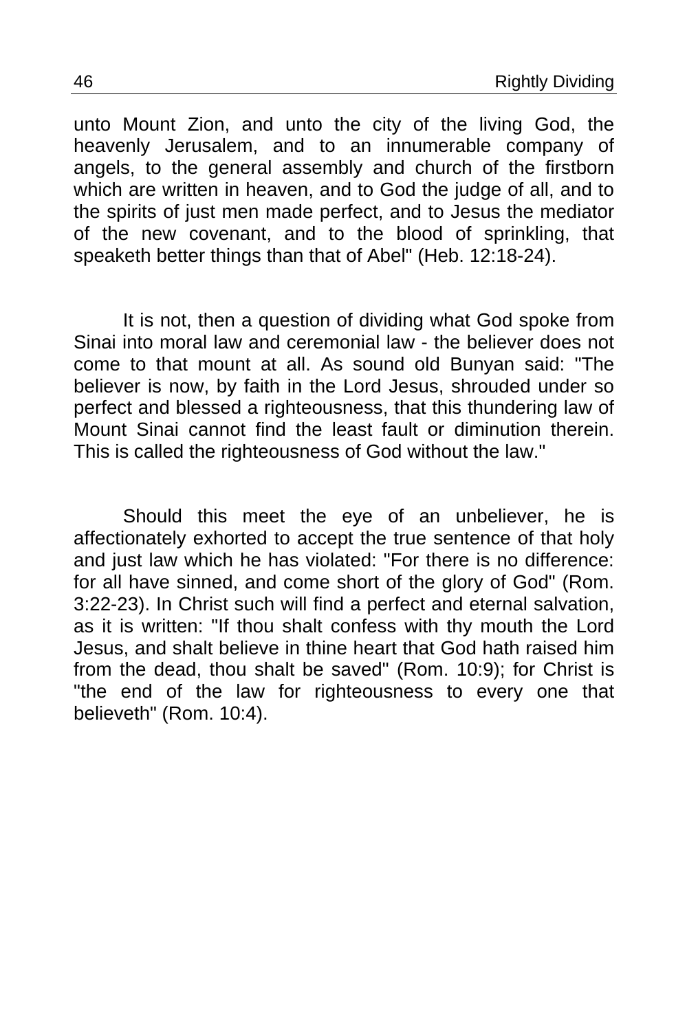unto Mount Zion, and unto the city of the living God, the heavenly Jerusalem, and to an innumerable company of angels, to the general assembly and church of the firstborn which are written in heaven, and to God the judge of all, and to the spirits of just men made perfect, and to Jesus the mediator of the new covenant, and to the blood of sprinkling, that speaketh better things than that of Abel" (Heb. 12:18-24).

It is not, then a question of dividing what God spoke from Sinai into moral law and ceremonial law - the believer does not come to that mount at all. As sound old Bunyan said: "The believer is now, by faith in the Lord Jesus, shrouded under so perfect and blessed a righteousness, that this thundering law of Mount Sinai cannot find the least fault or diminution therein. This is called the righteousness of God without the law."

Should this meet the eye of an unbeliever, he is affectionately exhorted to accept the true sentence of that holy and just law which he has violated: "For there is no difference: for all have sinned, and come short of the glory of God" (Rom. 3:22-23). In Christ such will find a perfect and eternal salvation, as it is written: "If thou shalt confess with thy mouth the Lord Jesus, and shalt believe in thine heart that God hath raised him from the dead, thou shalt be saved" (Rom. 10:9); for Christ is "the end of the law for righteousness to every one that believeth" (Rom. 10:4).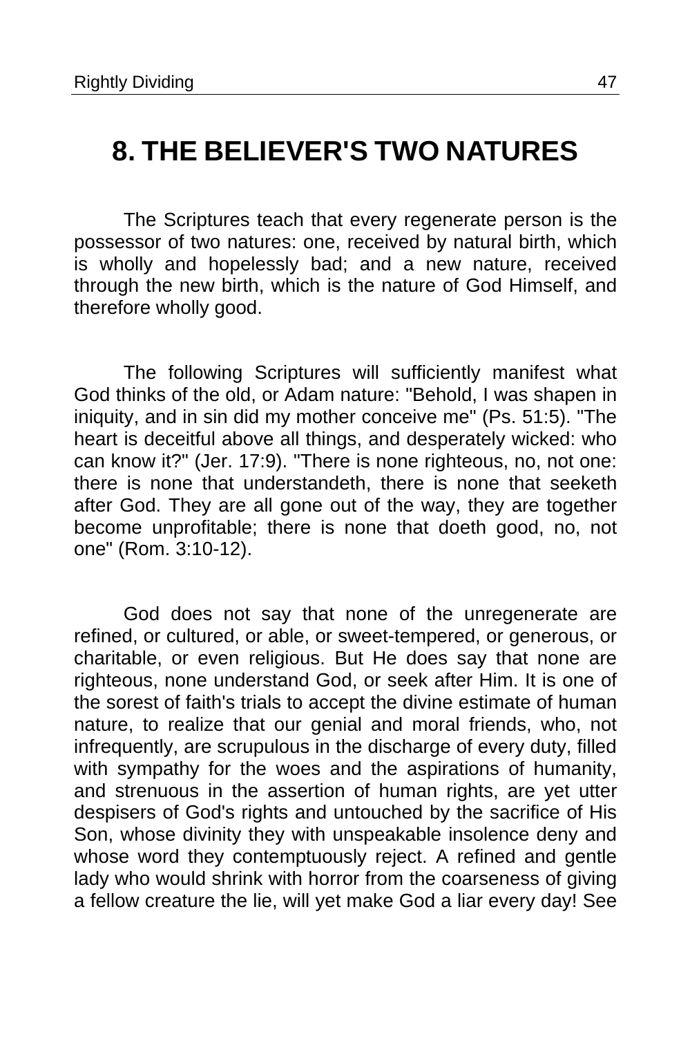# 8. THE BELIEVER'S TWO NATURES

The Scriptures teach that every regenerate person is the possessor of two natures: one, received by natural birth, which is wholly and hopelessly bad; and a new nature, received through the new birth, which is the nature of God Himself, and therefore wholly good.

The following Scriptures will sufficiently manifest what God thinks of the old, or Adam nature: "Behold, I was shapen in iniquity, and in sin did my mother conceive me" (Ps. 51:5). "The heart is deceitful above all things, and desperately wicked: who can know it?" (Jer. 17:9). "There is none righteous, no, not one: there is none that understandeth, there is none that seeketh after God. They are all gone out of the way, they are together become unprofitable; there is none that doeth good, no, not one" (Rom. 3:10-12).

God does not say that none of the unregenerate are refined, or cultured, or able, or sweet-tempered, or generous, or charitable, or even religious. But He does say that none are righteous, none understand God, or seek after Him. It is one of the sorest of faith's trials to accept the divine estimate of human nature, to realize that our genial and moral friends, who, not infrequently, are scrupulous in the discharge of every duty, filled with sympathy for the woes and the aspirations of humanity, and strenuous in the assertion of human rights, are yet utter despisers of God's rights and untouched by the sacrifice of His Son, whose divinity they with unspeakable insolence deny and whose word they contemptuously reject. A refined and gentle lady who would shrink with horror from the coarseness of giving a fellow creature the lie, will yet make God a liar every day! See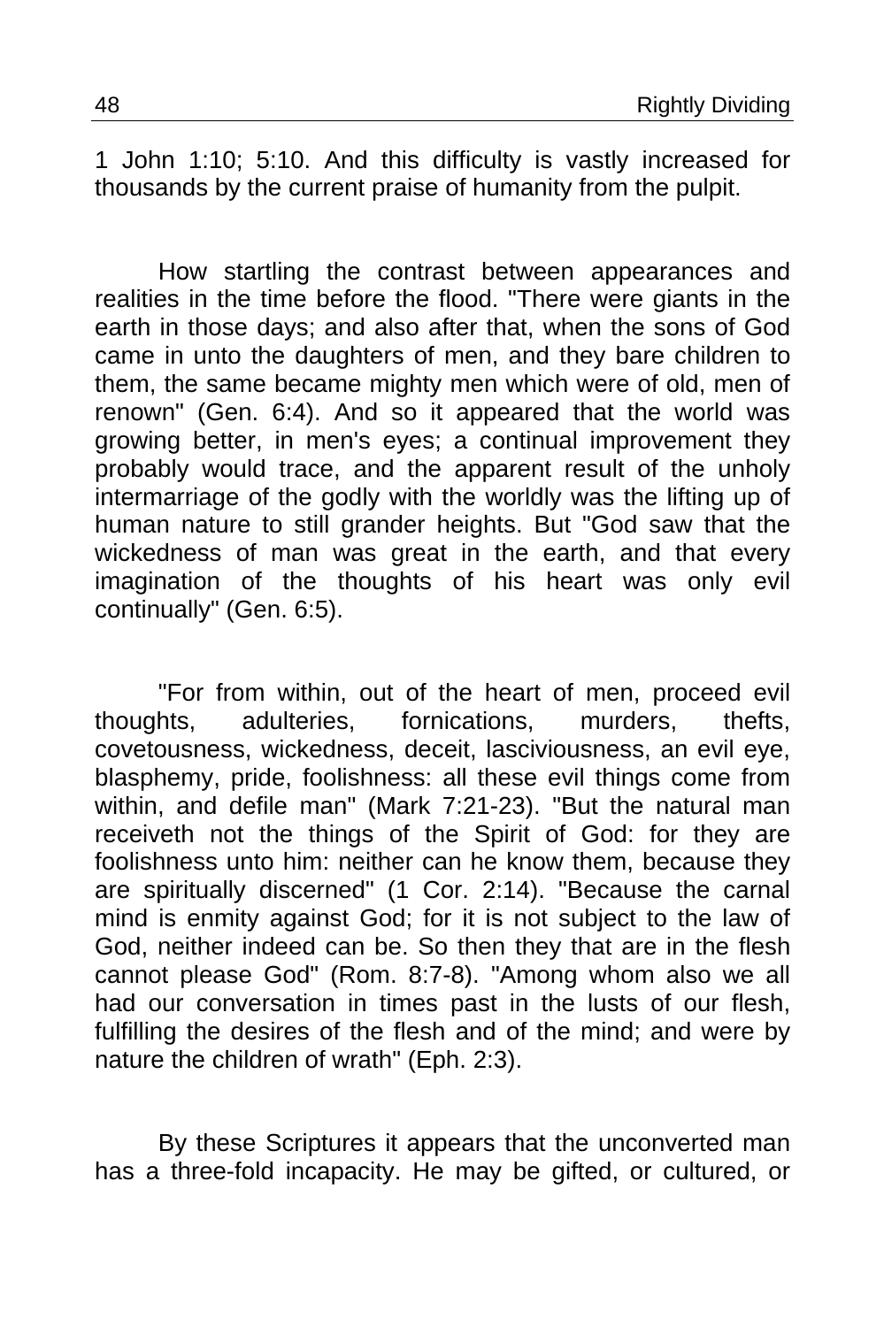1 John 1:10; 5:10. And this difficulty is vastly increased for thousands by the current praise of humanity from the pulpit.

How startling the contrast between appearances and realities in the time before the flood. "There were giants in the earth in those days; and also after that, when the sons of God came in unto the daughters of men, and they bare children to them, the same became mighty men which were of old, men of renown" (Gen. 6:4). And so it appeared that the world was growing better, in men's eyes; a continual improvement they probably would trace, and the apparent result of the unholy intermarriage of the godly with the worldly was the lifting up of human nature to still grander heights. But "God saw that the wickedness of man was great in the earth, and that every imagination of the thoughts of his heart was only evil continually" (Gen. 6:5).

"For from within, out of the heart of men, proceed evil thoughts, adulteries, fornications, murders, thefts, covetousness, wickedness, deceit, lasciviousness, an evil eye, blasphemy, pride, foolishness: all these evil things come from within, and defile man" (Mark 7:21-23). "But the natural man receiveth not the things of the Spirit of God: for they are foolishness unto him: neither can he know them, because they are spiritually discerned" (1 Cor. 2:14). "Because the carnal mind is enmity against God; for it is not subject to the law of God, neither indeed can be. So then they that are in the flesh cannot please God" (Rom. 8:7-8). "Among whom also we all had our conversation in times past in the lusts of our flesh, fulfilling the desires of the flesh and of the mind; and were by nature the children of wrath" (Eph. 2:3).

By these Scriptures it appears that the unconverted man has a three-fold incapacity. He may be gifted, or cultured, or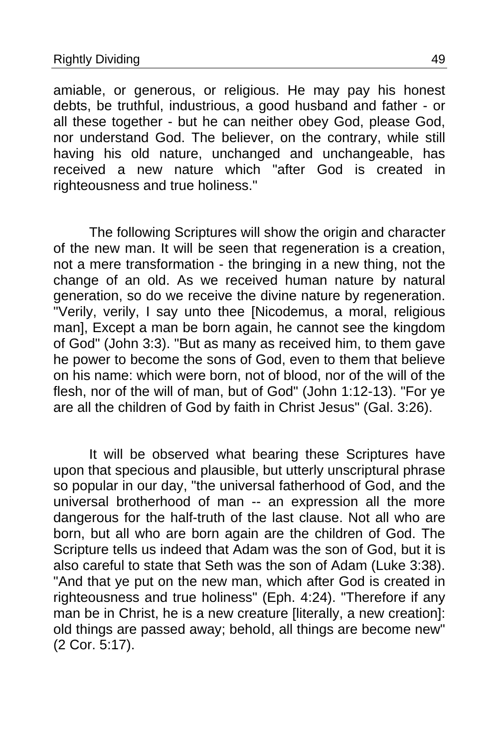amiable, or generous, or religious. He may pay his honest debts, be truthful, industrious, a good husband and father - or all these together - but he can neither obey God, please God, nor understand God. The believer, on the contrary, while still having his old nature, unchanged and unchangeable, has received a new nature which "after God is created in righteousness and true holiness."

The following Scriptures will show the origin and character of the new man. It will be seen that regeneration is a creation, not a mere transformation - the bringing in a new thing, not the change of an old. As we received human nature by natural generation, so do we receive the divine nature by regeneration. "Verily, verily, I say unto thee [Nicodemus, a moral, religious man], Except a man be born again, he cannot see the kingdom of God" (John 3:3). "But as many as received him, to them gave he power to become the sons of God, even to them that believe on his name: which were born, not of blood, nor of the will of the flesh, nor of the will of man, but of God" (John 1:12-13). "For ye are all the children of God by faith in Christ Jesus" (Gal. 3:26).

It will be observed what bearing these Scriptures have upon that specious and plausible, but utterly unscriptural phrase so popular in our day, "the universal fatherhood of God, and the universal brotherhood of man -- an expression all the more dangerous for the half-truth of the last clause. Not all who are born, but all who are born again are the children of God. The Scripture tells us indeed that Adam was the son of God, but it is also careful to state that Seth was the son of Adam (Luke 3:38). "And that ye put on the new man, which after God is created in righteousness and true holiness" (Eph. 4:24). "Therefore if any man be in Christ, he is a new creature [literally, a new creation]: old things are passed away; behold, all things are become new" (2 Cor. 5:17).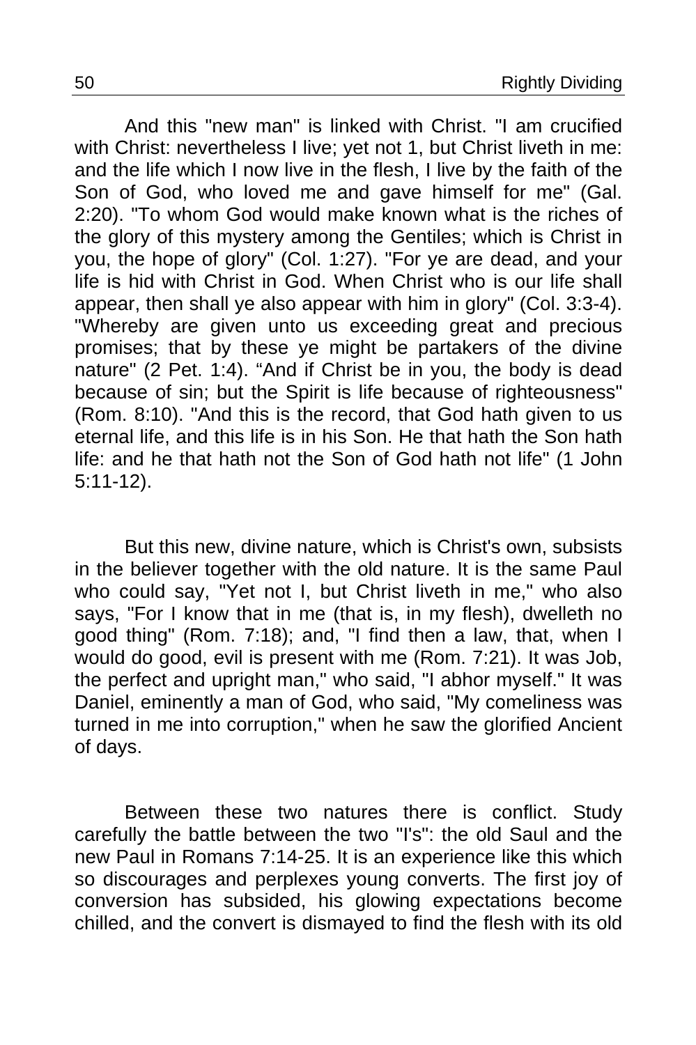And this "new man" is linked with Christ. "I am crucified with Christ: nevertheless I live; yet not 1, but Christ liveth in me: and the life which I now live in the flesh, I live by the faith of the Son of God, who loved me and gave himself for me" (Gal. 2:20). "To whom God would make known what is the riches of the glory of this mystery among the Gentiles; which is Christ in you, the hope of glory" (Col. 1:27). "For ye are dead, and your life is hid with Christ in God. When Christ who is our life shall appear, then shall ye also appear with him in glory" (Col. 3:3-4). "Whereby are given unto us exceeding great and precious promises; that by these ye might be partakers of the divine nature" (2 Pet. 1:4). “And if Christ be in you, the body is dead because of sin; but the Spirit is life because of righteousness" (Rom. 8:10). "And this is the record, that God hath given to us eternal life, and this life is in his Son. He that hath the Son hath life: and he that hath not the Son of God hath not life" (1 John 5:11-12).

But this new, divine nature, which is Christ's own, subsists in the believer together with the old nature. It is the same Paul who could say, "Yet not I, but Christ liveth in me," who also says, "For I know that in me (that is, in my flesh), dwelleth no good thing" (Rom. 7:18); and, "I find then a law, that, when I would do good, evil is present with me (Rom. 7:21). It was Job, the perfect and upright man," who said, "I abhor myself." It was Daniel, eminently a man of God, who said, "My comeliness was turned in me into corruption," when he saw the glorified Ancient of days.

Between these two natures there is conflict. Study carefully the battle between the two "I's": the old Saul and the new Paul in Romans 7:14-25. It is an experience like this which so discourages and perplexes young converts. The first joy of conversion has subsided, his glowing expectations become chilled, and the convert is dismayed to find the flesh with its old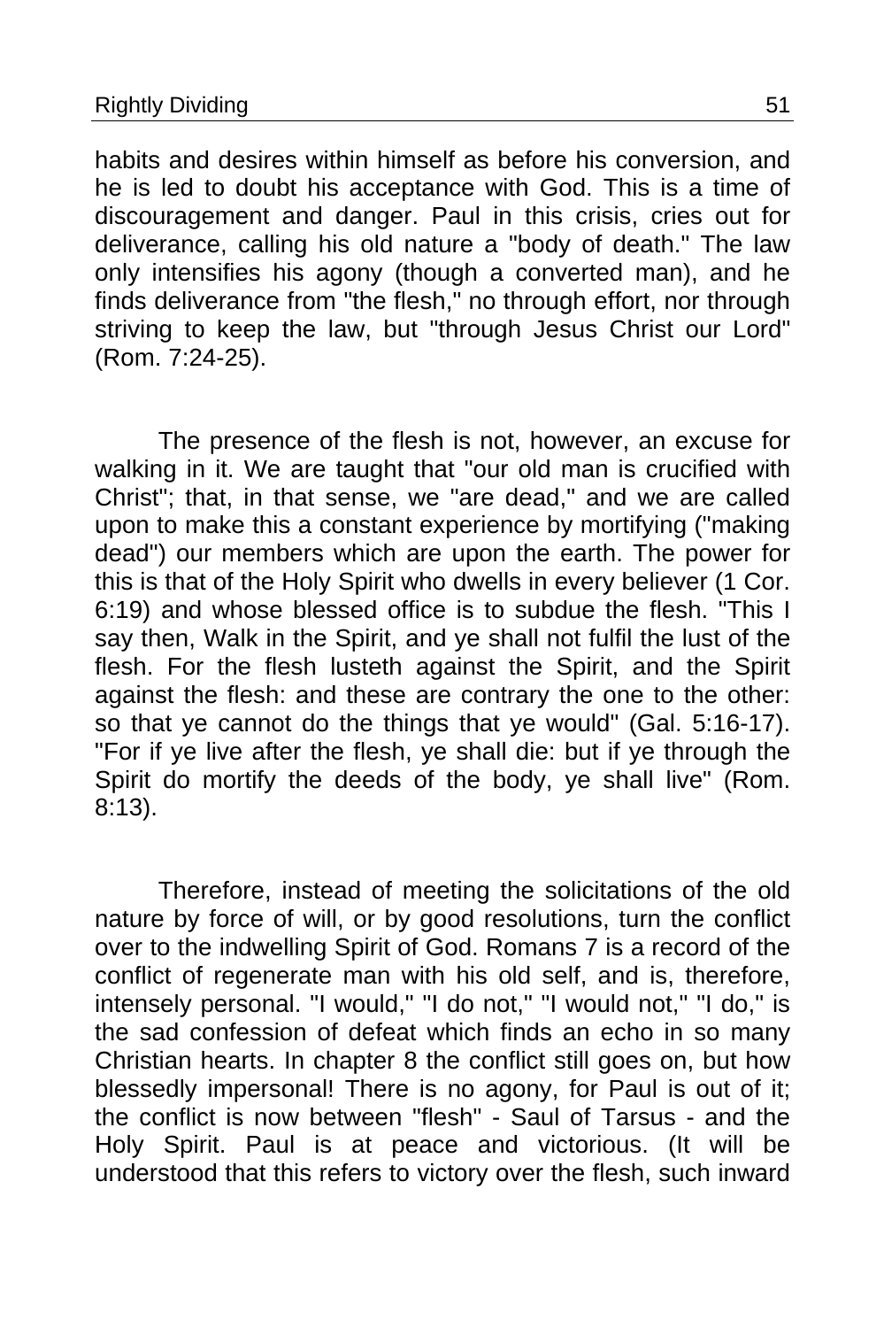habits and desires within himself as before his conversion, and he is led to doubt his acceptance with God. This is a time of discouragement and danger. Paul in this crisis, cries out for deliverance, calling his old nature a "body of death." The law only intensifies his agony (though a converted man), and he finds deliverance from "the flesh," no through effort, nor through striving to keep the law, but "through Jesus Christ our Lord" (Rom. 7:24-25).

The presence of the flesh is not, however, an excuse for walking in it. We are taught that "our old man is crucified with Christ"; that, in that sense, we "are dead," and we are called upon to make this a constant experience by mortifying ("making dead") our members which are upon the earth. The power for this is that of the Holy Spirit who dwells in every believer (1 Cor. 6:19) and whose blessed office is to subdue the flesh. "This I say then, Walk in the Spirit, and ye shall not fulfil the lust of the flesh. For the flesh lusteth against the Spirit, and the Spirit against the flesh: and these are contrary the one to the other: so that ye cannot do the things that ye would" (Gal. 5:16-17). "For if ye live after the flesh, ye shall die: but if ye through the Spirit do mortify the deeds of the body, ye shall live" (Rom. 8:13).

Therefore, instead of meeting the solicitations of the old nature by force of will, or by good resolutions, turn the conflict over to the indwelling Spirit of God. Romans 7 is a record of the conflict of regenerate man with his old self, and is, therefore, intensely personal. "I would," "I do not," "I would not," "I do," is the sad confession of defeat which finds an echo in so many Christian hearts. In chapter 8 the conflict still goes on, but how blessedly impersonal! There is no agony, for Paul is out of it; the conflict is now between "flesh" - Saul of Tarsus - and the Holy Spirit. Paul is at peace and victorious. (It will be understood that this refers to victory over the flesh, such inward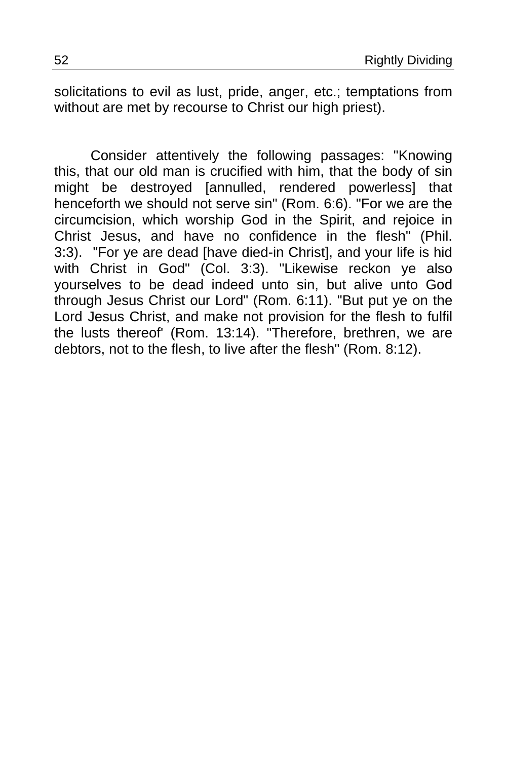solicitations to evil as lust, pride, anger, etc.; temptations from without are met by recourse to Christ our high priest).

Consider attentively the following passages: "Knowing this, that our old man is crucified with him, that the body of sin might be destroyed [annulled, rendered powerless] that henceforth we should not serve sin" (Rom. 6:6). "For we are the circumcision, which worship God in the Spirit, and rejoice in Christ Jesus, and have no confidence in the flesh" (Phil. 3:3). "For ye are dead [have died-in Christ], and your life is hid with Christ in God" (Col. 3:3). "Likewise reckon ye also yourselves to be dead indeed unto sin, but alive unto God through Jesus Christ our Lord" (Rom. 6:11). "But put ye on the Lord Jesus Christ, and make not provision for the flesh to fulfil the lusts thereof' (Rom. 13:14). "Therefore, brethren, we are debtors, not to the flesh, to live after the flesh" (Rom. 8:12).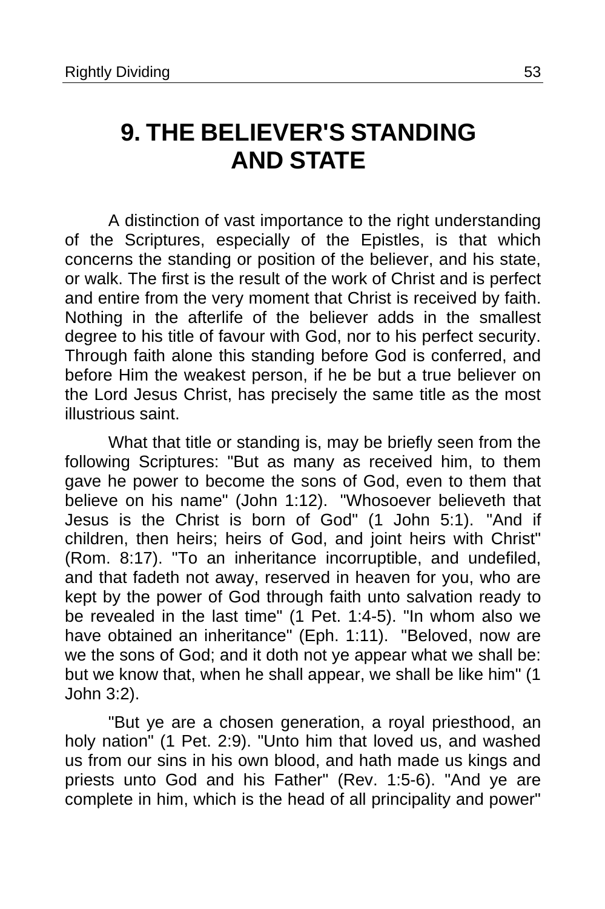# 9. THE BELIEVER'S STANDING AND STATE

A distinction of vast importance to the right understanding of the Scriptures, especially of the Epistles, is that which concerns the standing or position of the believer, and his state, or walk. The first is the result of the work of Christ and is perfect and entire from the very moment that Christ is received by faith. Nothing in the afterlife of the believer adds in the smallest degree to his title of favour with God, nor to his perfect security. Through faith alone this standing before God is conferred, and before Him the weakest person, if he be but a true believer on the Lord Jesus Christ, has precisely the same title as the most illustrious saint.

What that title or standing is, may be briefly seen from the following Scriptures: "But as many as received him, to them gave he power to become the sons of God, even to them that believe on his name" (John 1:12). "Whosoever believeth that Jesus is the Christ is born of God" (1 John 5:1). "And if children, then heirs; heirs of God, and joint heirs with Christ" (Rom. 8:17). "To an inheritance incorruptible, and undefiled, and that fadeth not away, reserved in heaven for you, who are kept by the power of God through faith unto salvation ready to be revealed in the last time" (1 Pet. 1:4-5). "In whom also we have obtained an inheritance" (Eph. 1:11). "Beloved, now are we the sons of God; and it doth not ye appear what we shall be: but we know that, when he shall appear, we shall be like him" (1 John 3:2).

"But ye are a chosen generation, a royal priesthood, an holy nation" (1 Pet. 2:9). "Unto him that loved us, and washed us from our sins in his own blood, and hath made us kings and priests unto God and his Father" (Rev. 1:5-6). "And ye are complete in him, which is the head of all principality and power"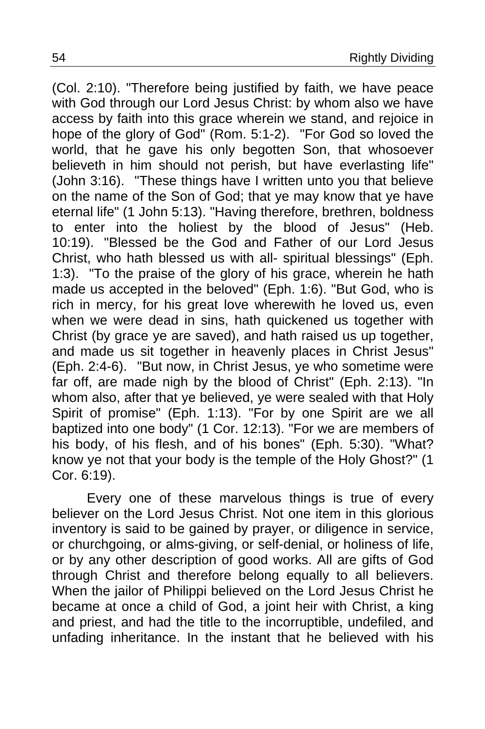(Col. 2:10). "Therefore being justified by faith, we have peace with God through our Lord Jesus Christ: by whom also we have access by faith into this grace wherein we stand, and rejoice in hope of the glory of God" (Rom. 5:1-2). "For God so loved the world, that he gave his only begotten Son, that whosoever believeth in him should not perish, but have everlasting life" (John 3:16). "These things have I written unto you that believe on the name of the Son of God; that ye may know that ye have eternal life" (1 John 5:13). "Having therefore, brethren, boldness to enter into the holiest by the blood of Jesus" (Heb. 10:19). "Blessed be the God and Father of our Lord Jesus Christ, who hath blessed us with all- spiritual blessings" (Eph. 1:3). "To the praise of the glory of his grace, wherein he hath made us accepted in the beloved" (Eph. 1:6). "But God, who is rich in mercy, for his great love wherewith he loved us, even when we were dead in sins, hath quickened us together with Christ (by grace ye are saved), and hath raised us up together, and made us sit together in heavenly places in Christ Jesus" (Eph. 2:4-6). "But now, in Christ Jesus, ye who sometime were far off, are made nigh by the blood of Christ" (Eph. 2:13). "In whom also, after that ye believed, ye were sealed with that Holy Spirit of promise" (Eph. 1:13). "For by one Spirit are we all baptized into one body" (1 Cor. 12:13). "For we are members of his body, of his flesh, and of his bones" (Eph. 5:30). "What? know ye not that your body is the temple of the Holy Ghost?" (1 Cor. 6:19).

Every one of these marvelous things is true of every believer on the Lord Jesus Christ. Not one item in this glorious inventory is said to be gained by prayer, or diligence in service, or churchgoing, or alms-giving, or self-denial, or holiness of life, or by any other description of good works. All are gifts of God through Christ and therefore belong equally to all believers. When the jailor of Philippi believed on the Lord Jesus Christ he became at once a child of God, a joint heir with Christ, a king and priest, and had the title to the incorruptible, undefiled, and unfading inheritance. In the instant that he believed with his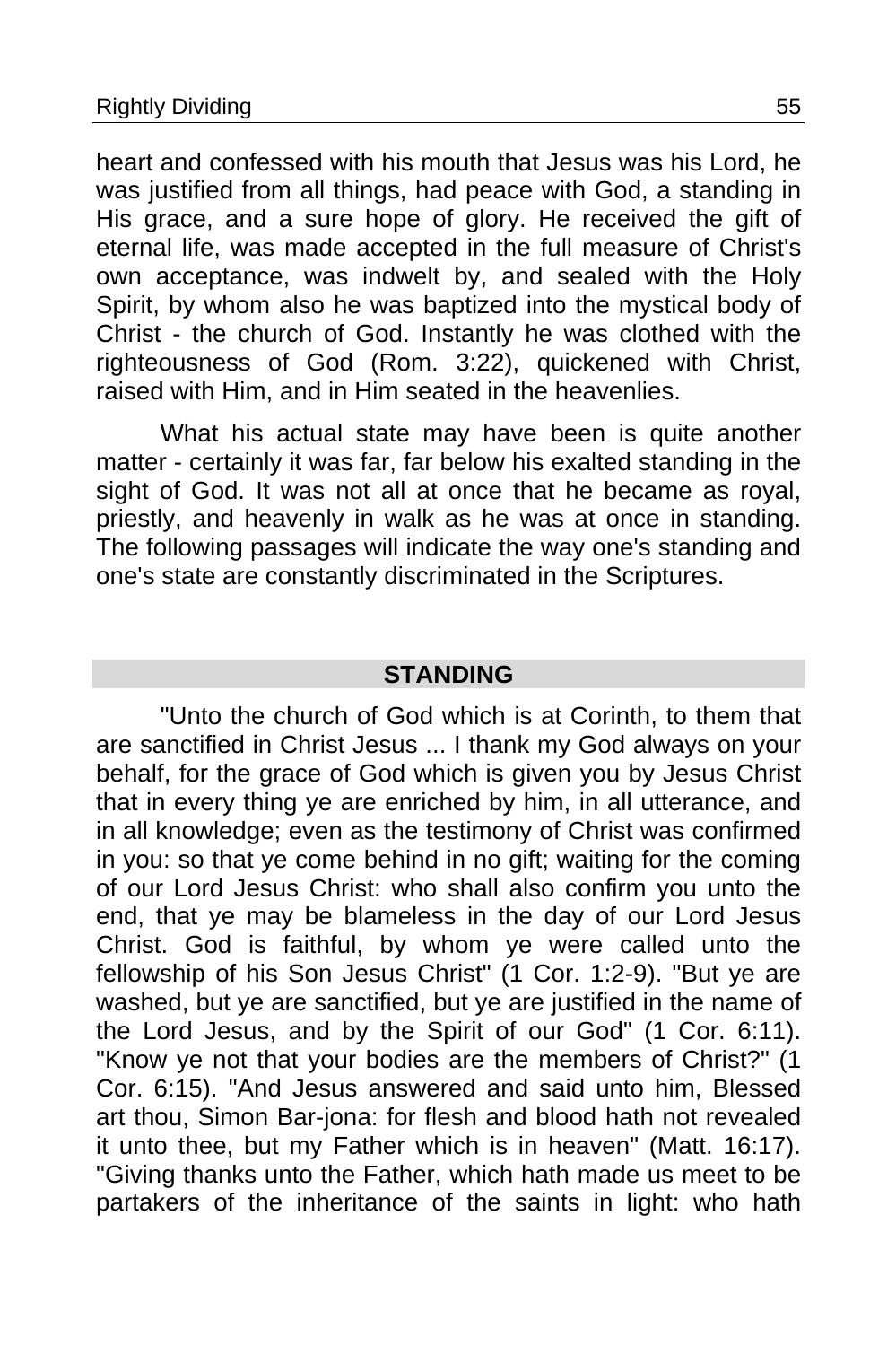heart and confessed with his mouth that Jesus was his Lord, he was justified from all things, had peace with God, a standing in His grace, and a sure hope of glory. He received the gift of eternal life, was made accepted in the full measure of Christ's own acceptance, was indwelt by, and sealed with the Holy Spirit, by whom also he was baptized into the mystical body of Christ - the church of God. Instantly he was clothed with the righteousness of God (Rom. 3:22), quickened with Christ, raised with Him, and in Him seated in the heavenlies.

What his actual state may have been is quite another matter - certainly it was far, far below his exalted standing in the sight of God. It was not all at once that he became as royal, priestly, and heavenly in walk as he was at once in standing. The following passages will indicate the way one's standing and one's state are constantly discriminated in the Scriptures.

## STANDING

"Unto the church of God which is at Corinth, to them that are sanctified in Christ Jesus ... I thank my God always on your behalf, for the grace of God which is given you by Jesus Christ that in every thing ye are enriched by him, in all utterance, and in all knowledge; even as the testimony of Christ was confirmed in you: so that ye come behind in no gift; waiting for the coming of our Lord Jesus Christ: who shall also confirm you unto the end, that ye may be blameless in the day of our Lord Jesus Christ. God is faithful, by whom ye were called unto the fellowship of his Son Jesus Christ" (1 Cor. 1:2-9). "But ye are washed, but ye are sanctified, but ye are justified in the name of the Lord Jesus, and by the Spirit of our God" (1 Cor. 6:11). "Know ye not that your bodies are the members of Christ?" (1 Cor. 6:15). "And Jesus answered and said unto him, Blessed art thou, Simon Bar-jona: for flesh and blood hath not revealed it unto thee, but my Father which is in heaven" (Matt. 16:17). "Giving thanks unto the Father, which hath made us meet to be partakers of the inheritance of the saints in light: who hath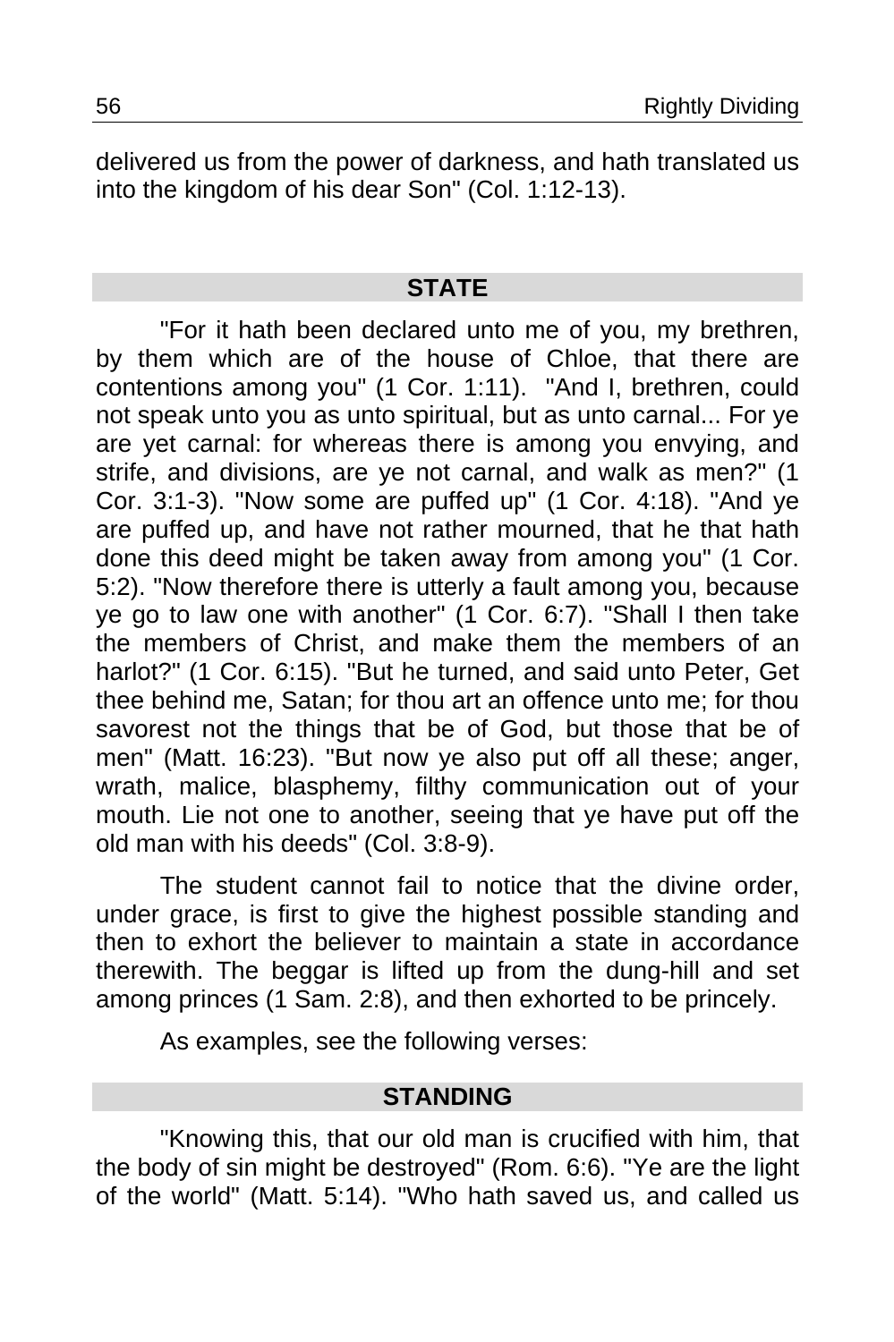delivered us from the power of darkness, and hath translated us into the kingdom of his dear Son" (Col. 1:12-13).

## STATE

"For it hath been declared unto me of you, my brethren, by them which are of the house of Chloe, that there are contentions among you" (1 Cor. 1:11). "And I, brethren, could not speak unto you as unto spiritual, but as unto carnal... For ye are yet carnal: for whereas there is among you envying, and strife, and divisions, are ye not carnal, and walk as men?" (1 Cor. 3:1-3). "Now some are puffed up" (1 Cor. 4:18). "And ye are puffed up, and have not rather mourned, that he that hath done this deed might be taken away from among you" (1 Cor. 5:2). "Now therefore there is utterly a fault among you, because ye go to law one with another" (1 Cor. 6:7). "Shall I then take the members of Christ, and make them the members of an harlot?" (1 Cor. 6:15). "But he turned, and said unto Peter, Get thee behind me, Satan; for thou art an offence unto me; for thou savorest not the things that be of God, but those that be of men" (Matt. 16:23). "But now ye also put off all these; anger, wrath, malice, blasphemy, filthy communication out of your mouth. Lie not one to another, seeing that ye have put off the old man with his deeds" (Col. 3:8-9).

The student cannot fail to notice that the divine order, under grace, is first to give the highest possible standing and then to exhort the believer to maintain a state in accordance therewith. The beggar is lifted up from the dung-hill and set among princes (1 Sam. 2:8), and then exhorted to be princely.

As examples, see the following verses:

## STANDING

"Knowing this, that our old man is crucified with him, that the body of sin might be destroyed" (Rom. 6:6). "Ye are the light of the world" (Matt. 5:14). "Who hath saved us, and called us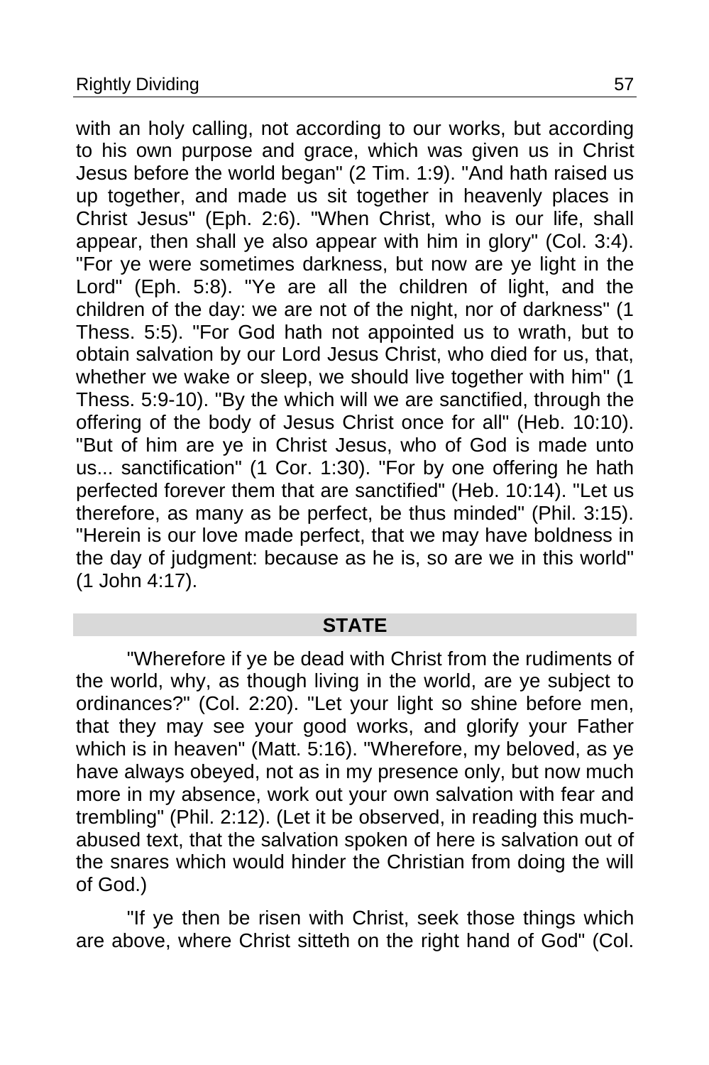with an holy calling, not according to our works, but according to his own purpose and grace, which was given us in Christ Jesus before the world began" (2 Tim. 1:9). "And hath raised us up together, and made us sit together in heavenly places in Christ Jesus" (Eph. 2:6). "When Christ, who is our life, shall appear, then shall ye also appear with him in glory" (Col. 3:4). "For ye were sometimes darkness, but now are ye light in the Lord" (Eph. 5:8). "Ye are all the children of light, and the children of the day: we are not of the night, nor of darkness" (1 Thess. 5:5). "For God hath not appointed us to wrath, but to obtain salvation by our Lord Jesus Christ, who died for us, that, whether we wake or sleep, we should live together with him" (1 Thess. 5:9-10). "By the which will we are sanctified, through the offering of the body of Jesus Christ once for all" (Heb. 10:10). "But of him are ye in Christ Jesus, who of God is made unto us... sanctification" (1 Cor. 1:30). "For by one offering he hath perfected forever them that are sanctified" (Heb. 10:14). "Let us therefore, as many as be perfect, be thus minded" (Phil. 3:15). "Herein is our love made perfect, that we may have boldness in the day of judgment: because as he is, so are we in this world" (1 John 4:17).

## STATE

"Wherefore if ye be dead with Christ from the rudiments of the world, why, as though living in the world, are ye subject to ordinances?" (Col. 2:20). "Let your light so shine before men, that they may see your good works, and glorify your Father which is in heaven" (Matt. 5:16). "Wherefore, my beloved, as ye have always obeyed, not as in my presence only, but now much more in my absence, work out your own salvation with fear and trembling" (Phil. 2:12). (Let it be observed, in reading this much-abused text, that the salvation spoken of here is salvation out of the snares which would hinder the Christian from doing the will of God.)

"If ye then be risen with Christ, seek those things which are above, where Christ sitteth on the right hand of God" (Col.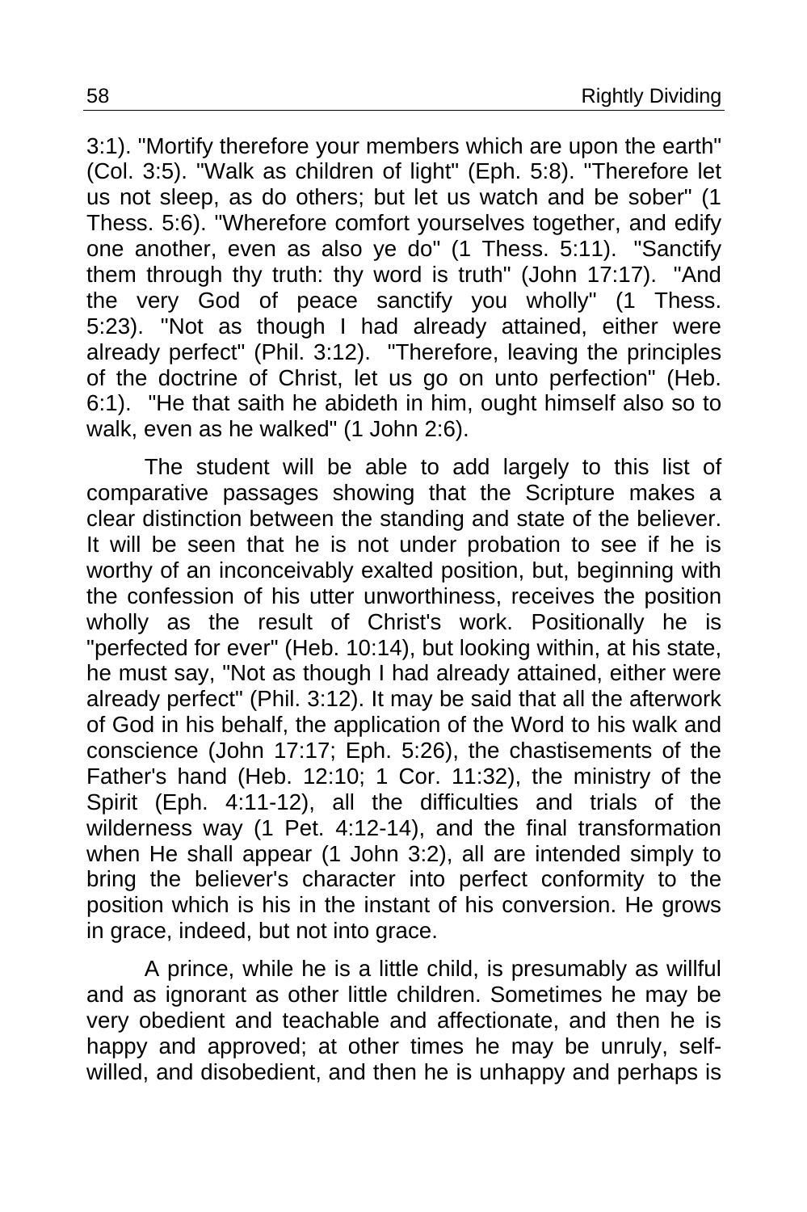3:1). "Mortify therefore your members which are upon the earth" (Col. 3:5). "Walk as children of light" (Eph. 5:8). "Therefore let us not sleep, as do others; but let us watch and be sober" (1 Thess. 5:6). "Wherefore comfort yourselves together, and edify one another, even as also ye do" (1 Thess. 5:11). "Sanctify them through thy truth: thy word is truth" (John 17:17). "And the very God of peace sanctify you wholly" (1 Thess. 5:23). "Not as though I had already attained, either were already perfect" (Phil. 3:12). "Therefore, leaving the principles of the doctrine of Christ, let us go on unto perfection" (Heb. 6:1). "He that saith he abideth in him, ought himself also so to walk, even as he walked" (1 John 2:6).

The student will be able to add largely to this list of comparative passages showing that the Scripture makes a clear distinction between the standing and state of the believer. It will be seen that he is not under probation to see if he is worthy of an inconceivably exalted position, but, beginning with the confession of his utter unworthiness, receives the position wholly as the result of Christ's work. Positionally he is "perfected for ever" (Heb. 10:14), but looking within, at his state, he must say, "Not as though I had already attained, either were already perfect" (Phil. 3:12). It may be said that all the afterwork of God in his behalf, the application of the Word to his walk and conscience (John 17:17; Eph. 5:26), the chastisements of the Father's hand (Heb. 12:10; 1 Cor. 11:32), the ministry of the Spirit (Eph. 4:11-12), all the difficulties and trials of the wilderness way (1 Pet. 4:12-14), and the final transformation when He shall appear (1 John 3:2), all are intended simply to bring the believer's character into perfect conformity to the position which is his in the instant of his conversion. He grows in grace, indeed, but not into grace.

A prince, while he is a little child, is presumably as willful and as ignorant as other little children. Sometimes he may be very obedient and teachable and affectionate, and then he is happy and approved; at other times he may be unruly, self-willed, and disobedient, and then he is unhappy and perhaps is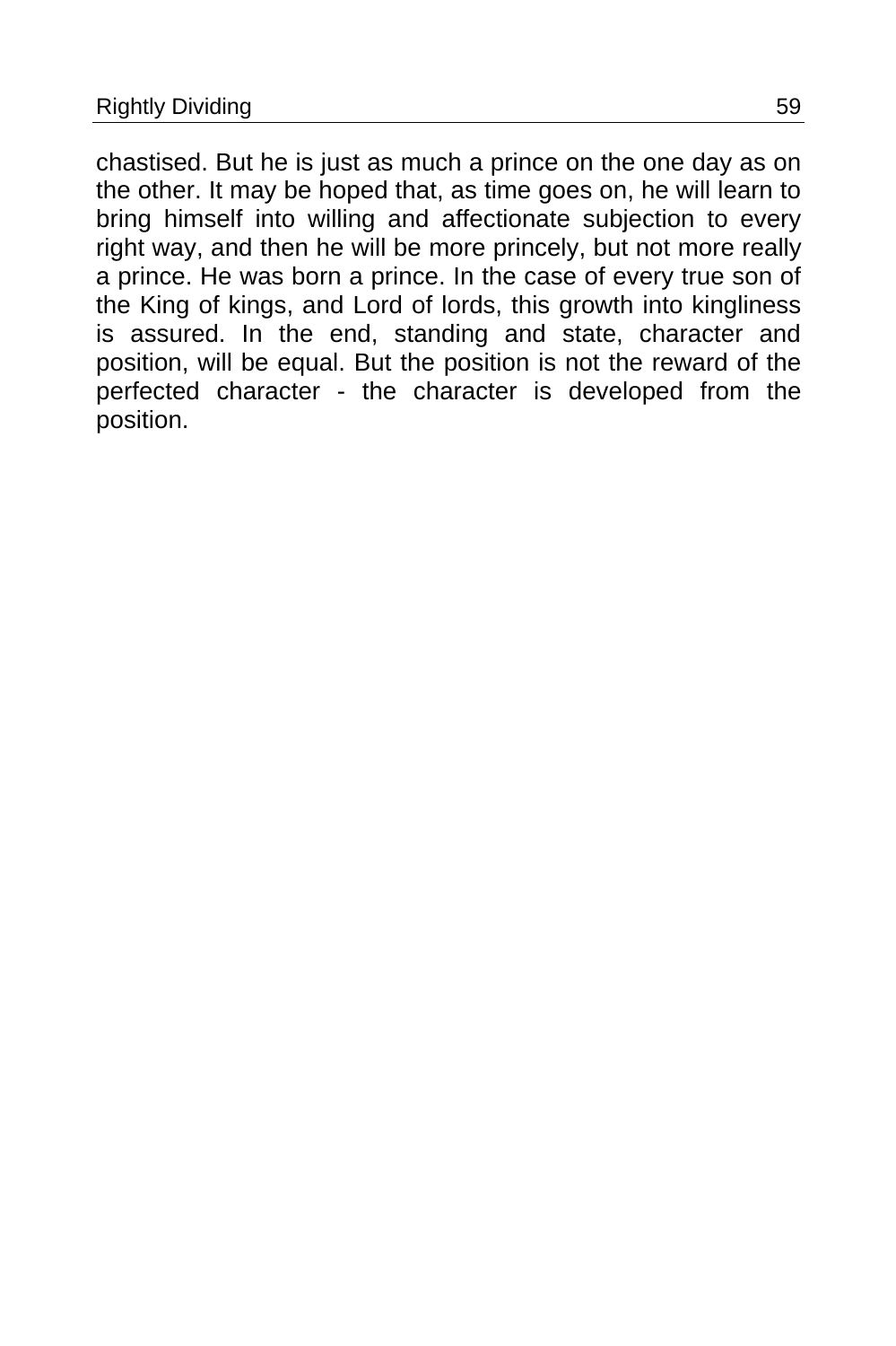chastised. But he is just as much a prince on the one day as on the other. It may be hoped that, as time goes on, he will learn to bring himself into willing and affectionate subjection to every right way, and then he will be more princely, but not more really a prince. He was born a prince. In the case of every true son of the King of kings, and Lord of lords, this growth into kingliness is assured. In the end, standing and state, character and position, will be equal. But the position is not the reward of the perfected character - the character is developed from the position.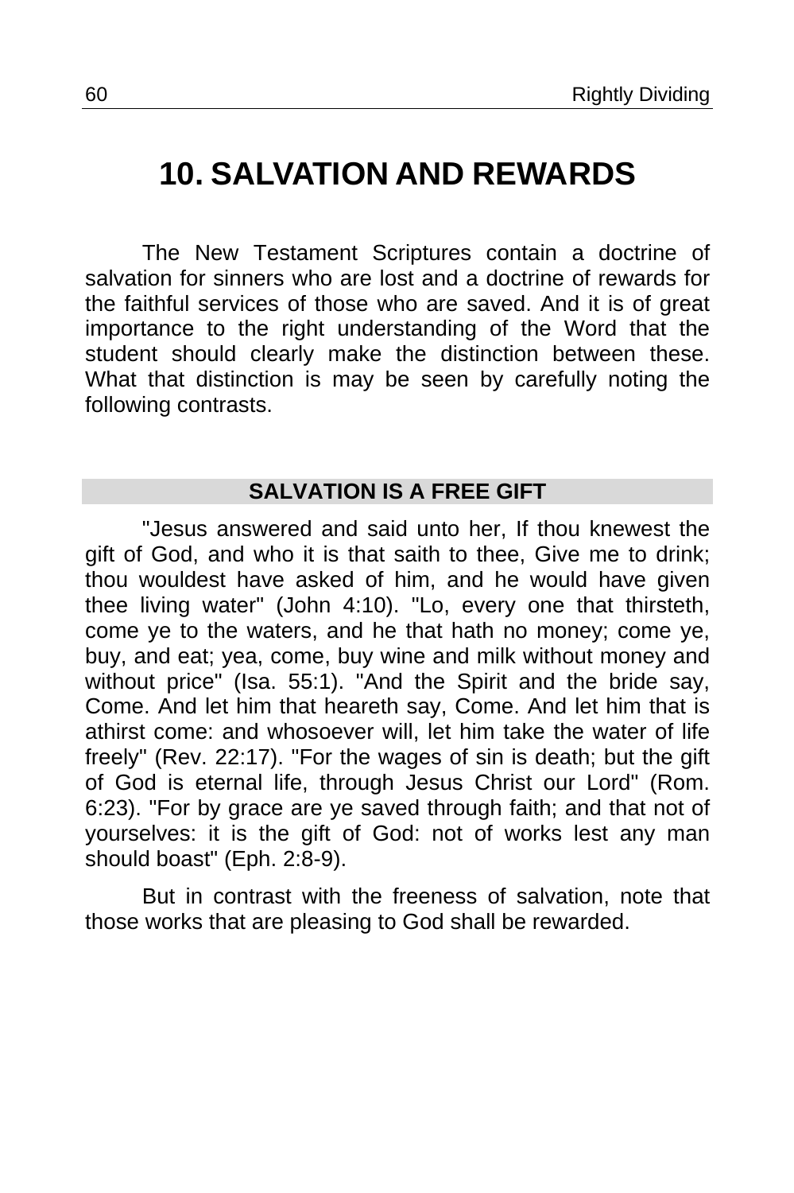# 10. SALVATION AND REWARDS

The New Testament Scriptures contain a doctrine of salvation for sinners who are lost and a doctrine of rewards for the faithful services of those who are saved. And it is of great importance to the right understanding of the Word that the student should clearly make the distinction between these. What that distinction is may be seen by carefully noting the following contrasts.

## SALVATION IS A FREE GIFT

"Jesus answered and said unto her, If thou knewest the gift of God, and who it is that saith to thee, Give me to drink; thou wouldest have asked of him, and he would have given thee living water" (John 4:10). "Lo, every one that thirsteth, come ye to the waters, and he that hath no money; come ye, buy, and eat; yea, come, buy wine and milk without money and without price" (Isa. 55:1). "And the Spirit and the bride say, Come. And let him that heareth say, Come. And let him that is athirst come: and whosoever will, let him take the water of life freely" (Rev. 22:17). "For the wages of sin is death; but the gift of God is eternal life, through Jesus Christ our Lord" (Rom. 6:23). "For by grace are ye saved through faith; and that not of yourselves: it is the gift of God: not of works lest any man should boast" (Eph. 2:8-9).

But in contrast with the freeness of salvation, note that those works that are pleasing to God shall be rewarded.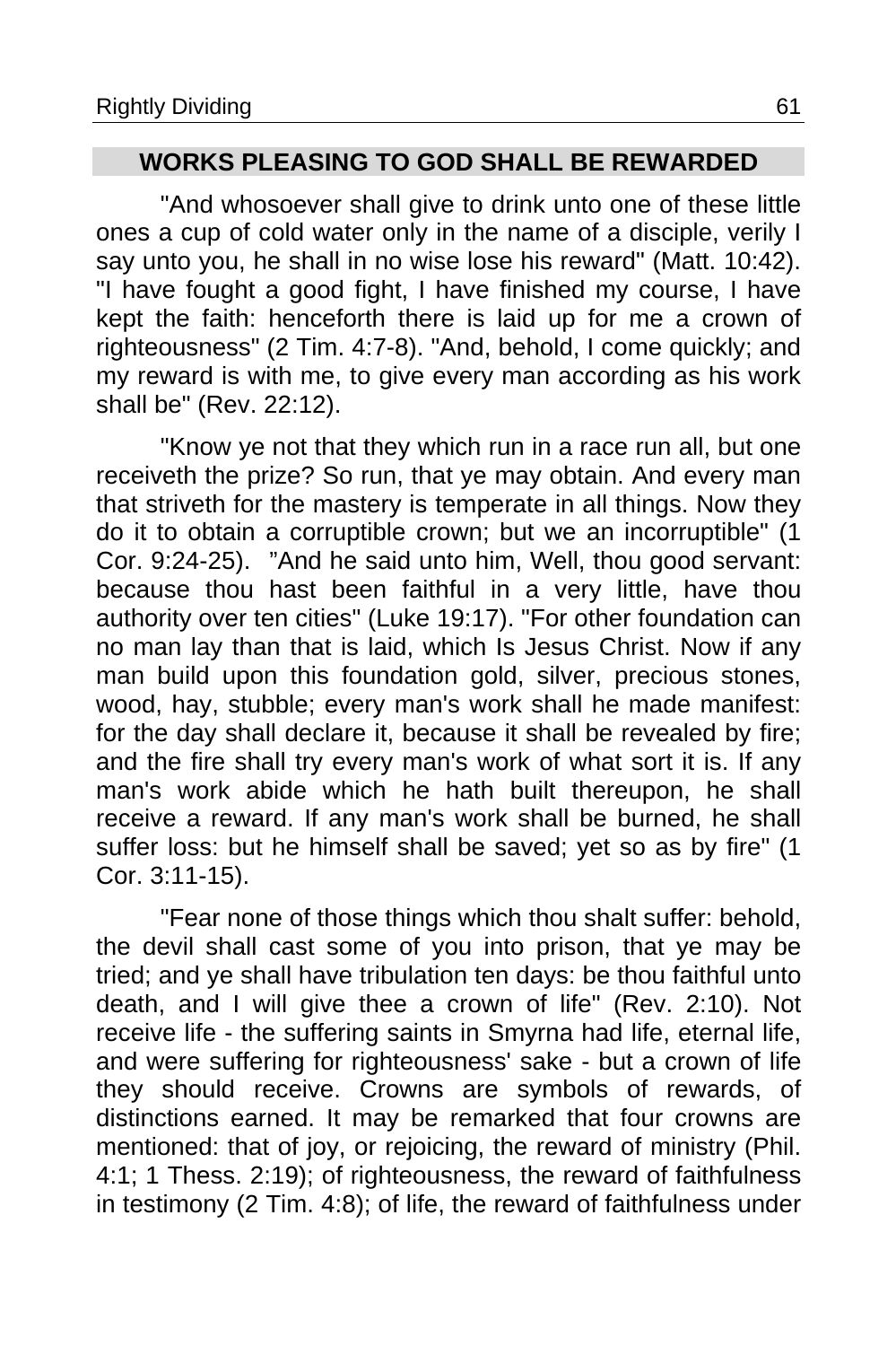## WORKS PLEASING TO GOD SHALL BE REWARDED

"And whosoever shall give to drink unto one of these little ones a cup of cold water only in the name of a disciple, verily I say unto you, he shall in no wise lose his reward" (Matt. 10:42). "I have fought a good fight, I have finished my course, I have kept the faith: henceforth there is laid up for me a crown of righteousness" (2 Tim. 4:7-8). "And, behold, I come quickly; and my reward is with me, to give every man according as his work shall be" (Rev. 22:12).

"Know ye not that they which run in a race run all, but one receiveth the prize? So run, that ye may obtain. And every man that striveth for the mastery is temperate in all things. Now they do it to obtain a corruptible crown; but we an incorruptible" (1 Cor. 9:24-25). "And he said unto him, Well, thou good servant: because thou hast been faithful in a very little, have thou authority over ten cities" (Luke 19:17). "For other foundation can no man lay than that is laid, which Is Jesus Christ. Now if any man build upon this foundation gold, silver, precious stones, wood, hay, stubble; every man's work shall he made manifest: for the day shall declare it, because it shall be revealed by fire; and the fire shall try every man's work of what sort it is. If any man's work abide which he hath built thereupon, he shall receive a reward. If any man's work shall be burned, he shall suffer loss: but he himself shall be saved; yet so as by fire" (1 Cor. 3:11-15).

"Fear none of those things which thou shalt suffer: behold, the devil shall cast some of you into prison, that ye may be tried; and ye shall have tribulation ten days: be thou faithful unto death, and I will give thee a crown of life" (Rev. 2:10). Not receive life - the suffering saints in Smyrna had life, eternal life, and were suffering for righteousness' sake - but a crown of life they should receive. Crowns are symbols of rewards, of distinctions earned. It may be remarked that four crowns are mentioned: that of joy, or rejoicing, the reward of ministry (Phil. 4:1; 1 Thess. 2:19); of righteousness, the reward of faithfulness in testimony (2 Tim. 4:8); of life, the reward of faithfulness under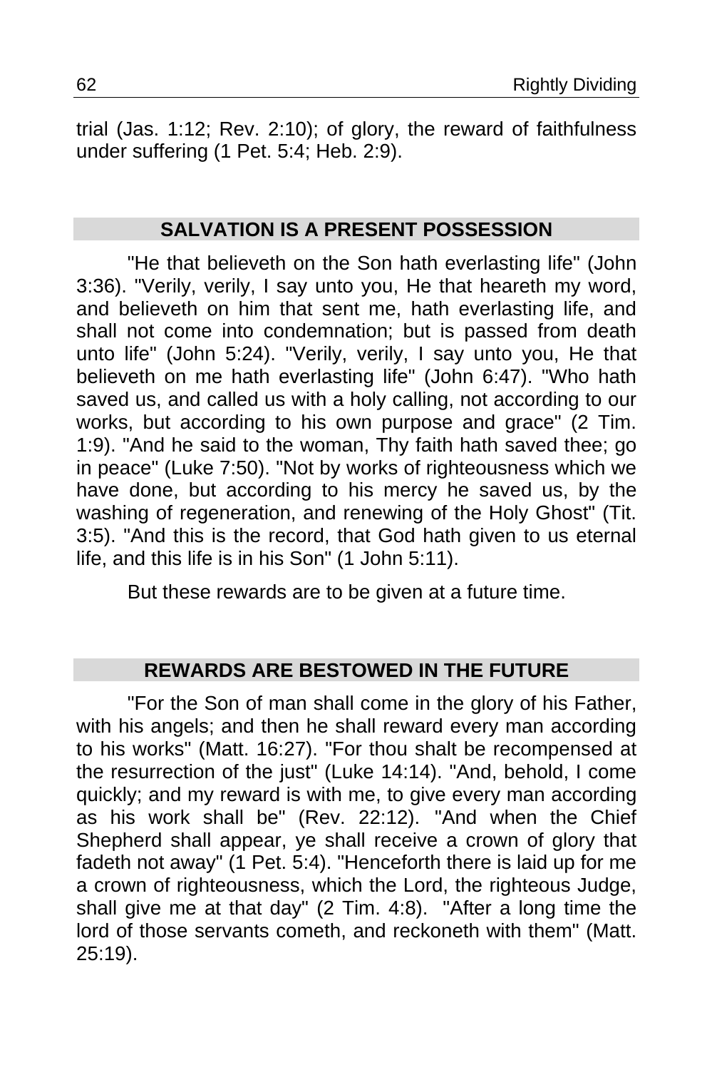trial (Jas. 1:12; Rev. 2:10); of glory, the reward of faithfulness under suffering (1 Pet. 5:4; Heb. 2:9).

## SALVATION IS A PRESENT POSSESSION

"He that believeth on the Son hath everlasting life" (John 3:36). "Verily, verily, I say unto you, He that heareth my word, and believeth on him that sent me, hath everlasting life, and shall not come into condemnation; but is passed from death unto life" (John 5:24). "Verily, verily, I say unto you, He that believeth on me hath everlasting life" (John 6:47). "Who hath saved us, and called us with a holy calling, not according to our works, but according to his own purpose and grace" (2 Tim. 1:9). "And he said to the woman, Thy faith hath saved thee; go in peace" (Luke 7:50). "Not by works of righteousness which we have done, but according to his mercy he saved us, by the washing of regeneration, and renewing of the Holy Ghost" (Tit. 3:5). "And this is the record, that God hath given to us eternal life, and this life is in his Son" (1 John 5:11).

But these rewards are to be given at a future time.

## REWARDS ARE BESTOWED IN THE FUTURE

"For the Son of man shall come in the glory of his Father, with his angels; and then he shall reward every man according to his works" (Matt. 16:27). "For thou shalt be recompensed at the resurrection of the just" (Luke 14:14). "And, behold, I come quickly; and my reward is with me, to give every man according as his work shall be" (Rev. 22:12). "And when the Chief Shepherd shall appear, ye shall receive a crown of glory that fadeth not away" (1 Pet. 5:4). "Henceforth there is laid up for me a crown of righteousness, which the Lord, the righteous Judge, shall give me at that day" (2 Tim. 4:8). "After a long time the lord of those servants cometh, and reckoneth with them" (Matt. 25:19).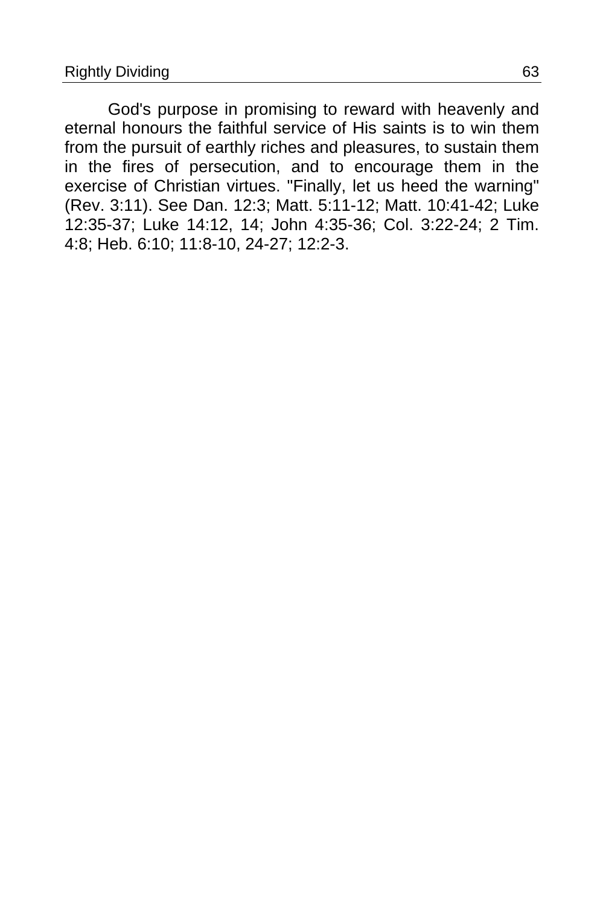God's purpose in promising to reward with heavenly and eternal honours the faithful service of His saints is to win them from the pursuit of earthly riches and pleasures, to sustain them in the fires of persecution, and to encourage them in the exercise of Christian virtues. "Finally, let us heed the warning" (Rev. 3:11). See Dan. 12:3; Matt. 5:11-12; Matt. 10:41-42; Luke 12:35-37; Luke 14:12, 14; John 4:35-36; Col. 3:22-24; 2 Tim. 4:8; Heb. 6:10; 11:8-10, 24-27; 12:2-3.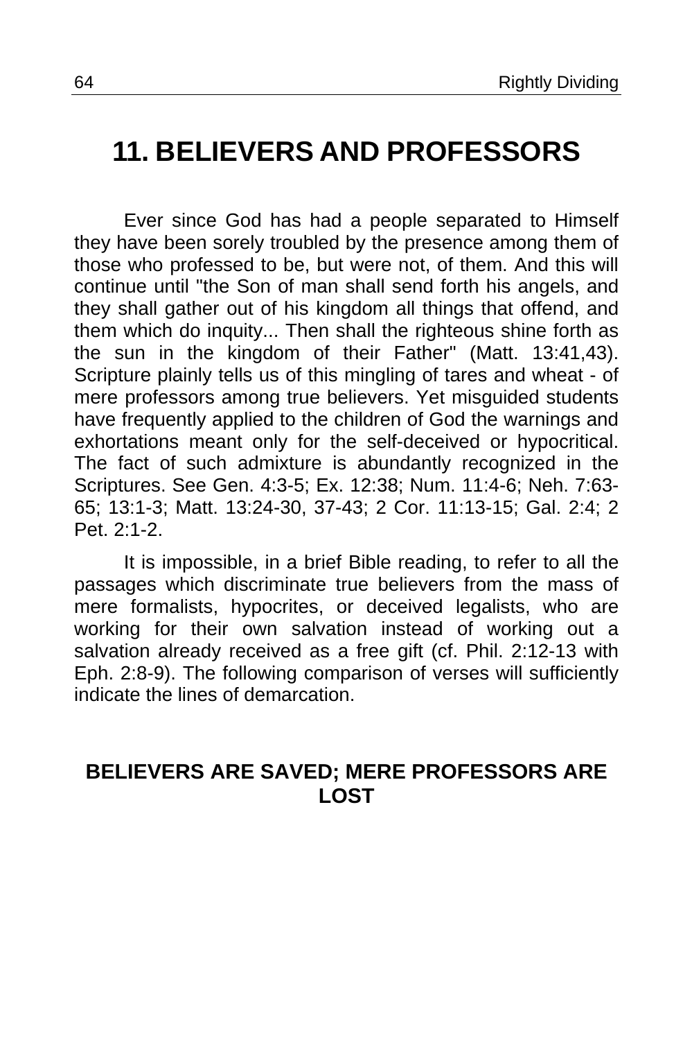# 11. BELIEVERS AND PROFESSORS

Ever since God has had a people separated to Himself they have been sorely troubled by the presence among them of those who professed to be, but were not, of them. And this will continue until "the Son of man shall send forth his angels, and they shall gather out of his kingdom all things that offend, and them which do inquity... Then shall the righteous shine forth as the sun in the kingdom of their Father" (Matt. 13:41,43). Scripture plainly tells us of this mingling of tares and wheat - of mere professors among true believers. Yet misguided students have frequently applied to the children of God the warnings and exhortations meant only for the self-deceived or hypocritical. The fact of such admixture is abundantly recognized in the Scriptures. See Gen. 4:3-5; Ex. 12:38; Num. 11:4-6; Neh. 7:63-65; 13:1-3; Matt. 13:24-30, 37-43; 2 Cor. 11:13-15; Gal. 2:4; 2 Pet. 2:1-2.

It is impossible, in a brief Bible reading, to refer to all the passages which discriminate true believers from the mass of mere formalists, hypocrites, or deceived legalists, who are working for their own salvation instead of working out a salvation already received as a free gift (cf. Phil. 2:12-13 with Eph. 2:8-9). The following comparison of verses will sufficiently indicate the lines of demarcation.

### BELIEVERS ARE SAVED; MERE PROFESSORS ARE LOST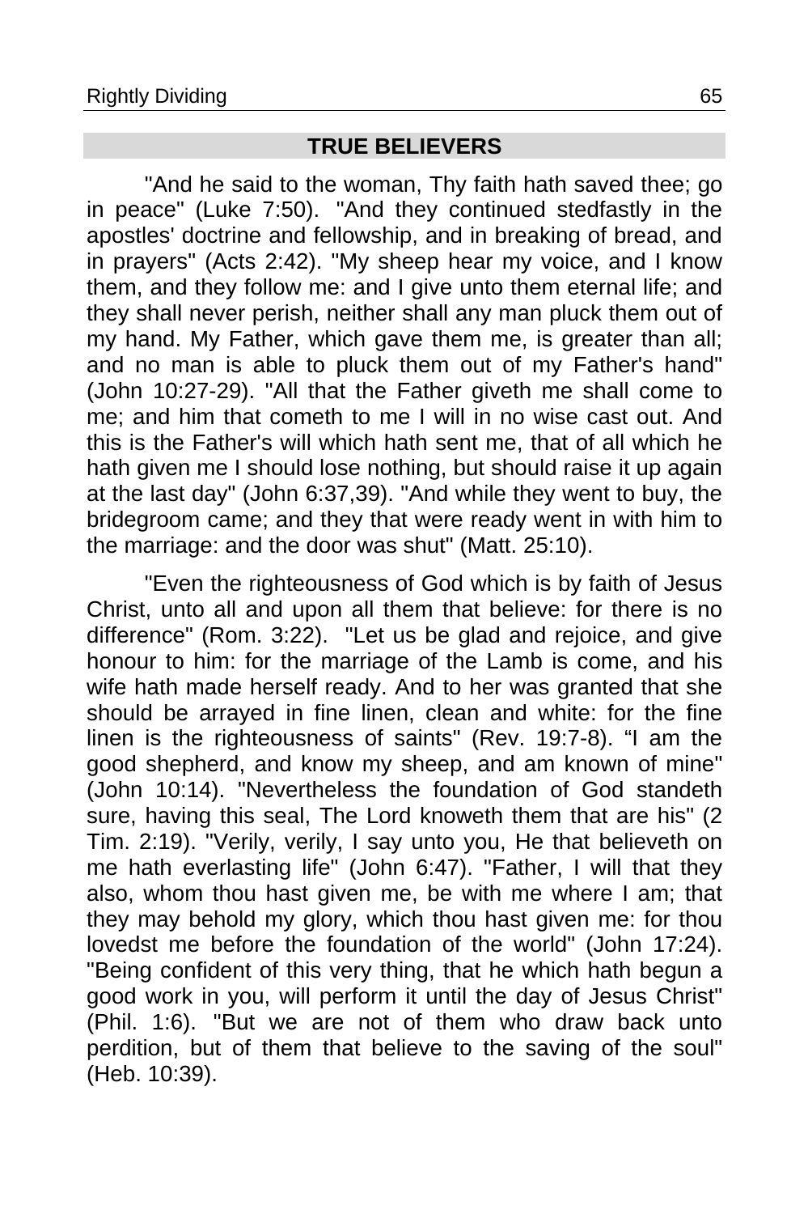## TRUE BELIEVERS

"And he said to the woman, Thy faith hath saved thee; go in peace" (Luke 7:50). "And they continued stedfastly in the apostles' doctrine and fellowship, and in breaking of bread, and in prayers" (Acts 2:42). "My sheep hear my voice, and I know them, and they follow me: and I give unto them eternal life; and they shall never perish, neither shall any man pluck them out of my hand. My Father, which gave them me, is greater than all; and no man is able to pluck them out of my Father's hand" (John 10:27-29). "All that the Father giveth me shall come to me; and him that cometh to me I will in no wise cast out. And this is the Father's will which hath sent me, that of all which he hath given me I should lose nothing, but should raise it up again at the last day" (John 6:37,39). "And while they went to buy, the bridegroom came; and they that were ready went in with him to the marriage: and the door was shut" (Matt. 25:10).

"Even the righteousness of God which is by faith of Jesus Christ, unto all and upon all them that believe: for there is no difference" (Rom. 3:22). "Let us be glad and rejoice, and give honour to him: for the marriage of the Lamb is come, and his wife hath made herself ready. And to her was granted that she should be arrayed in fine linen, clean and white: for the fine linen is the righteousness of saints" (Rev. 19:7-8). "I am the good shepherd, and know my sheep, and am known of mine" (John 10:14). "Nevertheless the foundation of God standeth sure, having this seal, The Lord knoweth them that are his" (2 Tim. 2:19). "Verily, verily, I say unto you, He that believeth on me hath everlasting life" (John 6:47). "Father, I will that they also, whom thou hast given me, be with me where I am; that they may behold my glory, which thou hast given me: for thou lovedst me before the foundation of the world" (John 17:24). "Being confident of this very thing, that he which hath begun a good work in you, will perform it until the day of Jesus Christ" (Phil. 1:6). "But we are not of them who draw back unto perdition, but of them that believe to the saving of the soul" (Heb. 10:39).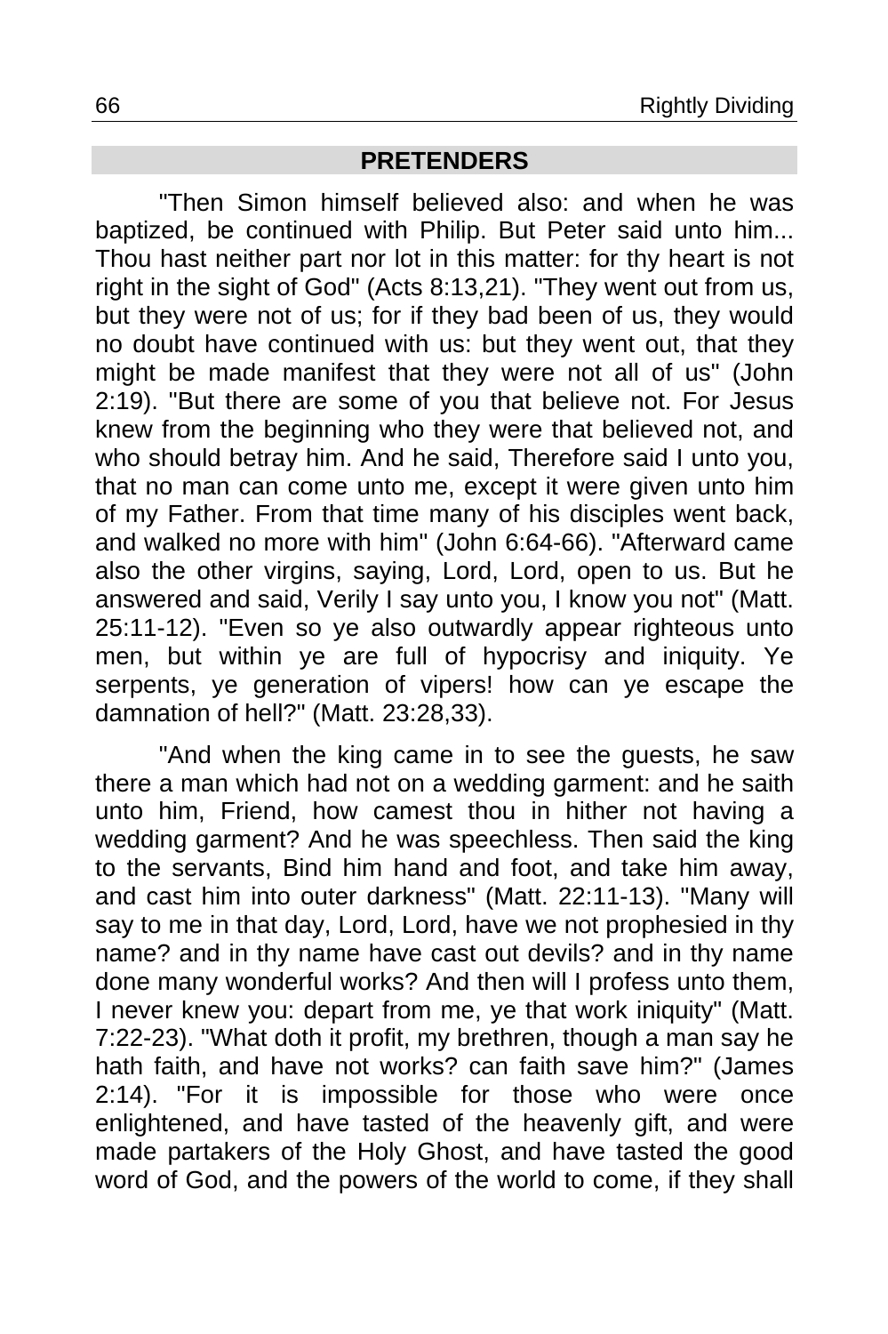## PRETENDERS

"Then Simon himself believed also: and when he was baptized, be continued with Philip. But Peter said unto him... Thou hast neither part nor lot in this matter: for thy heart is not right in the sight of God" (Acts 8:13,21). "They went out from us, but they were not of us; for if they bad been of us, they would no doubt have continued with us: but they went out, that they might be made manifest that they were not all of us" (John 2:19). "But there are some of you that believe not. For Jesus knew from the beginning who they were that believed not, and who should betray him. And he said, Therefore said I unto you, that no man can come unto me, except it were given unto him of my Father. From that time many of his disciples went back, and walked no more with him" (John 6:64-66). "Afterward came also the other virgins, saying, Lord, Lord, open to us. But he answered and said, Verily I say unto you, I know you not" (Matt. 25:11-12). "Even so ye also outwardly appear righteous unto men, but within ye are full of hypocrisy and iniquity. Ye serpents, ye generation of vipers! how can ye escape the damnation of hell?" (Matt. 23:28,33).

"And when the king came in to see the guests, he saw there a man which had not on a wedding garment: and he saith unto him, Friend, how camest thou in hither not having a wedding garment? And he was speechless. Then said the king to the servants, Bind him hand and foot, and take him away, and cast him into outer darkness" (Matt. 22:11-13). "Many will say to me in that day, Lord, Lord, have we not prophesied in thy name? and in thy name have cast out devils? and in thy name done many wonderful works? And then will I profess unto them, I never knew you: depart from me, ye that work iniquity" (Matt. 7:22-23). "What doth it profit, my brethren, though a man say he hath faith, and have not works? can faith save him?" (James 2:14). "For it is impossible for those who were once enlightened, and have tasted of the heavenly gift, and were made partakers of the Holy Ghost, and have tasted the good word of God, and the powers of the world to come, if they shall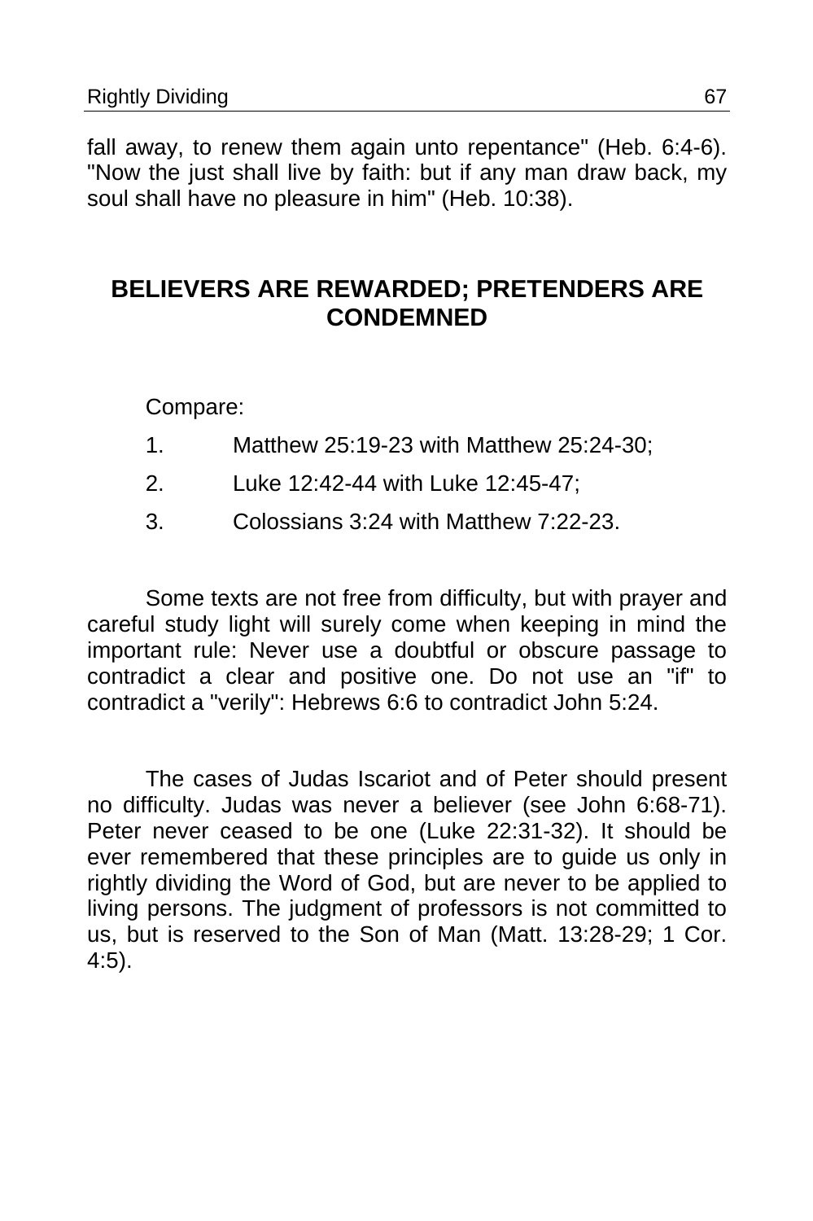fall away, to renew them again unto repentance" (Heb. 6:4-6). "Now the just shall live by faith: but if any man draw back, my soul shall have no pleasure in him" (Heb. 10:38).

## BELIEVERS ARE REWARDED; PRETENDERS ARE CONDEMNED

Compare:

1. Matthew 25:19-23 with Matthew 25:24-30;
2. Luke 12:42-44 with Luke 12:45-47;
3. Colossians 3:24 with Matthew 7:22-23.

Some texts are not free from difficulty, but with prayer and careful study light will surely come when keeping in mind the important rule: Never use a doubtful or obscure passage to contradict a clear and positive one. Do not use an "if" to contradict a "verily": Hebrews 6:6 to contradict John 5:24.

The cases of Judas Iscariot and of Peter should present no difficulty. Judas was never a believer (see John 6:68-71). Peter never ceased to be one (Luke 22:31-32). It should be ever remembered that these principles are to guide us only in rightly dividing the Word of God, but are never to be applied to living persons. The judgment of professors is not committed to us, but is reserved to the Son of Man (Matt. 13:28-29; 1 Cor. 4:5).